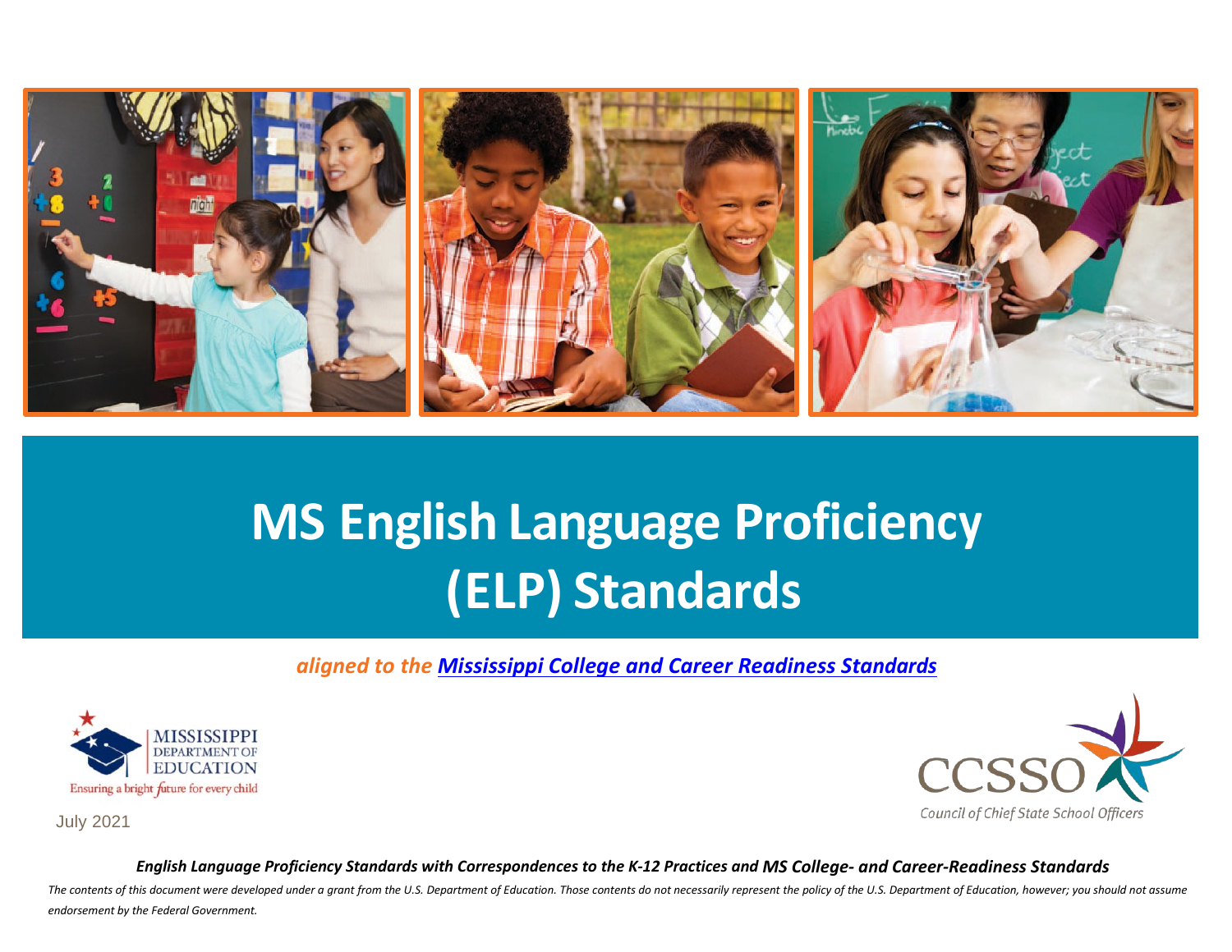# MS English Language Proficiency (ELP) Standards

*aligned to the* ***Mississippi College and Career Readiness Standards***

MISSISSIPPI DEPARTMENT OF EDUCATION

Ensuring a bright future for every child

July 2021

CCSSO

Council of Chief State School Officers

***English Language Proficiency Standards with Correspondences to the K-12 Practices and MS College- and Career-Readiness Standards***

*The contents of this document were developed under a grant from the U.S. Department of Education. Those contents do not necessarily represent the policy of the U.S. Department of Education, however; you should not assume endorsement by the Federal Government.*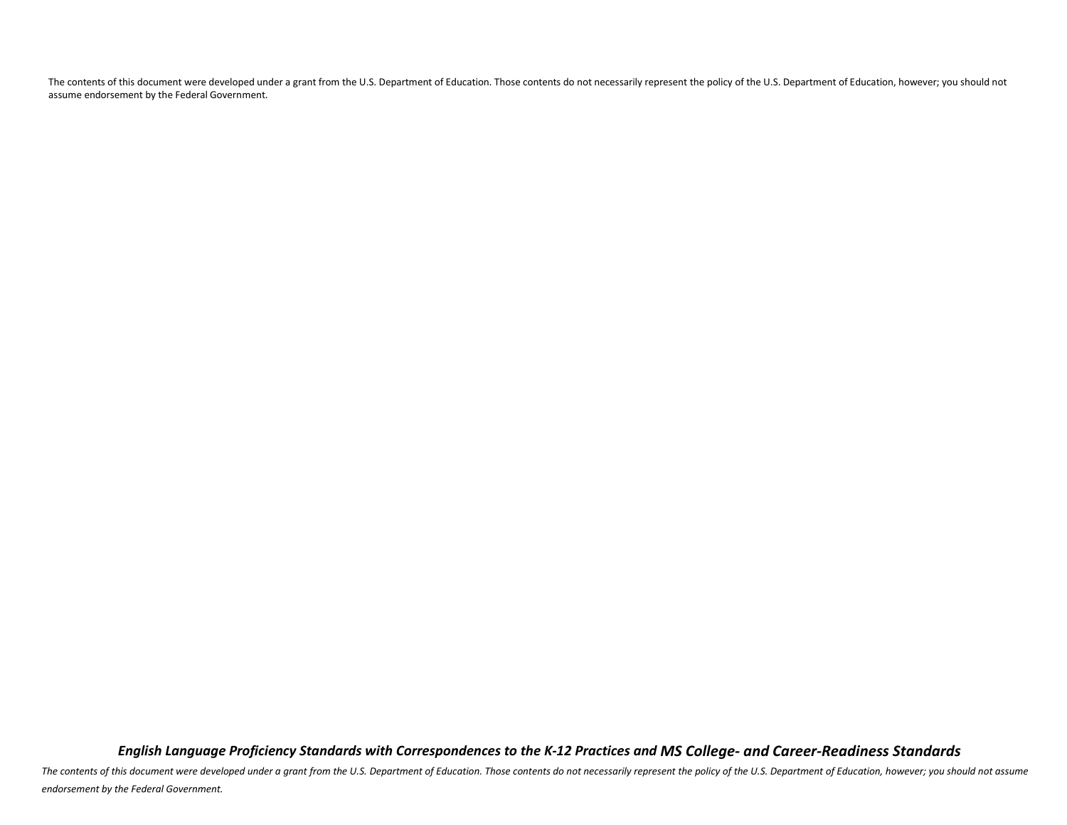The contents of this document were developed under a grant from the U.S. Department of Education. Those contents do not necessarily represent the policy of the U.S. Department of Education, however; you should not assume endorsement by the Federal Government.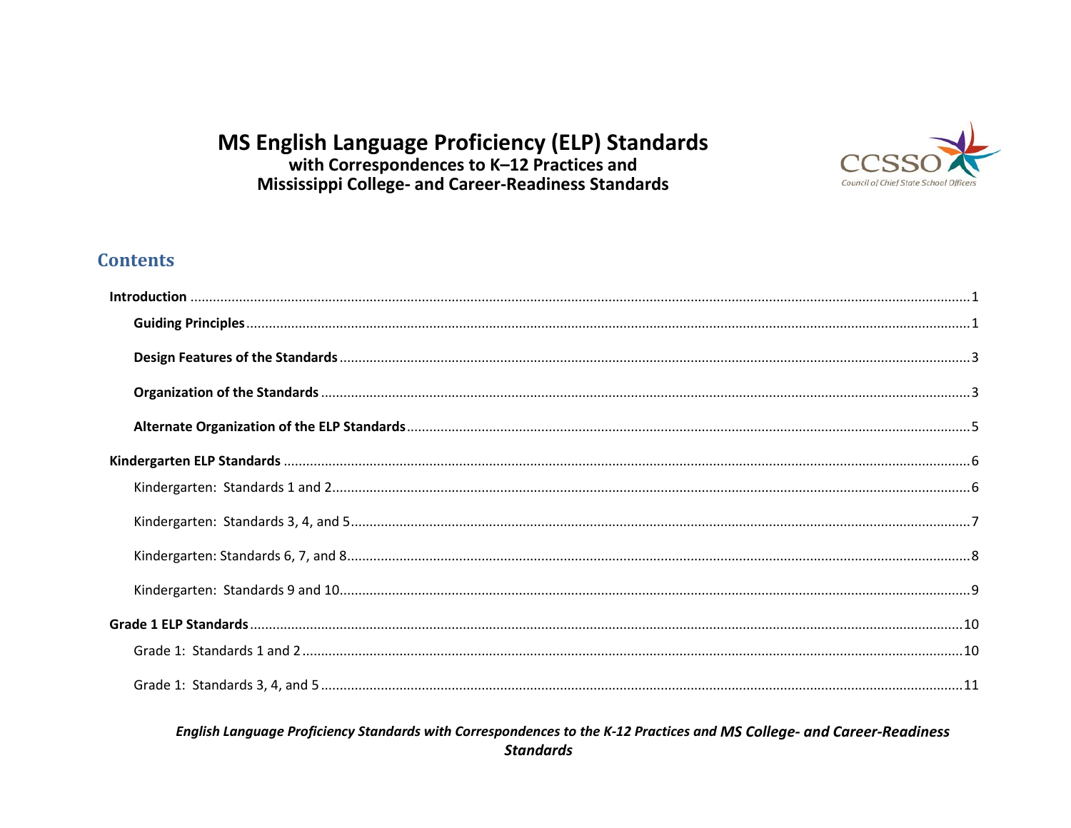# MS English Language Proficiency (ELP) Standards
## with Correspondences to K–12 Practices and Mississippi College- and Career-Readiness Standards

## Contents

**Introduction** ........................................................................................................ 1

- **Guiding Principles** ........................................................................................ 1
- **Design Features of the Standards** ...................................................................... 3
- **Organization of the Standards** .......................................................................... 3
- **Alternate Organization of the ELP Standards** ....................................................... 5

**Kindergarten ELP Standards** ................................................................................... 6

- Kindergarten: Standards 1 and 2 ........................................................................... 6
- Kindergarten: Standards 3, 4, and 5 ....................................................................... 7
- Kindergarten: Standards 6, 7, and 8 ....................................................................... 8
- Kindergarten: Standards 9 and 10 ......................................................................... 9

**Grade 1 ELP Standards** ......................................................................................... 10

- Grade 1: Standards 1 and 2 ................................................................................. 10
- Grade 1: Standards 3, 4, and 5 ............................................................................. 11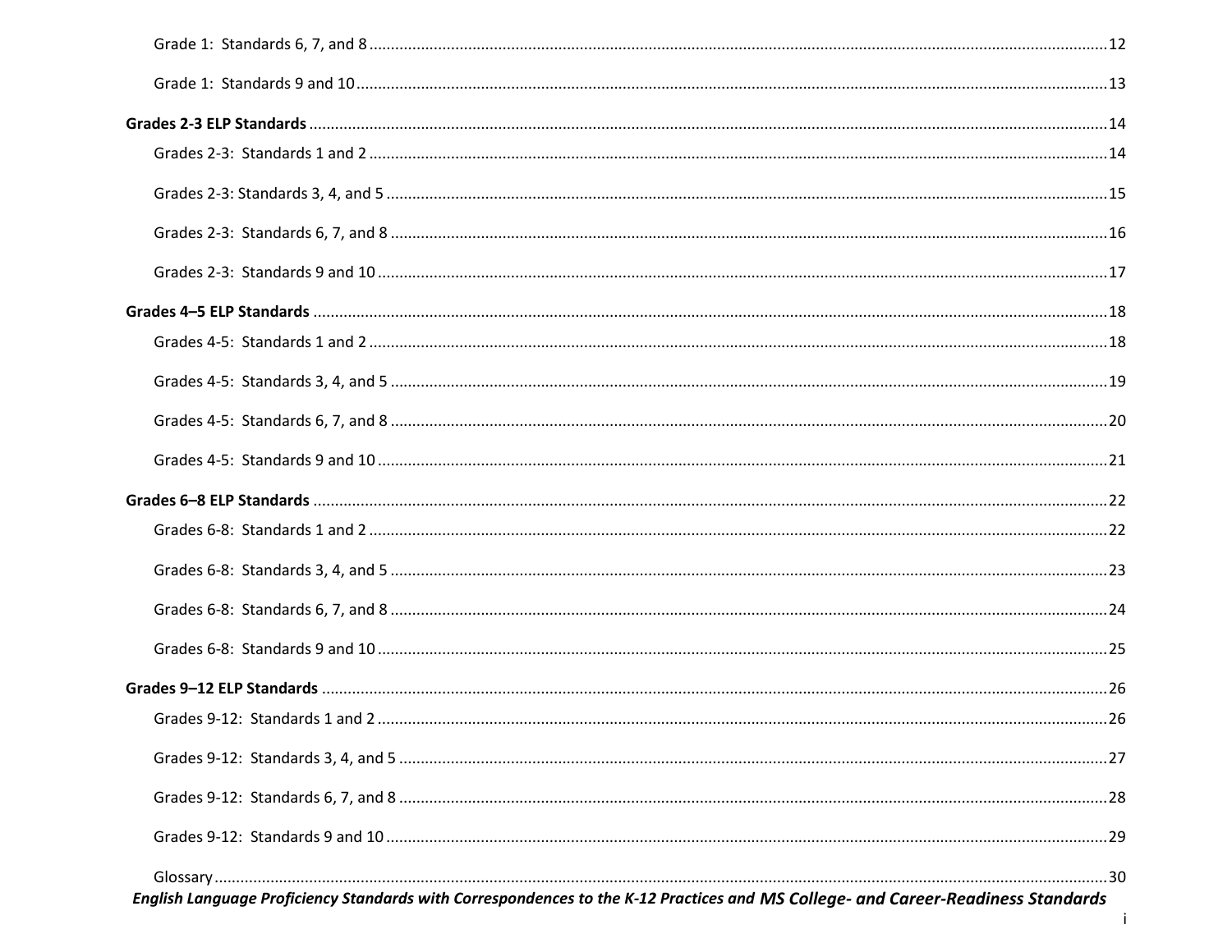Grade 1: Standards 6, 7, and 8 ....... 12

Grade 1: Standards 9 and 10 ....... 13

**Grades 2-3 ELP Standards** ....... 14

Grades 2-3: Standards 1 and 2 ....... 14

Grades 2-3: Standards 3, 4, and 5 ....... 15

Grades 2-3: Standards 6, 7, and 8 ....... 16

Grades 2-3: Standards 9 and 10 ....... 17

**Grades 4–5 ELP Standards** ....... 18

Grades 4-5: Standards 1 and 2 ....... 18

Grades 4-5: Standards 3, 4, and 5 ....... 19

Grades 4-5: Standards 6, 7, and 8 ....... 20

Grades 4-5: Standards 9 and 10 ....... 21

**Grades 6–8 ELP Standards** ....... 22

Grades 6-8: Standards 1 and 2 ....... 22

Grades 6-8: Standards 3, 4, and 5 ....... 23

Grades 6-8: Standards 6, 7, and 8 ....... 24

Grades 6-8: Standards 9 and 10 ....... 25

**Grades 9–12 ELP Standards** ....... 26

Grades 9-12: Standards 1 and 2 ....... 26

Grades 9-12: Standards 3, 4, and 5 ....... 27

Grades 9-12: Standards 6, 7, and 8 ....... 28

Grades 9-12: Standards 9 and 10 ....... 29

Glossary ....... 30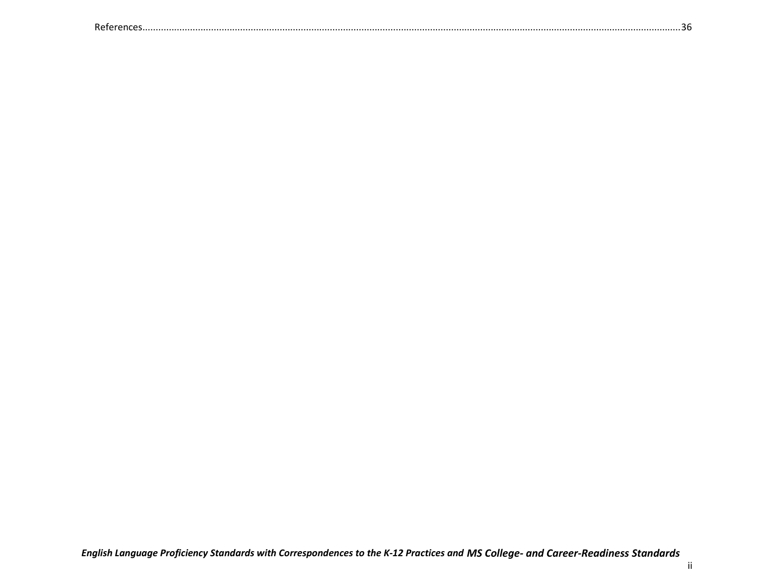References.......................................................................................................................................................................................36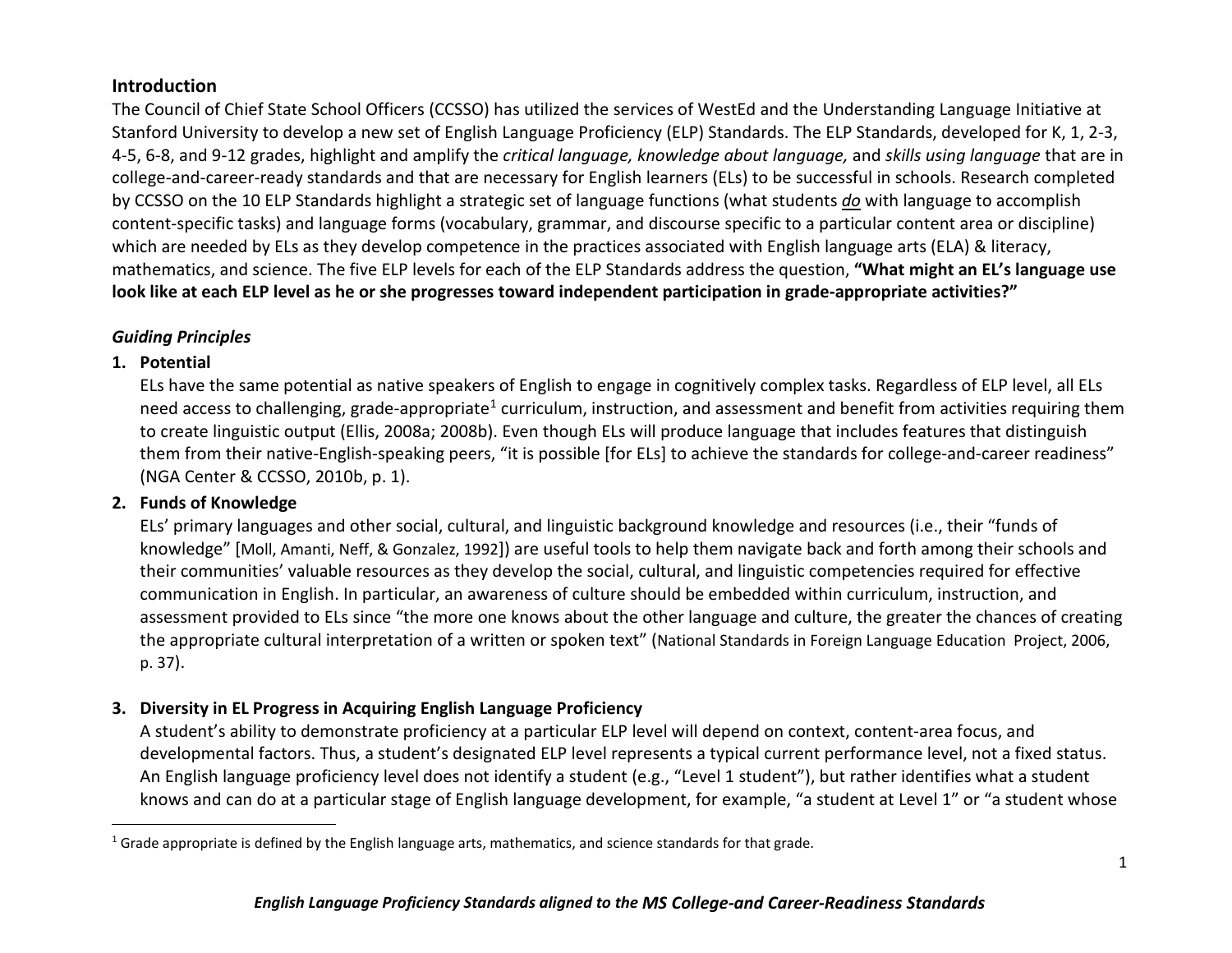## Introduction

The Council of Chief State School Officers (CCSSO) has utilized the services of WestEd and the Understanding Language Initiative at Stanford University to develop a new set of English Language Proficiency (ELP) Standards. The ELP Standards, developed for K, 1, 2-3, 4-5, 6-8, and 9-12 grades, highlight and amplify the *critical language, knowledge about language,* and *skills using language* that are in college-and-career-ready standards and that are necessary for English learners (ELs) to be successful in schools. Research completed by CCSSO on the 10 ELP Standards highlight a strategic set of language functions (what students ***do*** with language to accomplish content-specific tasks) and language forms (vocabulary, grammar, and discourse specific to a particular content area or discipline) which are needed by ELs as they develop competence in the practices associated with English language arts (ELA) & literacy, mathematics, and science. The five ELP levels for each of the ELP Standards address the question, **"What might an EL's language use look like at each ELP level as he or she progresses toward independent participation in grade-appropriate activities?"**

### *Guiding Principles*

1. **Potential**
   ELs have the same potential as native speakers of English to engage in cognitively complex tasks. Regardless of ELP level, all ELs need access to challenging, grade-appropriate[1] curriculum, instruction, and assessment and benefit from activities requiring them to create linguistic output (Ellis, 2008a; 2008b). Even though ELs will produce language that includes features that distinguish them from their native-English-speaking peers, "it is possible [for ELs] to achieve the standards for college-and-career readiness" (NGA Center & CCSSO, 2010b, p. 1).

2. **Funds of Knowledge**
   ELs' primary languages and other social, cultural, and linguistic background knowledge and resources (i.e., their "funds of knowledge" [Moll, Amanti, Neff, & Gonzalez, 1992]) are useful tools to help them navigate back and forth among their schools and their communities' valuable resources as they develop the social, cultural, and linguistic competencies required for effective communication in English. In particular, an awareness of culture should be embedded within curriculum, instruction, and assessment provided to ELs since "the more one knows about the other language and culture, the greater the chances of creating the appropriate cultural interpretation of a written or spoken text" (National Standards in Foreign Language Education Project, 2006, p. 37).

3. **Diversity in EL Progress in Acquiring English Language Proficiency**
   A student's ability to demonstrate proficiency at a particular ELP level will depend on context, content-area focus, and developmental factors. Thus, a student's designated ELP level represents a typical current performance level, not a fixed status. An English language proficiency level does not identify a student (e.g., "Level 1 student"), but rather identifies what a student knows and can do at a particular stage of English language development, for example, "a student at Level 1" or "a student whose

---

[1] Grade appropriate is defined by the English language arts, mathematics, and science standards for that grade.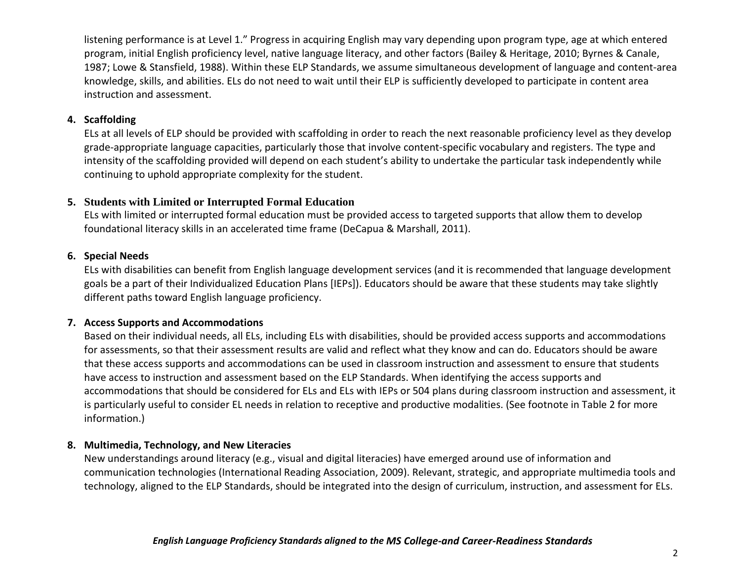listening performance is at Level 1." Progress in acquiring English may vary depending upon program type, age at which entered program, initial English proficiency level, native language literacy, and other factors (Bailey & Heritage, 2010; Byrnes & Canale, 1987; Lowe & Stansfield, 1988). Within these ELP Standards, we assume simultaneous development of language and content-area knowledge, skills, and abilities. ELs do not need to wait until their ELP is sufficiently developed to participate in content area instruction and assessment.

4. **Scaffolding**
   ELs at all levels of ELP should be provided with scaffolding in order to reach the next reasonable proficiency level as they develop grade-appropriate language capacities, particularly those that involve content-specific vocabulary and registers. The type and intensity of the scaffolding provided will depend on each student's ability to undertake the particular task independently while continuing to uphold appropriate complexity for the student.

5. **Students with Limited or Interrupted Formal Education**
   ELs with limited or interrupted formal education must be provided access to targeted supports that allow them to develop foundational literacy skills in an accelerated time frame (DeCapua & Marshall, 2011).

6. **Special Needs**
   ELs with disabilities can benefit from English language development services (and it is recommended that language development goals be a part of their Individualized Education Plans [IEPs]). Educators should be aware that these students may take slightly different paths toward English language proficiency.

7. **Access Supports and Accommodations**
   Based on their individual needs, all ELs, including ELs with disabilities, should be provided access supports and accommodations for assessments, so that their assessment results are valid and reflect what they know and can do. Educators should be aware that these access supports and accommodations can be used in classroom instruction and assessment to ensure that students have access to instruction and assessment based on the ELP Standards. When identifying the access supports and accommodations that should be considered for ELs and ELs with IEPs or 504 plans during classroom instruction and assessment, it is particularly useful to consider EL needs in relation to receptive and productive modalities. (See footnote in Table 2 for more information.)

8. **Multimedia, Technology, and New Literacies**
   New understandings around literacy (e.g., visual and digital literacies) have emerged around use of information and communication technologies (International Reading Association, 2009). Relevant, strategic, and appropriate multimedia tools and technology, aligned to the ELP Standards, should be integrated into the design of curriculum, instruction, and assessment for ELs.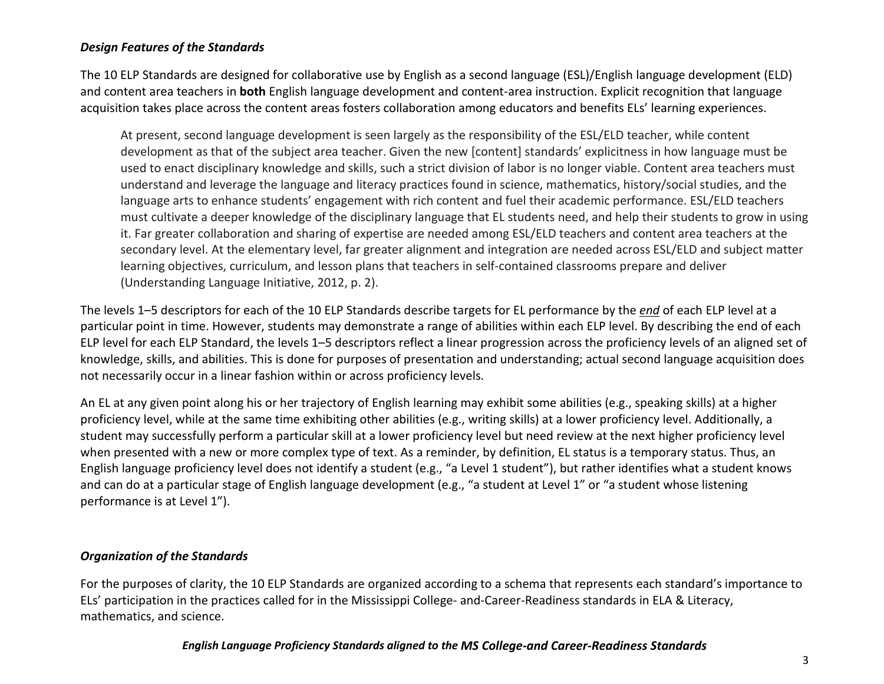### *Design Features of the Standards*

The 10 ELP Standards are designed for collaborative use by English as a second language (ESL)/English language development (ELD) and content area teachers in **both** English language development and content-area instruction. Explicit recognition that language acquisition takes place across the content areas fosters collaboration among educators and benefits ELs' learning experiences.

> At present, second language development is seen largely as the responsibility of the ESL/ELD teacher, while content development as that of the subject area teacher. Given the new [content] standards' explicitness in how language must be used to enact disciplinary knowledge and skills, such a strict division of labor is no longer viable. Content area teachers must understand and leverage the language and literacy practices found in science, mathematics, history/social studies, and the language arts to enhance students' engagement with rich content and fuel their academic performance. ESL/ELD teachers must cultivate a deeper knowledge of the disciplinary language that EL students need, and help their students to grow in using it. Far greater collaboration and sharing of expertise are needed among ESL/ELD teachers and content area teachers at the secondary level. At the elementary level, far greater alignment and integration are needed across ESL/ELD and subject matter learning objectives, curriculum, and lesson plans that teachers in self-contained classrooms prepare and deliver (Understanding Language Initiative, 2012, p. 2).

The levels 1–5 descriptors for each of the 10 ELP Standards describe targets for EL performance by the ***end*** of each ELP level at a particular point in time. However, students may demonstrate a range of abilities within each ELP level. By describing the end of each ELP level for each ELP Standard, the levels 1–5 descriptors reflect a linear progression across the proficiency levels of an aligned set of knowledge, skills, and abilities. This is done for purposes of presentation and understanding; actual second language acquisition does not necessarily occur in a linear fashion within or across proficiency levels.

An EL at any given point along his or her trajectory of English learning may exhibit some abilities (e.g., speaking skills) at a higher proficiency level, while at the same time exhibiting other abilities (e.g., writing skills) at a lower proficiency level. Additionally, a student may successfully perform a particular skill at a lower proficiency level but need review at the next higher proficiency level when presented with a new or more complex type of text. As a reminder, by definition, EL status is a temporary status. Thus, an English language proficiency level does not identify a student (e.g., "a Level 1 student"), but rather identifies what a student knows and can do at a particular stage of English language development (e.g., "a student at Level 1" or "a student whose listening performance is at Level 1").

### *Organization of the Standards*

For the purposes of clarity, the 10 ELP Standards are organized according to a schema that represents each standard's importance to ELs' participation in the practices called for in the Mississippi College- and-Career-Readiness standards in ELA & Literacy, mathematics, and science.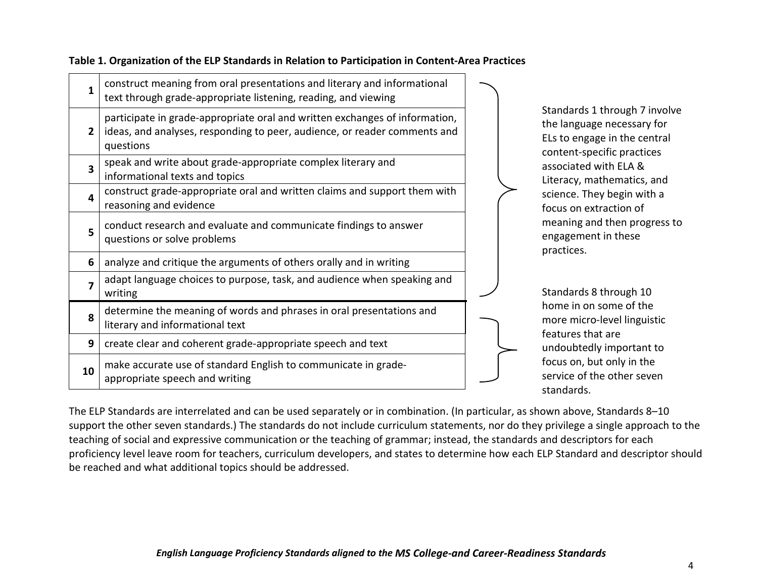**Table 1. Organization of the ELP Standards in Relation to Participation in Content-Area Practices**

| # | Standard | |
|---|---|---|
| 1 | construct meaning from oral presentations and literary and informational text through grade-appropriate listening, reading, and viewing | Standards 1 through 7 involve the language necessary for ELs to engage in the central content-specific practices associated with ELA & Literacy, mathematics, and science. They begin with a focus on extraction of meaning and then progress to engagement in these practices. |
| 2 | participate in grade-appropriate oral and written exchanges of information, ideas, and analyses, responding to peer, audience, or reader comments and questions | |
| 3 | speak and write about grade-appropriate complex literary and informational texts and topics | |
| 4 | construct grade-appropriate oral and written claims and support them with reasoning and evidence | |
| 5 | conduct research and evaluate and communicate findings to answer questions or solve problems | |
| 6 | analyze and critique the arguments of others orally and in writing | |
| 7 | adapt language choices to purpose, task, and audience when speaking and writing | |
| 8 | determine the meaning of words and phrases in oral presentations and literary and informational text | Standards 8 through 10 home in on some of the more micro-level linguistic features that are undoubtedly important to focus on, but only in the service of the other seven standards. |
| 9 | create clear and coherent grade-appropriate speech and text | |
| 10 | make accurate use of standard English to communicate in grade-appropriate speech and writing | |

The ELP Standards are interrelated and can be used separately or in combination. (In particular, as shown above, Standards 8–10 support the other seven standards.) The standards do not include curriculum statements, nor do they privilege a single approach to the teaching of social and expressive communication or the teaching of grammar; instead, the standards and descriptors for each proficiency level leave room for teachers, curriculum developers, and states to determine how each ELP Standard and descriptor should be reached and what additional topics should be addressed.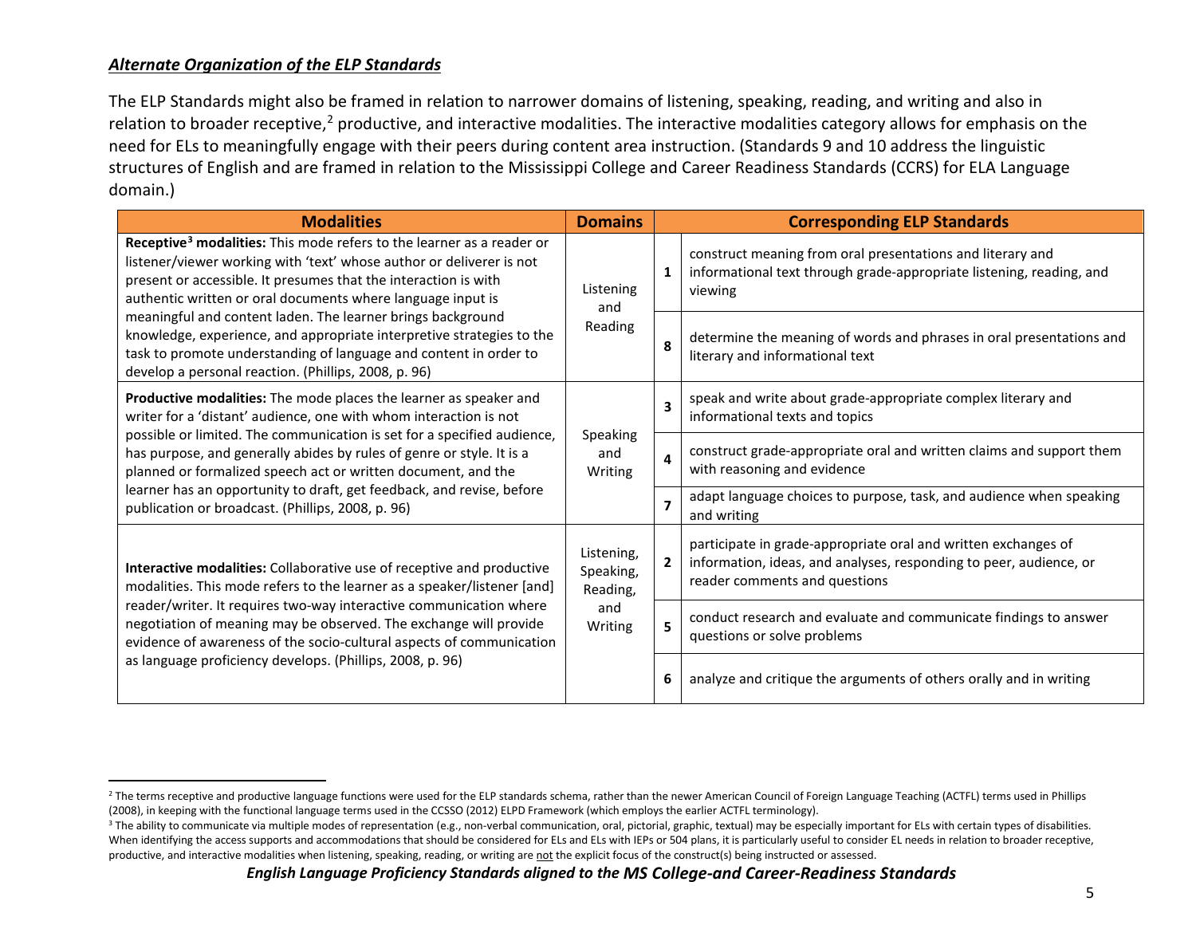### *Alternate Organization of the ELP Standards*

The ELP Standards might also be framed in relation to narrower domains of listening, speaking, reading, and writing and also in relation to broader receptive,[2] productive, and interactive modalities. The interactive modalities category allows for emphasis on the need for ELs to meaningfully engage with their peers during content area instruction. (Standards 9 and 10 address the linguistic structures of English and are framed in relation to the Mississippi College and Career Readiness Standards (CCRS) for ELA Language domain.)

| Modalities | Domains | Corresponding ELP Standards | |
|---|---|---|---|
| **Receptive[3] modalities:** This mode refers to the learner as a reader or listener/viewer working with 'text' whose author or deliverer is not present or accessible. It presumes that the interaction is with authentic written or oral documents where language input is meaningful and content laden. The learner brings background knowledge, experience, and appropriate interpretive strategies to the task to promote understanding of language and content in order to develop a personal reaction. (Phillips, 2008, p. 96) | Listening and Reading | **1** | construct meaning from oral presentations and literary and informational text through grade-appropriate listening, reading, and viewing |
| | | **8** | determine the meaning of words and phrases in oral presentations and literary and informational text |
| **Productive modalities:** The mode places the learner as speaker and writer for a 'distant' audience, one with whom interaction is not possible or limited. The communication is set for a specified audience, has purpose, and generally abides by rules of genre or style. It is a planned or formalized speech act or written document, and the learner has an opportunity to draft, get feedback, and revise, before publication or broadcast. (Phillips, 2008, p. 96) | Speaking and Writing | **3** | speak and write about grade-appropriate complex literary and informational texts and topics |
| | | **4** | construct grade-appropriate oral and written claims and support them with reasoning and evidence |
| | | **7** | adapt language choices to purpose, task, and audience when speaking and writing |
| **Interactive modalities:** Collaborative use of receptive and productive modalities. This mode refers to the learner as a speaker/listener [and] reader/writer. It requires two-way interactive communication where negotiation of meaning may be observed. The exchange will provide evidence of awareness of the socio-cultural aspects of communication as language proficiency develops. (Phillips, 2008, p. 96) | Listening, Speaking, Reading, and Writing | **2** | participate in grade-appropriate oral and written exchanges of information, ideas, and analyses, responding to peer, audience, or reader comments and questions |
| | | **5** | conduct research and evaluate and communicate findings to answer questions or solve problems |
| | | **6** | analyze and critique the arguments of others orally and in writing |

---

[2] The terms receptive and productive language functions were used for the ELP standards schema, rather than the newer American Council of Foreign Language Teaching (ACTFL) terms used in Phillips (2008), in keeping with the functional language terms used in the CCSSO (2012) ELPD Framework (which employs the earlier ACTFL terminology).

[3] The ability to communicate via multiple modes of representation (e.g., non-verbal communication, oral, pictorial, graphic, textual) may be especially important for ELs with certain types of disabilities. When identifying the access supports and accommodations that should be considered for ELs and ELs with IEPs or 504 plans, it is particularly useful to consider EL needs in relation to broader receptive, productive, and interactive modalities when listening, speaking, reading, or writing are not the explicit focus of the construct(s) being instructed or assessed.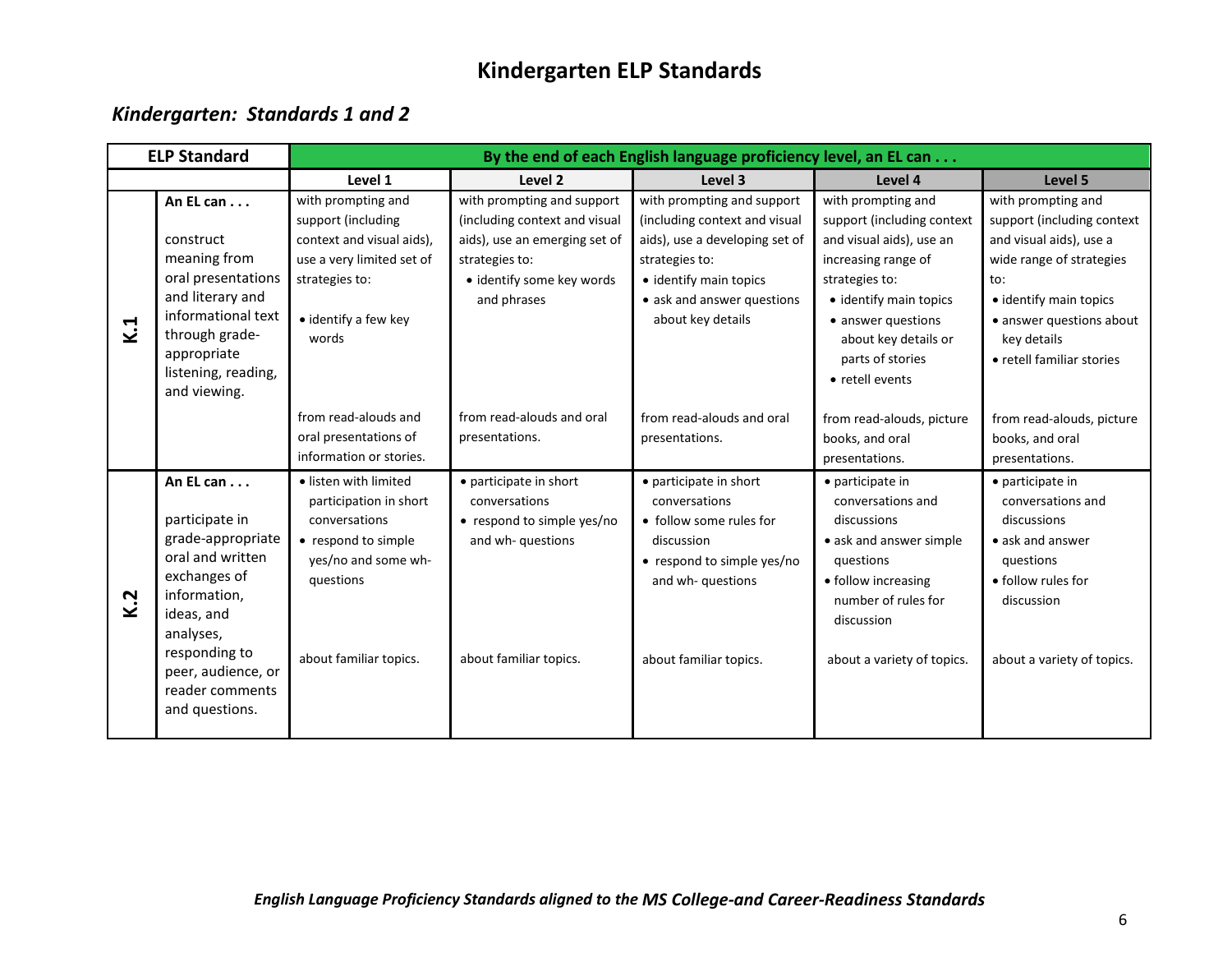# Kindergarten ELP Standards

## *Kindergarten: Standards 1 and 2*

| ELP Standard | | By the end of each English language proficiency level, an EL can . . . | | | | |
|---|---|---|---|---|---|---|
| | | **Level 1** | **Level 2** | **Level 3** | **Level 4** | **Level 5** |
| **K.1** | **An EL can . . .** <br><br> construct meaning from oral presentations and literary and informational text through grade-appropriate listening, reading, and viewing. | with prompting and support (including context and visual aids), use a very limited set of strategies to: <br><br> • identify a few key words <br><br> from read-alouds and oral presentations of information or stories. | with prompting and support (including context and visual aids), use an emerging set of strategies to: <br> • identify some key words and phrases <br><br> from read-alouds and oral presentations. | with prompting and support (including context and visual aids), use a developing set of strategies to: <br> • identify main topics <br> • ask and answer questions about key details <br><br> from read-alouds and oral presentations. | with prompting and support (including context and visual aids), use an increasing range of strategies to: <br> • identify main topics <br> • answer questions about key details or parts of stories <br> • retell events <br><br> from read-alouds, picture books, and oral presentations. | with prompting and support (including context and visual aids), use a wide range of strategies to: <br> • identify main topics <br> • answer questions about key details <br> • retell familiar stories <br><br> from read-alouds, picture books, and oral presentations. |
| **K.2** | **An EL can . . .** <br><br> participate in grade-appropriate oral and written exchanges of information, ideas, and analyses, responding to peer, audience, or reader comments and questions. | • listen with limited participation in short conversations <br> • respond to simple yes/no and some wh- questions <br><br> about familiar topics. | • participate in short conversations <br> • respond to simple yes/no and wh- questions <br><br> about familiar topics. | • participate in short conversations <br> • follow some rules for discussion <br> • respond to simple yes/no and wh- questions <br><br> about familiar topics. | • participate in conversations and discussions <br> • ask and answer simple questions <br> • follow increasing number of rules for discussion <br><br> about a variety of topics. | • participate in conversations and discussions <br> • ask and answer questions <br> • follow rules for discussion <br><br> about a variety of topics. |

*English Language Proficiency Standards aligned to the MS College-and Career-Readiness Standards*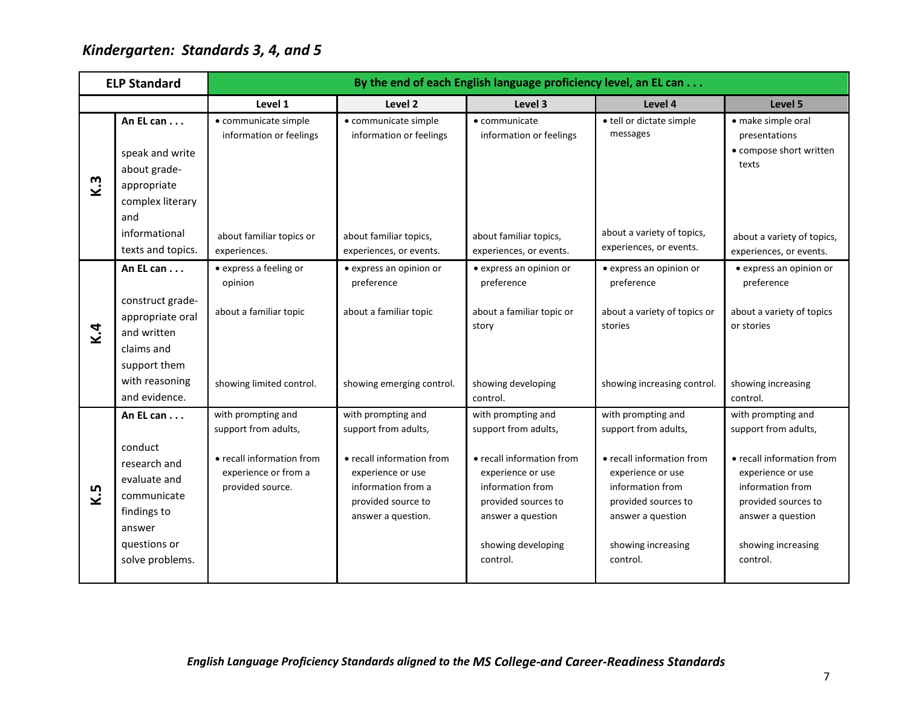### *Kindergarten: Standards 3, 4, and 5*

| ELP Standard | | By the end of each English language proficiency level, an EL can . . . | | | | |
|---|---|---|---|---|---|---|
| | | Level 1 | Level 2 | Level 3 | Level 4 | Level 5 |
| K.3 | **An EL can . . .** speak and write about grade-appropriate complex literary and informational texts and topics. | • communicate simple information or feelings about familiar topics or experiences. | • communicate simple information or feelings about familiar topics, experiences, or events. | • communicate information or feelings about familiar topics, experiences, or events. | • tell or dictate simple messages about a variety of topics, experiences, or events. | • make simple oral presentations • compose short written texts about a variety of topics, experiences, or events. |
| K.4 | **An EL can . . .** construct grade-appropriate oral and written claims and support them with reasoning and evidence. | • express a feeling or opinion about a familiar topic showing limited control. | • express an opinion or preference about a familiar topic showing emerging control. | • express an opinion or preference about a familiar topic or story showing developing control. | • express an opinion or preference about a variety of topics or stories showing increasing control. | • express an opinion or preference about a variety of topics or stories showing increasing control. |
| K.5 | **An EL can . . .** conduct research and evaluate and communicate findings to answer questions or solve problems. | with prompting and support from adults, • recall information from experience or from a provided source. | with prompting and support from adults, • recall information from experience or use information from a provided source to answer a question. | with prompting and support from adults, • recall information from experience or use information from provided sources to answer a question showing developing control. | with prompting and support from adults, • recall information from experience or use information from provided sources to answer a question showing increasing control. | with prompting and support from adults, • recall information from experience or use information from provided sources to answer a question showing increasing control. |

***English Language Proficiency Standards aligned to the MS College-and Career-Readiness Standards***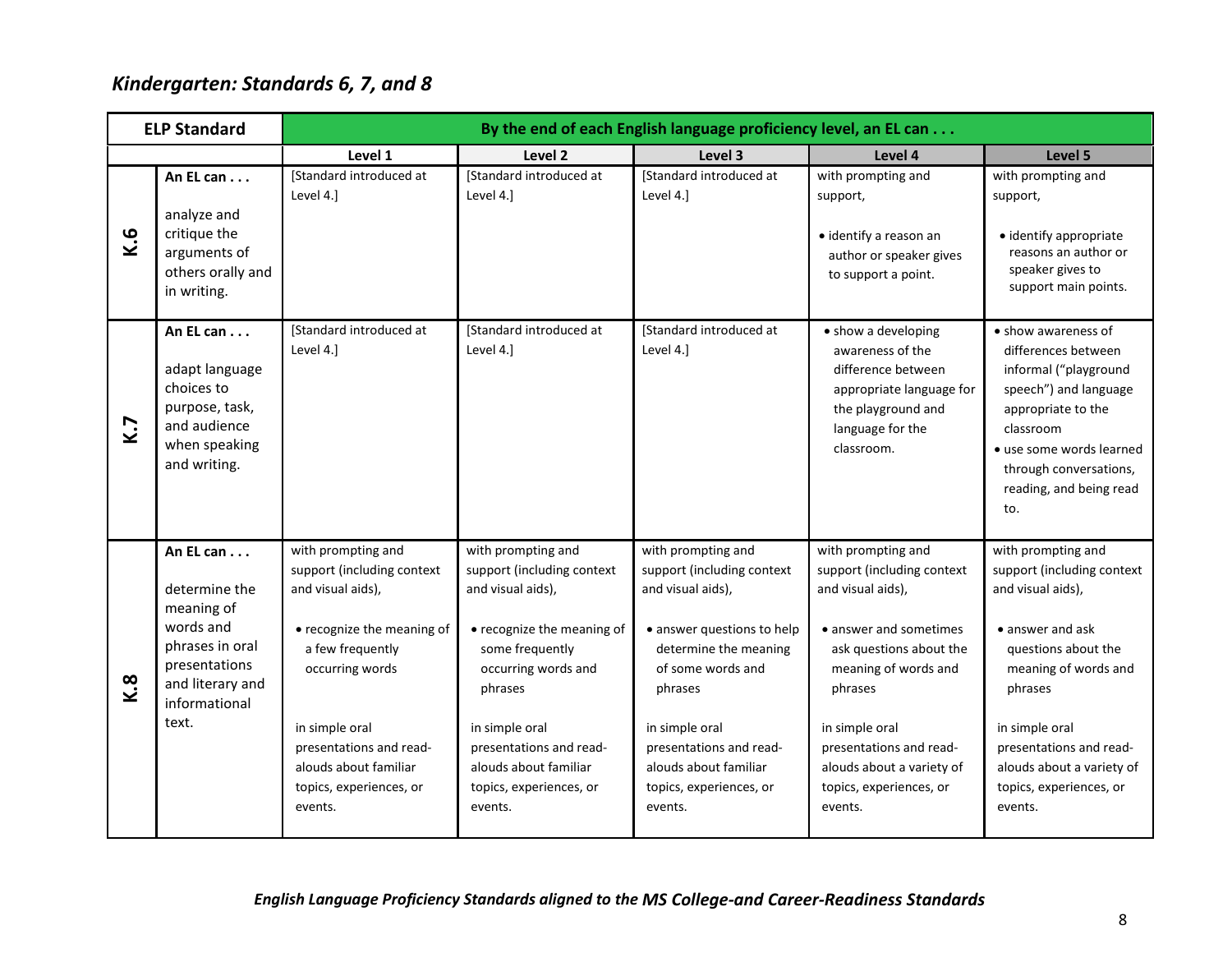## *Kindergarten: Standards 6, 7, and 8*

| ELP Standard | | By the end of each English language proficiency level, an EL can . . . | | | | |
|---|---|---|---|---|---|---|
| | | **Level 1** | **Level 2** | **Level 3** | **Level 4** | **Level 5** |
| **K.6** | **An EL can . . .** analyze and critique the arguments of others orally and in writing. | [Standard introduced at Level 4.] | [Standard introduced at Level 4.] | [Standard introduced at Level 4.] | with prompting and support, • identify a reason an author or speaker gives to support a point. | with prompting and support, • identify appropriate reasons an author or speaker gives to support main points. |
| **K.7** | **An EL can . . .** adapt language choices to purpose, task, and audience when speaking and writing. | [Standard introduced at Level 4.] | [Standard introduced at Level 4.] | [Standard introduced at Level 4.] | • show a developing awareness of the difference between appropriate language for the playground and language for the classroom. | • show awareness of differences between informal ("playground speech") and language appropriate to the classroom • use some words learned through conversations, reading, and being read to. |
| **K.8** | **An EL can . . .** determine the meaning of words and phrases in oral presentations and literary and informational text. | with prompting and support (including context and visual aids), • recognize the meaning of a few frequently occurring words in simple oral presentations and read-alouds about familiar topics, experiences, or events. | with prompting and support (including context and visual aids), • recognize the meaning of some frequently occurring words and phrases in simple oral presentations and read-alouds about familiar topics, experiences, or events. | with prompting and support (including context and visual aids), • answer questions to help determine the meaning of some words and phrases in simple oral presentations and read-alouds about familiar topics, experiences, or events. | with prompting and support (including context and visual aids), • answer and sometimes ask questions about the meaning of words and phrases in simple oral presentations and read-alouds about a variety of topics, experiences, or events. | with prompting and support (including context and visual aids), • answer and ask questions about the meaning of words and phrases in simple oral presentations and read-alouds about a variety of topics, experiences, or events. |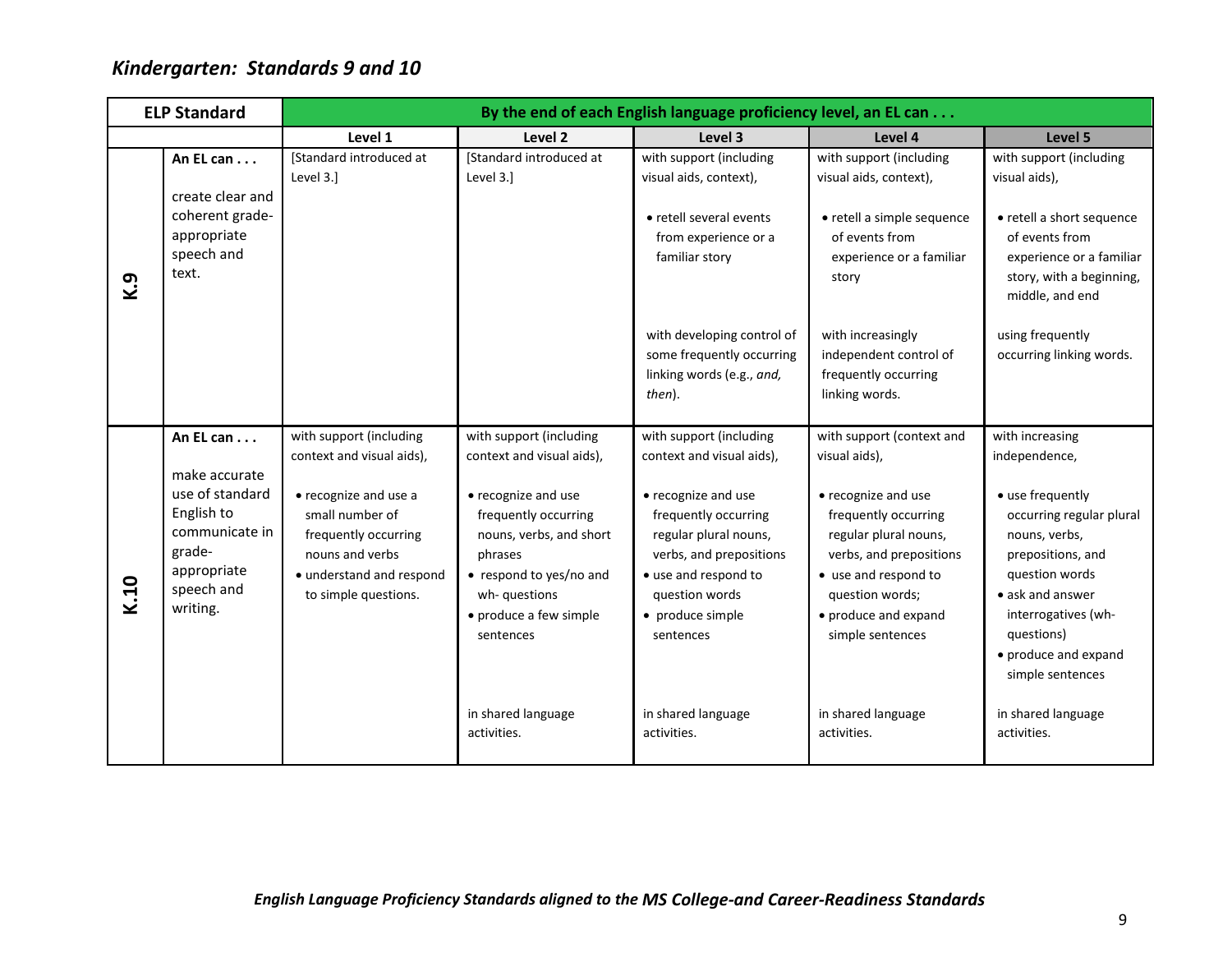## *Kindergarten: Standards 9 and 10*

| ELP Standard | | By the end of each English language proficiency level, an EL can . . . | | | | |
|---|---|---|---|---|---|---|
| | | Level 1 | Level 2 | Level 3 | Level 4 | Level 5 |
| K.9 | **An EL can . . .**<br><br>create clear and coherent grade-appropriate speech and text. | [Standard introduced at Level 3.] | [Standard introduced at Level 3.] | with support (including visual aids, context),<br><br>• retell several events from experience or a familiar story<br><br>with developing control of some frequently occurring linking words (e.g., *and, then*). | with support (including visual aids, context),<br><br>• retell a simple sequence of events from experience or a familiar story<br><br>with increasingly independent control of frequently occurring linking words. | with support (including visual aids),<br><br>• retell a short sequence of events from experience or a familiar story, with a beginning, middle, and end<br><br>using frequently occurring linking words. |
| K.10 | **An EL can . . .**<br><br>make accurate use of standard English to communicate in grade-appropriate speech and writing. | with support (including context and visual aids),<br><br>• recognize and use a small number of frequently occurring nouns and verbs<br>• understand and respond to simple questions. | with support (including context and visual aids),<br><br>• recognize and use frequently occurring nouns, verbs, and short phrases<br>• respond to yes/no and wh- questions<br>• produce a few simple sentences<br><br>in shared language activities. | with support (including context and visual aids),<br><br>• recognize and use frequently occurring regular plural nouns, verbs, and prepositions<br>• use and respond to question words<br>• produce simple sentences<br><br>in shared language activities. | with support (context and visual aids),<br><br>• recognize and use frequently occurring regular plural nouns, verbs, and prepositions<br>• use and respond to question words;<br>• produce and expand simple sentences<br><br>in shared language activities. | with increasing independence,<br><br>• use frequently occurring regular plural nouns, verbs, prepositions, and question words<br>• ask and answer interrogatives (wh- questions)<br>• produce and expand simple sentences<br><br>in shared language activities. |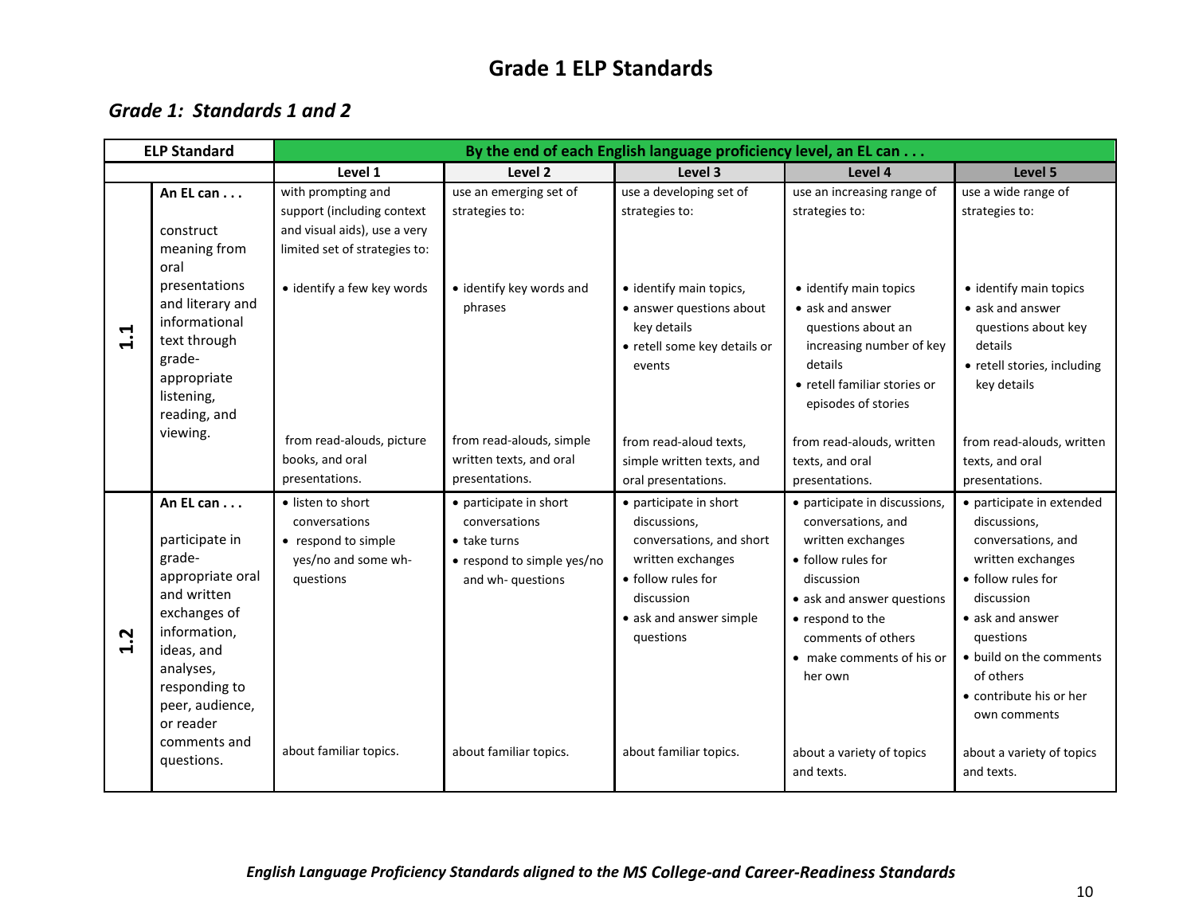# Grade 1 ELP Standards

## *Grade 1: Standards 1 and 2*

| ELP Standard | | By the end of each English language proficiency level, an EL can . . . | | | | |
|---|---|---|---|---|---|---|
| | | **Level 1** | **Level 2** | **Level 3** | **Level 4** | **Level 5** |
| **1.1** | **An EL can . . .** construct meaning from oral presentations and literary and informational text through grade-appropriate listening, reading, and viewing. | with prompting and support (including context and visual aids), use a very limited set of strategies to: • identify a few key words from read-alouds, picture books, and oral presentations. | use an emerging set of strategies to: • identify key words and phrases from read-alouds, simple written texts, and oral presentations. | use a developing set of strategies to: • identify main topics, • answer questions about key details • retell some key details or events from read-aloud texts, simple written texts, and oral presentations. | use an increasing range of strategies to: • identify main topics • ask and answer questions about an increasing number of key details • retell familiar stories or episodes of stories from read-alouds, written texts, and oral presentations. | use a wide range of strategies to: • identify main topics • ask and answer questions about key details • retell stories, including key details from read-alouds, written texts, and oral presentations. |
| **1.2** | **An EL can . . .** participate in grade-appropriate oral and written exchanges of information, ideas, and analyses, responding to peer, audience, or reader comments and questions. | • listen to short conversations • respond to simple yes/no and some wh- questions about familiar topics. | • participate in short conversations • take turns • respond to simple yes/no and wh- questions about familiar topics. | • participate in short discussions, conversations, and short written exchanges • follow rules for discussion • ask and answer simple questions about familiar topics. | • participate in discussions, conversations, and written exchanges • follow rules for discussion • ask and answer questions • respond to the comments of others • make comments of his or her own about a variety of topics and texts. | • participate in extended discussions, conversations, and written exchanges • follow rules for discussion • ask and answer questions • build on the comments of others • contribute his or her own comments about a variety of topics and texts. |

*English Language Proficiency Standards aligned to the MS College-and Career-Readiness Standards*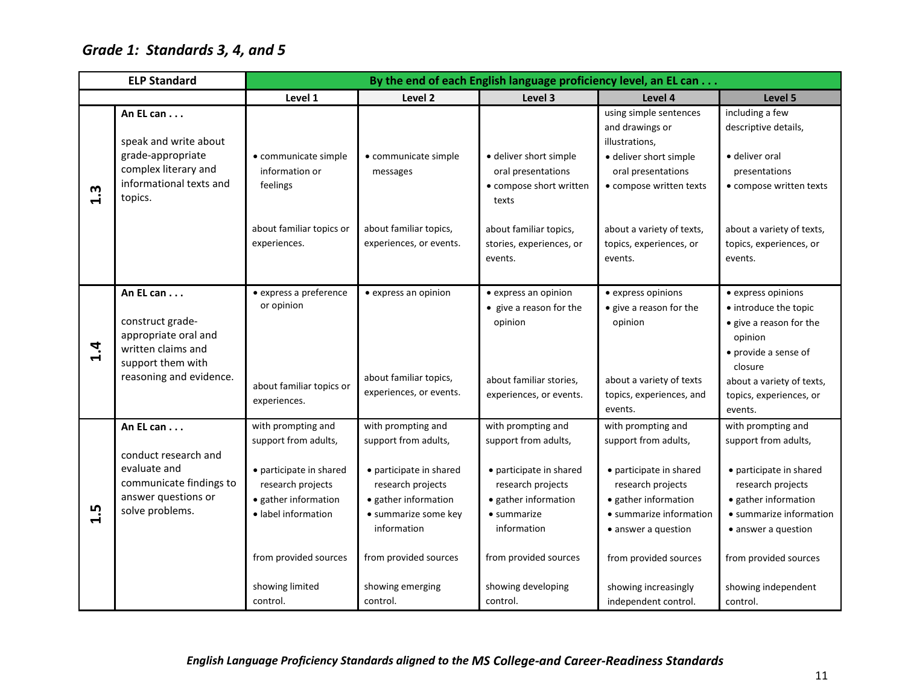## *Grade 1: Standards 3, 4, and 5*

| ELP Standard | | By the end of each English language proficiency level, an EL can . . . | | | | |
|---|---|---|---|---|---|---|
| | | Level 1 | Level 2 | Level 3 | Level 4 | Level 5 |
| 1.3 | **An EL can . . .**<br><br>speak and write about grade-appropriate complex literary and informational texts and topics. | • communicate simple information or feelings<br><br>about familiar topics or experiences. | • communicate simple messages<br><br>about familiar topics, experiences, or events. | • deliver short simple oral presentations<br>• compose short written texts<br><br>about familiar topics, stories, experiences, or events. | using simple sentences and drawings or illustrations,<br><br>• deliver short simple oral presentations<br>• compose written texts<br><br>about a variety of texts, topics, experiences, or events. | including a few descriptive details,<br><br>• deliver oral presentations<br>• compose written texts<br><br>about a variety of texts, topics, experiences, or events. |
| 1.4 | **An EL can . . .**<br><br>construct grade-appropriate oral and written claims and support them with reasoning and evidence. | • express a preference or opinion<br><br>about familiar topics or experiences. | • express an opinion<br><br>about familiar topics, experiences, or events. | • express an opinion<br>• give a reason for the opinion<br><br>about familiar stories, experiences, or events. | • express opinions<br>• give a reason for the opinion<br><br>about a variety of texts topics, experiences, and events. | • express opinions<br>• introduce the topic<br>• give a reason for the opinion<br>• provide a sense of closure<br><br>about a variety of texts, topics, experiences, or events. |
| 1.5 | **An EL can . . .**<br><br>conduct research and evaluate and communicate findings to answer questions or solve problems. | with prompting and support from adults,<br><br>• participate in shared research projects<br>• gather information<br>• label information<br><br>from provided sources<br><br>showing limited control. | with prompting and support from adults,<br><br>• participate in shared research projects<br>• gather information<br>• summarize some key information<br><br>from provided sources<br><br>showing emerging control. | with prompting and support from adults,<br><br>• participate in shared research projects<br>• gather information<br>• summarize information<br><br>from provided sources<br><br>showing developing control. | with prompting and support from adults,<br><br>• participate in shared research projects<br>• gather information<br>• summarize information<br>• answer a question<br><br>from provided sources<br><br>showing increasingly independent control. | with prompting and support from adults,<br><br>• participate in shared research projects<br>• gather information<br>• summarize information<br>• answer a question<br><br>from provided sources<br><br>showing independent control. |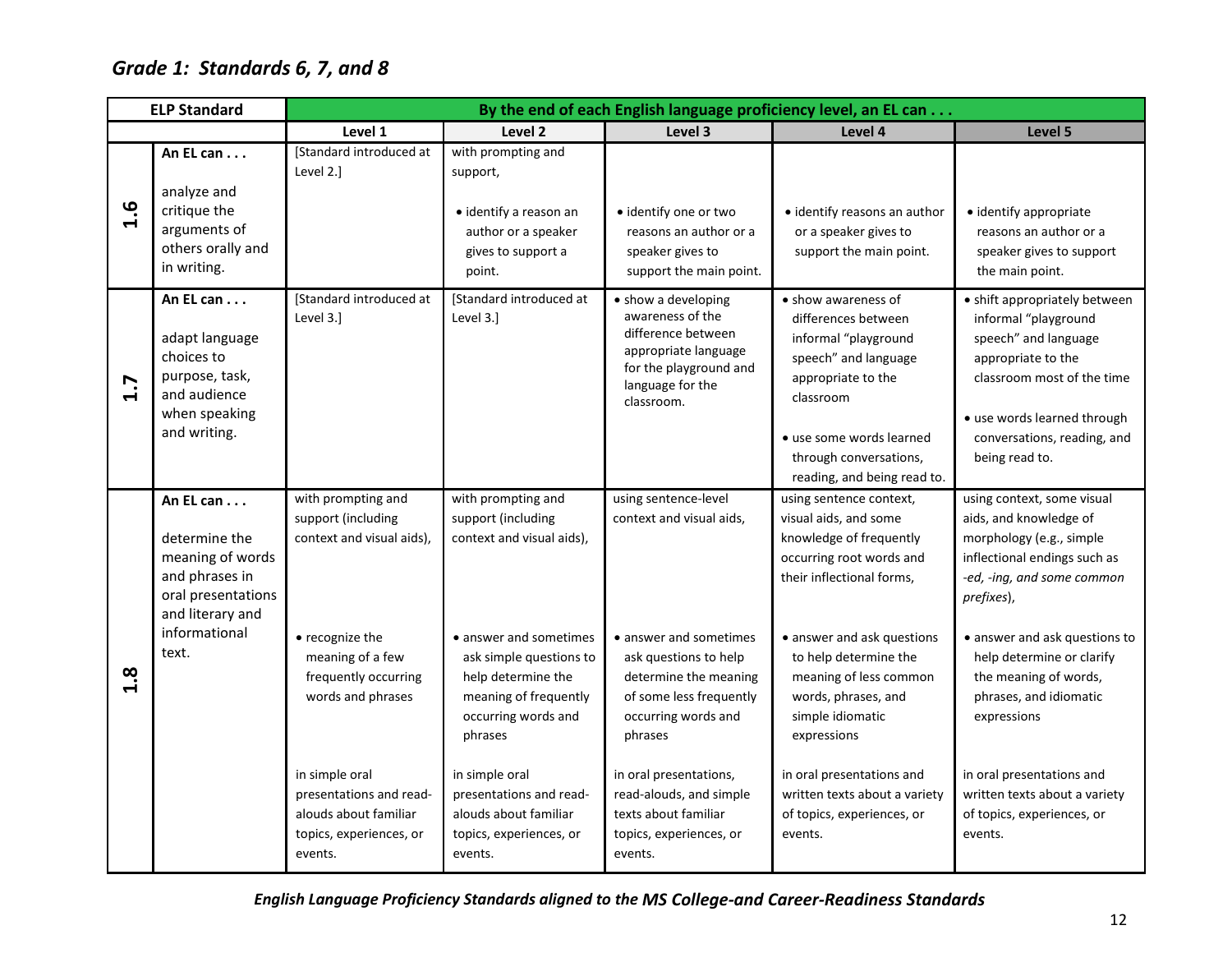## Grade 1: Standards 6, 7, and 8

| ELP Standard | | By the end of each English language proficiency level, an EL can . . . | | | | |
|---|---|---|---|---|---|---|
| | | Level 1 | Level 2 | Level 3 | Level 4 | Level 5 |
| 1.6 | **An EL can . . .** analyze and critique the arguments of others orally and in writing. | [Standard introduced at Level 2.] | with prompting and support, • identify a reason an author or a speaker gives to support a point. | • identify one or two reasons an author or a speaker gives to support the main point. | • identify reasons an author or a speaker gives to support the main point. | • identify appropriate reasons an author or a speaker gives to support the main point. |
| 1.7 | **An EL can . . .** adapt language choices to purpose, task, and audience when speaking and writing. | [Standard introduced at Level 3.] | [Standard introduced at Level 3.] | • show a developing awareness of the difference between appropriate language for the playground and language for the classroom. | • show awareness of differences between informal "playground speech" and language appropriate to the classroom<br>• use some words learned through conversations, reading, and being read to. | • shift appropriately between informal "playground speech" and language appropriate to the classroom most of the time<br>• use words learned through conversations, reading, and being read to. |
| 1.8 | **An EL can . . .** determine the meaning of words and phrases in oral presentations and literary and informational text. | with prompting and support (including context and visual aids),<br>• recognize the meaning of a few frequently occurring words and phrases<br>in simple oral presentations and read-alouds about familiar topics, experiences, or events. | with prompting and support (including context and visual aids),<br>• answer and sometimes ask simple questions to help determine the meaning of frequently occurring words and phrases<br>in simple oral presentations and read-alouds about familiar topics, experiences, or events. | using sentence-level context and visual aids,<br>• answer and sometimes ask questions to help determine the meaning of some less frequently occurring words and phrases<br>in oral presentations, read-alouds, and simple texts about familiar topics, experiences, or events. | using sentence context, visual aids, and some knowledge of frequently occurring root words and their inflectional forms,<br>• answer and ask questions to help determine the meaning of less common words, phrases, and simple idiomatic expressions<br>in oral presentations and written texts about a variety of topics, experiences, or events. | using context, some visual aids, and knowledge of morphology (e.g., simple inflectional endings such as *-ed, -ing, and some common prefixes*),<br>• answer and ask questions to help determine or clarify the meaning of words, phrases, and idiomatic expressions<br>in oral presentations and written texts about a variety of topics, experiences, or events. |

***English Language Proficiency Standards aligned to the MS College-and Career-Readiness Standards***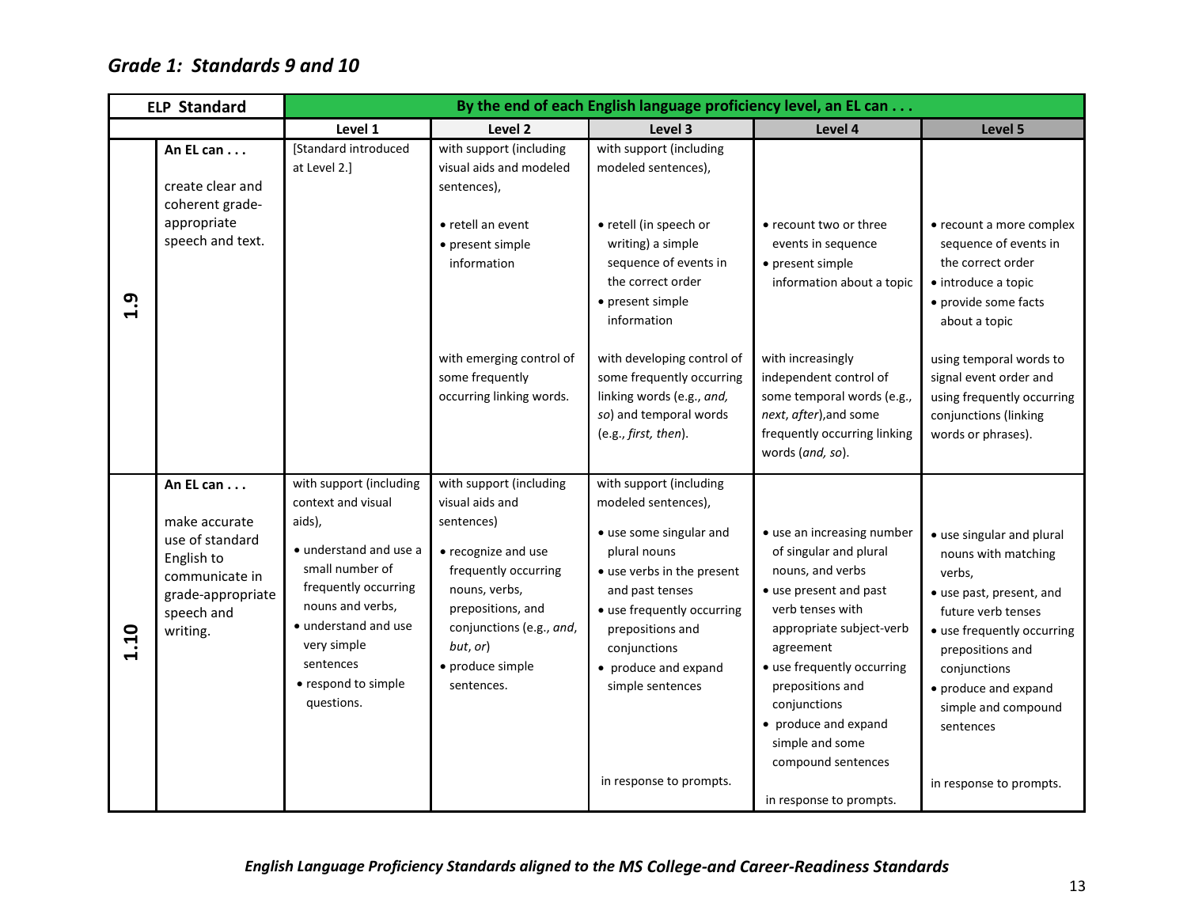## *Grade 1: Standards 9 and 10*

| ELP Standard | | By the end of each English language proficiency level, an EL can . . . | | | | |
|---|---|---|---|---|---|---|
| | | Level 1 | Level 2 | Level 3 | Level 4 | Level 5 |
| 1.9 | **An EL can . . .** create clear and coherent grade-appropriate speech and text. | [Standard introduced at Level 2.] | with support (including visual aids and modeled sentences), • retell an event • present simple information with emerging control of some frequently occurring linking words. | with support (including modeled sentences), • retell (in speech or writing) a simple sequence of events in the correct order • present simple information with developing control of some frequently occurring linking words (e.g., *and, so*) and temporal words (e.g., *first, then*). | • recount two or three events in sequence • present simple information about a topic with increasingly independent control of some temporal words (e.g., *next, after*),and some frequently occurring linking words (*and, so*). | • recount a more complex sequence of events in the correct order • introduce a topic • provide some facts about a topic using temporal words to signal event order and using frequently occurring conjunctions (linking words or phrases). |
| 1.10 | **An EL can . . .** make accurate use of standard English to communicate in grade-appropriate speech and writing. | with support (including context and visual aids), • understand and use a small number of frequently occurring nouns and verbs, • understand and use very simple sentences • respond to simple questions. | with support (including visual aids and sentences) • recognize and use frequently occurring nouns, verbs, prepositions, and conjunctions (e.g., *and*, *but*, *or*) • produce simple sentences. | with support (including modeled sentences), • use some singular and plural nouns • use verbs in the present and past tenses • use frequently occurring prepositions and conjunctions • produce and expand simple sentences in response to prompts. | • use an increasing number of singular and plural nouns, and verbs • use present and past verb tenses with appropriate subject-verb agreement • use frequently occurring prepositions and conjunctions • produce and expand simple and some compound sentences in response to prompts. | • use singular and plural nouns with matching verbs, • use past, present, and future verb tenses • use frequently occurring prepositions and conjunctions • produce and expand simple and compound sentences in response to prompts. |

*English Language Proficiency Standards aligned to the MS College-and Career-Readiness Standards*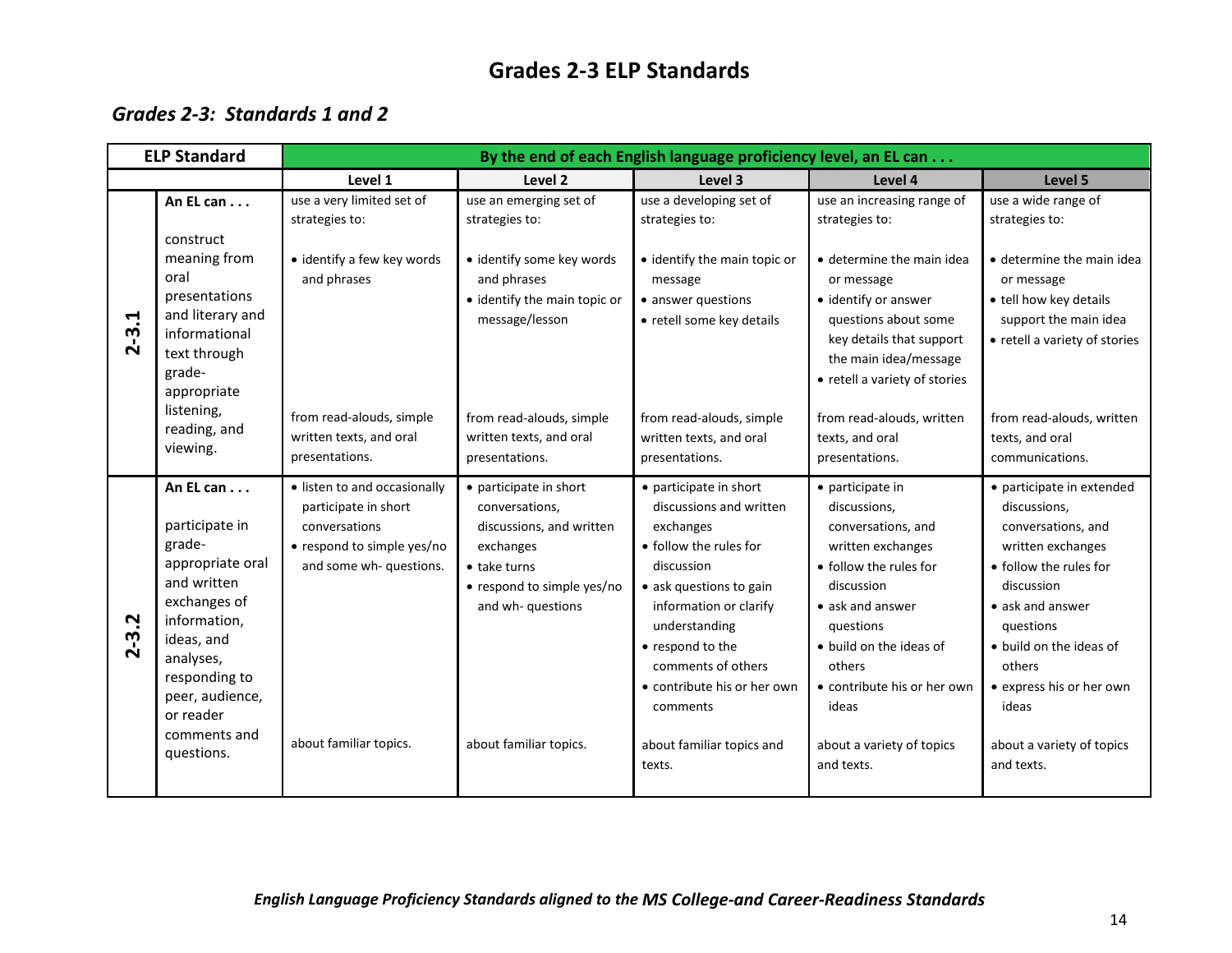# Grades 2-3 ELP Standards

## *Grades 2-3: Standards 1 and 2*

| ELP Standard | | By the end of each English language proficiency level, an EL can . . . | | | | |
|---|---|---|---|---|---|---|
| | | **Level 1** | **Level 2** | **Level 3** | **Level 4** | **Level 5** |
| **2-3.1** | **An EL can . . .** construct meaning from oral presentations and literary and informational text through grade-appropriate listening, reading, and viewing. | use a very limited set of strategies to: • identify a few key words and phrases from read-alouds, simple written texts, and oral presentations. | use an emerging set of strategies to: • identify some key words and phrases • identify the main topic or message/lesson from read-alouds, simple written texts, and oral presentations. | use a developing set of strategies to: • identify the main topic or message • answer questions • retell some key details from read-alouds, simple written texts, and oral presentations. | use an increasing range of strategies to: • determine the main idea or message • identify or answer questions about some key details that support the main idea/message • retell a variety of stories from read-alouds, written texts, and oral presentations. | use a wide range of strategies to: • determine the main idea or message • tell how key details support the main idea • retell a variety of stories from read-alouds, written texts, and oral communications. |
| **2-3.2** | **An EL can . . .** participate in grade-appropriate oral and written exchanges of information, ideas, and analyses, responding to peer, audience, or reader comments and questions. | • listen to and occasionally participate in short conversations • respond to simple yes/no and some wh- questions. about familiar topics. | • participate in short conversations, discussions, and written exchanges • take turns • respond to simple yes/no and wh- questions about familiar topics. | • participate in short discussions and written exchanges • follow the rules for discussion • ask questions to gain information or clarify understanding • respond to the comments of others • contribute his or her own comments about familiar topics and texts. | • participate in discussions, conversations, and written exchanges • follow the rules for discussion • ask and answer questions • build on the ideas of others • contribute his or her own ideas about a variety of topics and texts. | • participate in extended discussions, conversations, and written exchanges • follow the rules for discussion • ask and answer questions • build on the ideas of others • express his or her own ideas about a variety of topics and texts. |

*English Language Proficiency Standards aligned to the MS College-and Career-Readiness Standards*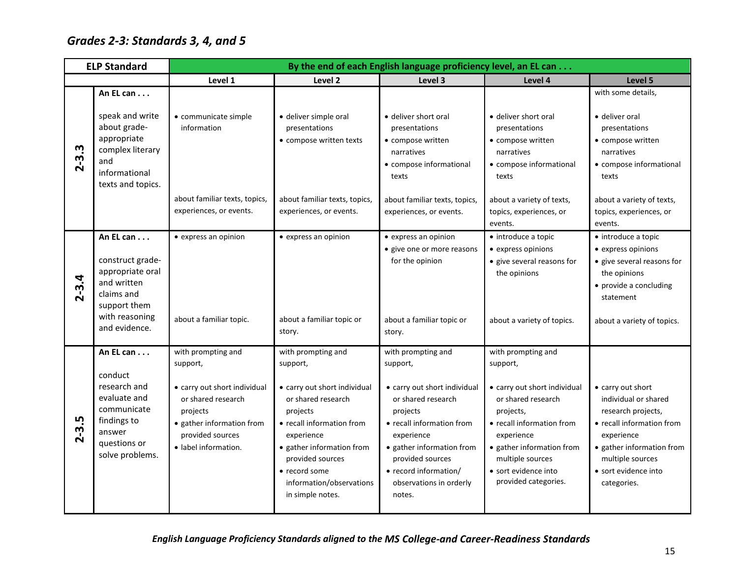## *Grades 2-3: Standards 3, 4, and 5*

| ELP Standard | | By the end of each English language proficiency level, an EL can . . . | | | | |
|---|---|---|---|---|---|---|
| | | Level 1 | Level 2 | Level 3 | Level 4 | Level 5 |
| 2-3.3 | **An EL can . . .**<br><br>speak and write about grade-appropriate complex literary and informational texts and topics. | • communicate simple information<br><br>about familiar texts, topics, experiences, or events. | • deliver simple oral presentations<br>• compose written texts<br><br>about familiar texts, topics, experiences, or events. | • deliver short oral presentations<br>• compose written narratives<br>• compose informational texts<br><br>about familiar texts, topics, experiences, or events. | • deliver short oral presentations<br>• compose written narratives<br>• compose informational texts<br><br>about a variety of texts, topics, experiences, or events. | with some details,<br><br>• deliver oral presentations<br>• compose written narratives<br>• compose informational texts<br><br>about a variety of texts, topics, experiences, or events. |
| 2-3.4 | **An EL can . . .**<br><br>construct grade-appropriate oral and written claims and support them with reasoning and evidence. | • express an opinion<br><br>about a familiar topic. | • express an opinion<br><br>about a familiar topic or story. | • express an opinion<br>• give one or more reasons for the opinion<br><br>about a familiar topic or story. | • introduce a topic<br>• express opinions<br>• give several reasons for the opinions<br><br>about a variety of topics. | • introduce a topic<br>• express opinions<br>• give several reasons for the opinions<br>• provide a concluding statement<br><br>about a variety of topics. |
| 2-3.5 | **An EL can . . .**<br><br>conduct research and evaluate and communicate findings to answer questions or solve problems. | with prompting and support,<br><br>• carry out short individual or shared research projects<br>• gather information from provided sources<br>• label information. | with prompting and support,<br><br>• carry out short individual or shared research projects<br>• recall information from experience<br>• gather information from provided sources<br>• record some information/observations in simple notes. | with prompting and support,<br><br>• carry out short individual or shared research projects<br>• recall information from experience<br>• gather information from provided sources<br>• record information/ observations in orderly notes. | with prompting and support,<br><br>• carry out short individual or shared research projects,<br>• recall information from experience<br>• gather information from multiple sources<br>• sort evidence into provided categories. | • carry out short individual or shared research projects,<br>• recall information from experience<br>• gather information from multiple sources<br>• sort evidence into categories. |

*English Language Proficiency Standards aligned to the MS College-and Career-Readiness Standards*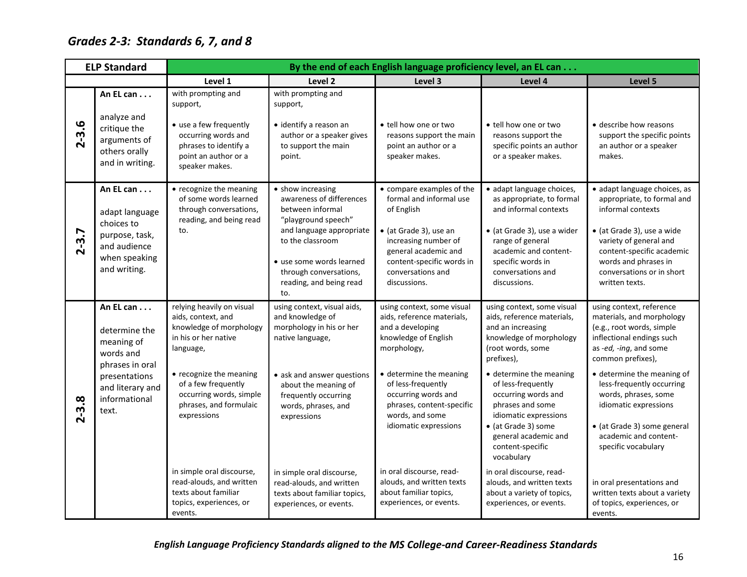## *Grades 2-3: Standards 6, 7, and 8*

| ELP Standard | | By the end of each English language proficiency level, an EL can . . . | | | | |
|---|---|---|---|---|---|---|
| | | **Level 1** | **Level 2** | **Level 3** | **Level 4** | **Level 5** |
| **2-3.6** | **An EL can . . .** analyze and critique the arguments of others orally and in writing. | with prompting and support, • use a few frequently occurring words and phrases to identify a point an author or a speaker makes. | with prompting and support, • identify a reason an author or a speaker gives to support the main point. | • tell how one or two reasons support the main point an author or a speaker makes. | • tell how one or two reasons support the specific points an author or a speaker makes. | • describe how reasons support the specific points an author or a speaker makes. |
| **2-3.7** | **An EL can . . .** adapt language choices to purpose, task, and audience when speaking and writing. | • recognize the meaning of some words learned through conversations, reading, and being read to. | • show increasing awareness of differences between informal "playground speech" and language appropriate to the classroom • use some words learned through conversations, reading, and being read to. | • compare examples of the formal and informal use of English • (at Grade 3), use an increasing number of general academic and content-specific words in conversations and discussions. | • adapt language choices, as appropriate, to formal and informal contexts • (at Grade 3), use a wider range of general academic and content-specific words in conversations and discussions. | • adapt language choices, as appropriate, to formal and informal contexts • (at Grade 3), use a wide variety of general and content-specific academic words and phrases in conversations or in short written texts. |
| **2-3.8** | **An EL can . . .** determine the meaning of words and phrases in oral presentations and literary and informational text. | relying heavily on visual aids, context, and knowledge of morphology in his or her native language, • recognize the meaning of a few frequently occurring words, simple phrases, and formulaic expressions in simple oral discourse, read-alouds, and written texts about familiar topics, experiences, or events. | using context, visual aids, and knowledge of morphology in his or her native language, • ask and answer questions about the meaning of frequently occurring words, phrases, and expressions in simple oral discourse, read-alouds, and written texts about familiar topics, experiences, or events. | using context, some visual aids, reference materials, and a developing knowledge of English morphology, • determine the meaning of less-frequently occurring words and phrases, content-specific words, and some idiomatic expressions in oral discourse, read-alouds, and written texts about familiar topics, experiences, or events. | using context, some visual aids, reference materials, and an increasing knowledge of morphology (root words, some prefixes), • determine the meaning of less-frequently occurring words and phrases and some idiomatic expressions • (at Grade 3) some general academic and content-specific vocabulary in oral discourse, read-alouds, and written texts about a variety of topics, experiences, or events. | using context, reference materials, and morphology (e.g., root words, simple inflectional endings such as *-ed, -ing*, and some common prefixes), • determine the meaning of less-frequently occurring words, phrases, some idiomatic expressions • (at Grade 3) some general academic and content-specific vocabulary in oral presentations and written texts about a variety of topics, experiences, or events. |

***English Language Proficiency Standards aligned to the MS College-and Career-Readiness Standards***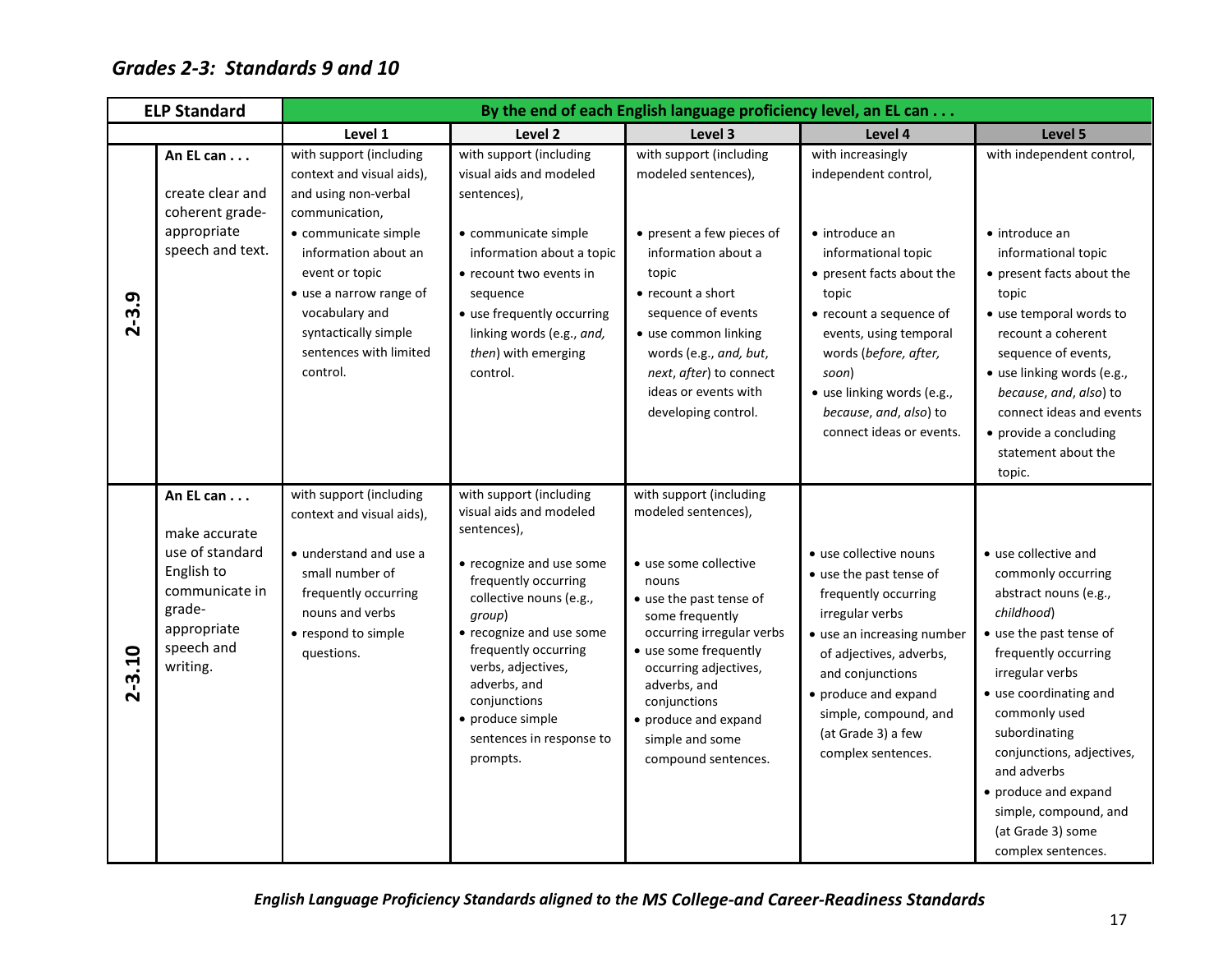## *Grades 2-3: Standards 9 and 10*

| ELP Standard | | By the end of each English language proficiency level, an EL can . . . | | | | |
|---|---|---|---|---|---|---|
| | | **Level 1** | **Level 2** | **Level 3** | **Level 4** | **Level 5** |
| **2-3.9** | **An EL can . . .** create clear and coherent grade-appropriate speech and text. | with support (including context and visual aids), and using non-verbal communication,<br>• communicate simple information about an event or topic<br>• use a narrow range of vocabulary and syntactically simple sentences with limited control. | with support (including visual aids and modeled sentences),<br>• communicate simple information about a topic<br>• recount two events in sequence<br>• use frequently occurring linking words (e.g., *and, then*) with emerging control. | with support (including modeled sentences),<br>• present a few pieces of information about a topic<br>• recount a short sequence of events<br>• use common linking words (e.g., *and, but, next, after*) to connect ideas or events with developing control. | with increasingly independent control,<br>• introduce an informational topic<br>• present facts about the topic<br>• recount a sequence of events, using temporal words (*before, after, soon*)<br>• use linking words (e.g., *because*, *and*, *also*) to connect ideas or events. | with independent control,<br>• introduce an informational topic<br>• present facts about the topic<br>• use temporal words to recount a coherent sequence of events,<br>• use linking words (e.g., *because*, *and*, *also*) to connect ideas and events<br>• provide a concluding statement about the topic. |
| **2-3.10** | **An EL can . . .** make accurate use of standard English to communicate in grade-appropriate speech and writing. | with support (including context and visual aids),<br>• understand and use a small number of frequently occurring nouns and verbs<br>• respond to simple questions. | with support (including visual aids and modeled sentences),<br>• recognize and use some frequently occurring collective nouns (e.g., *group*)<br>• recognize and use some frequently occurring verbs, adjectives, adverbs, and conjunctions<br>• produce simple sentences in response to prompts. | with support (including modeled sentences),<br>• use some collective nouns<br>• use the past tense of some frequently occurring irregular verbs<br>• use some frequently occurring adjectives, adverbs, and conjunctions<br>• produce and expand simple and some compound sentences. | • use collective nouns<br>• use the past tense of frequently occurring irregular verbs<br>• use an increasing number of adjectives, adverbs, and conjunctions<br>• produce and expand simple, compound, and (at Grade 3) a few complex sentences. | • use collective and commonly occurring abstract nouns (e.g., *childhood*)<br>• use the past tense of frequently occurring irregular verbs<br>• use coordinating and commonly used subordinating conjunctions, adjectives, and adverbs<br>• produce and expand simple, compound, and (at Grade 3) some complex sentences. |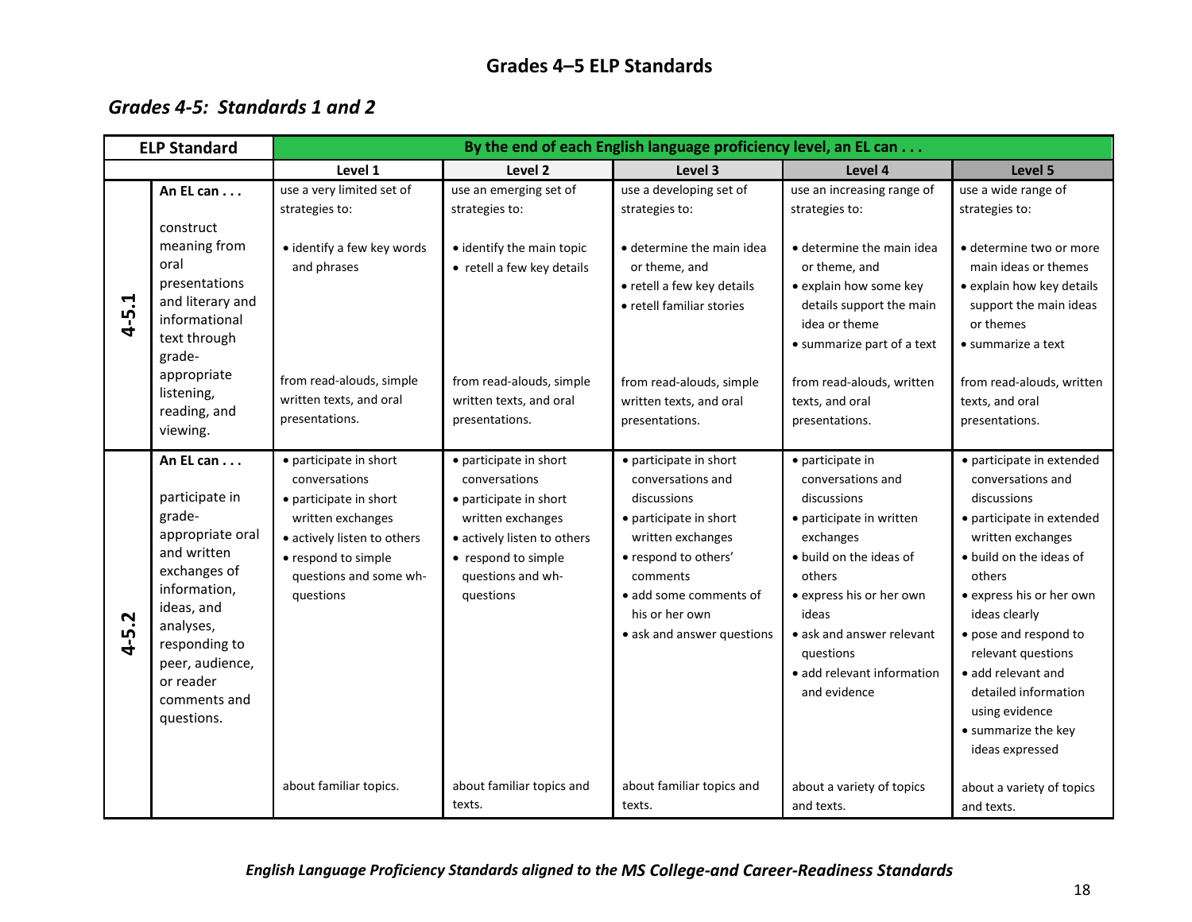# Grades 4–5 ELP Standards

## *Grades 4-5: Standards 1 and 2*

| ELP Standard | | By the end of each English language proficiency level, an EL can . . . | | | | |
|---|---|---|---|---|---|---|
| | | Level 1 | Level 2 | Level 3 | Level 4 | Level 5 |
| **4-5.1** | **An EL can . . .** construct meaning from oral presentations and literary and informational text through grade-appropriate listening, reading, and viewing. | use a very limited set of strategies to: • identify a few key words and phrases from read-alouds, simple written texts, and oral presentations. | use an emerging set of strategies to: • identify the main topic • retell a few key details from read-alouds, simple written texts, and oral presentations. | use a developing set of strategies to: • determine the main idea or theme, and • retell a few key details • retell familiar stories from read-alouds, simple written texts, and oral presentations. | use an increasing range of strategies to: • determine the main idea or theme, and • explain how some key details support the main idea or theme • summarize part of a text from read-alouds, written texts, and oral presentations. | use a wide range of strategies to: • determine two or more main ideas or themes • explain how key details support the main ideas or themes • summarize a text from read-alouds, written texts, and oral presentations. |
| **4-5.2** | **An EL can . . .** participate in grade-appropriate oral and written exchanges of information, ideas, and analyses, responding to peer, audience, or reader comments and questions. | • participate in short conversations • participate in short written exchanges • actively listen to others • respond to simple questions and some wh-questions about familiar topics. | • participate in short conversations • participate in short written exchanges • actively listen to others • respond to simple questions and wh-questions about familiar topics and texts. | • participate in short conversations and discussions • participate in short written exchanges • respond to others' comments • add some comments of his or her own • ask and answer questions about familiar topics and texts. | • participate in conversations and discussions • participate in written exchanges • build on the ideas of others • express his or her own ideas • ask and answer relevant questions • add relevant information and evidence about a variety of topics and texts. | • participate in extended conversations and discussions • participate in extended written exchanges • build on the ideas of others • express his or her own ideas clearly • pose and respond to relevant questions • add relevant and detailed information using evidence • summarize the key ideas expressed about a variety of topics and texts. |

*English Language Proficiency Standards aligned to the MS College-and Career-Readiness Standards*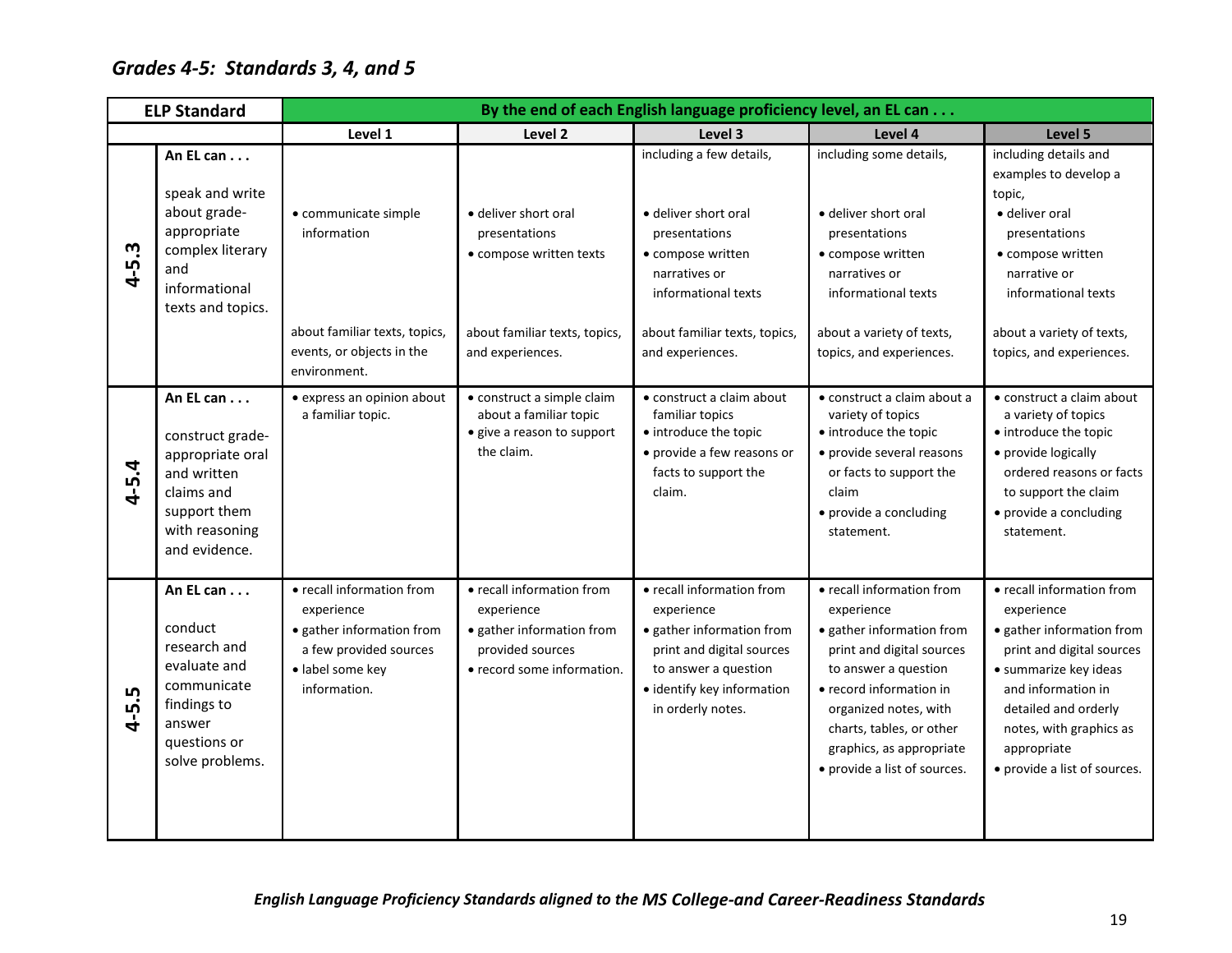## *Grades 4-5: Standards 3, 4, and 5*

| ELP Standard | | By the end of each English language proficiency level, an EL can . . . | | | | |
|---|---|---|---|---|---|---|
| | | Level 1 | Level 2 | Level 3 | Level 4 | Level 5 |
| 4-5.3 | **An EL can . . .** speak and write about grade-appropriate complex literary and informational texts and topics. | • communicate simple information about familiar texts, topics, events, or objects in the environment. | • deliver short oral presentations • compose written texts about familiar texts, topics, and experiences. | including a few details, • deliver short oral presentations • compose written narratives or informational texts about familiar texts, topics, and experiences. | including some details, • deliver short oral presentations • compose written narratives or informational texts about a variety of texts, topics, and experiences. | including details and examples to develop a topic, • deliver short oral presentations • compose written narrative or informational texts about a variety of texts, topics, and experiences. |
| 4-5.4 | **An EL can . . .** construct grade-appropriate oral and written claims and support them with reasoning and evidence. | • express an opinion about a familiar topic. | • construct a simple claim about a familiar topic • give a reason to support the claim. | • construct a claim about familiar topics • introduce the topic • provide a few reasons or facts to support the claim. | • construct a claim about a variety of topics • introduce the topic • provide several reasons or facts to support the claim • provide a concluding statement. | • construct a claim about a variety of topics • introduce the topic • provide logically ordered reasons or facts to support the claim • provide a concluding statement. |
| 4-5.5 | **An EL can . . .** conduct research and evaluate and communicate findings to answer questions or solve problems. | • recall information from experience • gather information from a few provided sources • label some key information. | • recall information from experience • gather information from provided sources • record some information. | • recall information from experience • gather information from print and digital sources to answer a question • identify key information in orderly notes. | • recall information from experience • gather information from print and digital sources to answer a question • record information in organized notes, with charts, tables, or other graphics, as appropriate • provide a list of sources. | • recall information from experience • gather information from print and digital sources • summarize key ideas and information in detailed and orderly notes, with graphics as appropriate • provide a list of sources. |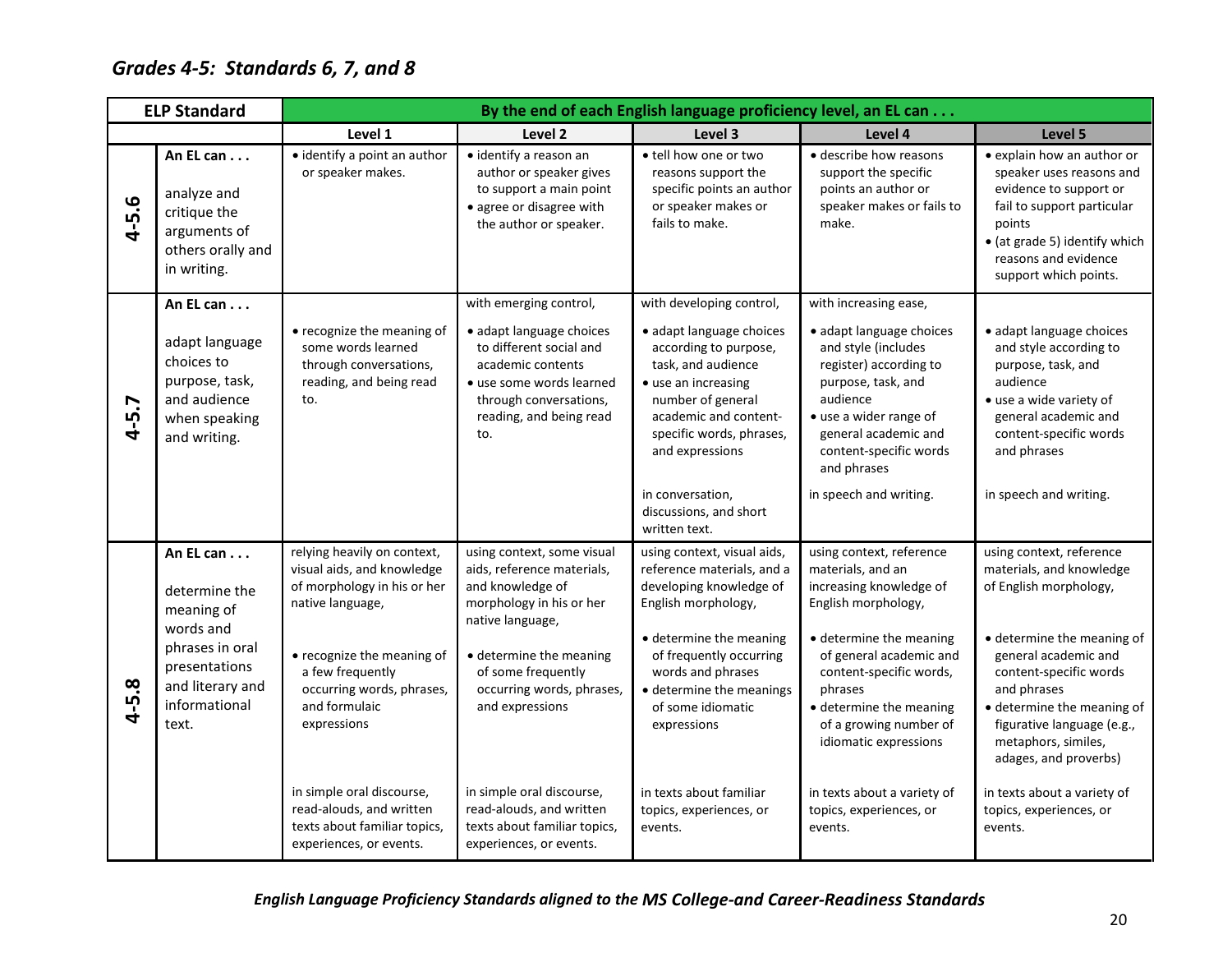## *Grades 4-5: Standards 6, 7, and 8*

| ELP Standard | | By the end of each English language proficiency level, an EL can . . . | | | | |
|---|---|---|---|---|---|---|
| | | Level 1 | Level 2 | Level 3 | Level 4 | Level 5 |
| 4-5.6 | **An EL can . . .** analyze and critique the arguments of others orally and in writing. | • identify a point an author or speaker makes. | • identify a reason an author or speaker gives to support a main point • agree or disagree with the author or speaker. | • tell how one or two reasons support the specific points an author or speaker makes or fails to make. | • describe how reasons support the specific points an author or speaker makes or fails to make. | • explain how an author or speaker uses reasons and evidence to support or fail to support particular points • (at grade 5) identify which reasons and evidence support which points. |
| 4-5.7 | **An EL can . . .** adapt language choices to purpose, task, and audience when speaking and writing. | • recognize the meaning of some words learned through conversations, reading, and being read to. | with emerging control, • adapt language choices to different social and academic contents • use some words learned through conversations, reading, and being read to. | with developing control, • adapt language choices according to purpose, task, and audience • use an increasing number of general academic and content-specific words, phrases, and expressions in conversation, discussions, and short written text. | with increasing ease, • adapt language choices and style (includes register) according to purpose, task, and audience • use a wider range of general academic and content-specific words and phrases in speech and writing. | • adapt language choices and style according to purpose, task, and audience • use a wide variety of general academic and content-specific words and phrases in speech and writing. |
| 4-5.8 | **An EL can . . .** determine the meaning of words and phrases in oral presentations and literary and informational text. | relying heavily on context, visual aids, and knowledge of morphology in his or her native language, • recognize the meaning of a few frequently occurring words, phrases, and formulaic expressions in simple oral discourse, read-alouds, and written texts about familiar topics, experiences, or events. | using context, some visual aids, reference materials, and knowledge of morphology in his or her native language, • determine the meaning of some frequently occurring words, phrases, and expressions in simple oral discourse, read-alouds, and written texts about familiar topics, experiences, or events. | using context, visual aids, reference materials, and a developing knowledge of English morphology, • determine the meaning of frequently occurring words and phrases • determine the meanings of some idiomatic expressions in texts about familiar topics, experiences, or events. | using context, reference materials, and an increasing knowledge of English morphology, • determine the meaning of general academic and content-specific words, phrases • determine the meaning of a growing number of idiomatic expressions in texts about a variety of topics, experiences, or events. | using context, reference materials, and knowledge of English morphology, • determine the meaning of general academic and content-specific words and phrases • determine the meaning of figurative language (e.g., metaphors, similes, adages, and proverbs) in texts about a variety of topics, experiences, or events. |

***English Language Proficiency Standards aligned to the MS College-and Career-Readiness Standards***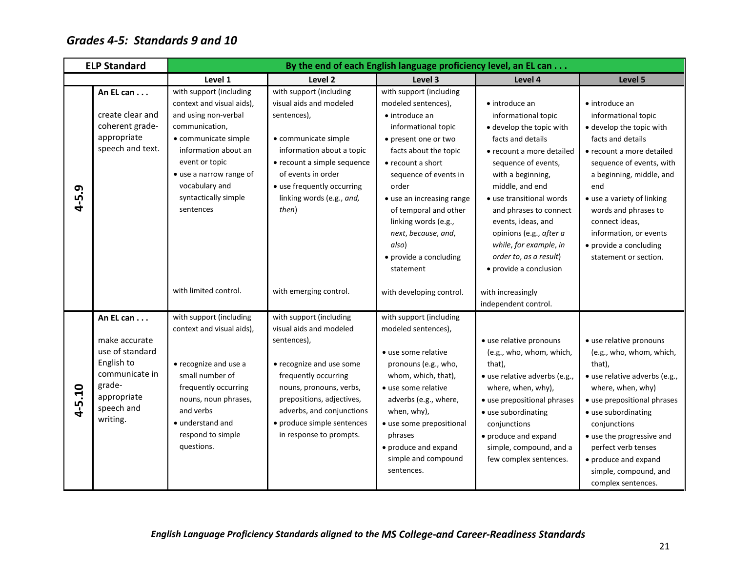## *Grades 4-5: Standards 9 and 10*

| ELP Standard | | By the end of each English language proficiency level, an EL can . . . | | | | |
|---|---|---|---|---|---|---|
| | | Level 1 | Level 2 | Level 3 | Level 4 | Level 5 |
| 4-5.9 | **An EL can . . .** create clear and coherent grade-appropriate speech and text. | with support (including context and visual aids), and using non-verbal communication, • communicate simple information about an event or topic • use a narrow range of vocabulary and syntactically simple sentences with limited control. | with support (including visual aids and modeled sentences), • communicate simple information about a topic • recount a simple sequence of events in order • use frequently occurring linking words (e.g., *and, then*) with emerging control. | with support (including modeled sentences), • introduce an informational topic • present one or two facts about the topic • recount a short sequence of events in order • use an increasing range of temporal and other linking words (e.g., *next*, *because*, *and*, *also*) • provide a concluding statement with developing control. | • introduce an informational topic • develop the topic with facts and details • recount a more detailed sequence of events, with a beginning, middle, and end • use transitional words and phrases to connect events, ideas, and opinions (e.g., *after a while*, *for example*, *in order to*, *as a result*) • provide a conclusion with increasingly independent control. | • introduce an informational topic • develop the topic with facts and details • recount a more detailed sequence of events, with a beginning, middle, and end • use a variety of linking words and phrases to connect ideas, information, or events • provide a concluding statement or section. |
| 4-5.10 | **An EL can . . .** make accurate use of standard English to communicate in grade-appropriate speech and writing. | with support (including context and visual aids), • recognize and use a small number of frequently occurring nouns, noun phrases, and verbs • understand and respond to simple questions. | with support (including visual aids and modeled sentences), • recognize and use some frequently occurring nouns, pronouns, verbs, prepositions, adjectives, adverbs, and conjunctions • produce simple sentences in response to prompts. | with support (including modeled sentences), • use some relative pronouns (e.g., who, whom, which, that), • use some relative adverbs (e.g., where, when, why), • use some prepositional phrases • produce and expand simple and compound sentences. | • use relative pronouns (e.g., who, whom, which, that), • use relative adverbs (e.g., where, when, why), • use prepositional phrases • use subordinating conjunctions • produce and expand simple, compound, and a few complex sentences. | • use relative pronouns (e.g., who, whom, which, that), • use relative adverbs (e.g., where, when, why) • use prepositional phrases • use subordinating conjunctions • use the progressive and perfect verb tenses • produce and expand simple, compound, and complex sentences. |

***English Language Proficiency Standards aligned to the MS College-and Career-Readiness Standards***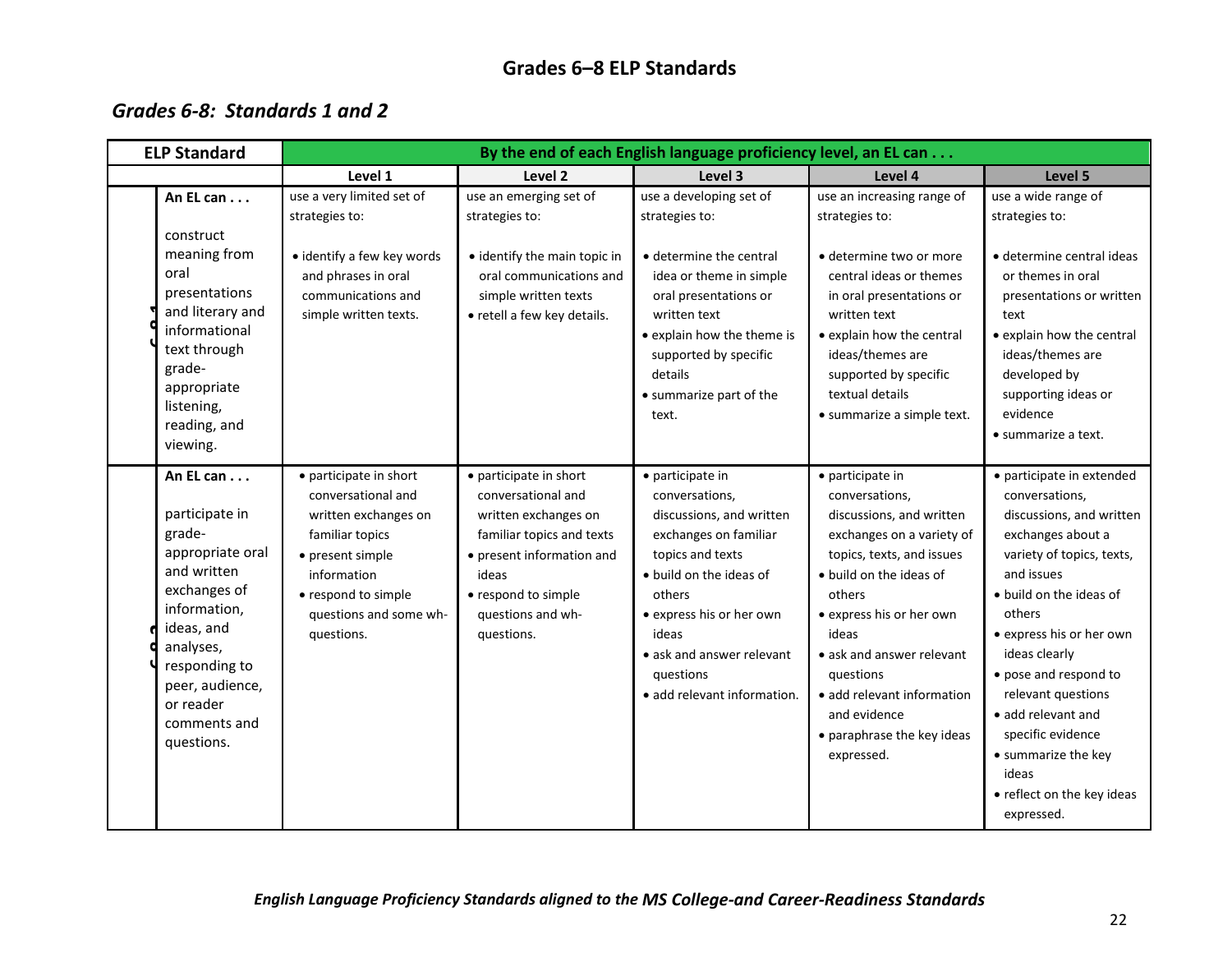## Grades 6–8 ELP Standards

### *Grades 6-8: Standards 1 and 2*

| ELP Standard | | By the end of each English language proficiency level, an EL can . . . | | | | |
|---|---|---|---|---|---|---|
| | | Level 1 | Level 2 | Level 3 | Level 4 | Level 5 |
| 1 | **An EL can . . .** construct meaning from oral presentations and literary and informational text through grade-appropriate listening, reading, and viewing. | use a very limited set of strategies to: • identify a few key words and phrases in oral communications and simple written texts. | use an emerging set of strategies to: • identify the main topic in oral communications and simple written texts • retell a few key details. | use a developing set of strategies to: • determine the central idea or theme in simple oral presentations or written text • explain how the theme is supported by specific details • summarize part of the text. | use an increasing range of strategies to: • determine two or more central ideas or themes in oral presentations or written text • explain how the central ideas/themes are supported by specific textual details • summarize a simple text. | use a wide range of strategies to: • determine central ideas or themes in oral presentations or written text • explain how the central ideas/themes are developed by supporting ideas or evidence • summarize a text. |
| 2 | **An EL can . . .** participate in grade-appropriate oral and written exchanges of information, ideas, and analyses, responding to peer, audience, or reader comments and questions. | • participate in short conversational and written exchanges on familiar topics • present simple information • respond to simple questions and some wh-questions. | • participate in short conversational and written exchanges on familiar topics and texts • present information and ideas • respond to simple questions and wh-questions. | • participate in conversations, discussions, and written exchanges on familiar topics and texts • build on the ideas of others • express his or her own ideas • ask and answer relevant questions • add relevant information. | • participate in conversations, discussions, and written exchanges on a variety of topics, texts, and issues • build on the ideas of others • express his or her own ideas • ask and answer relevant questions • add relevant information and evidence • paraphrase the key ideas expressed. | • participate in extended conversations, discussions, and written exchanges about a variety of topics, texts, and issues • build on the ideas of others • express his or her own ideas clearly • pose and respond to relevant questions • add relevant and specific evidence • summarize the key ideas • reflect on the key ideas expressed. |

*English Language Proficiency Standards aligned to the MS College-and Career-Readiness Standards*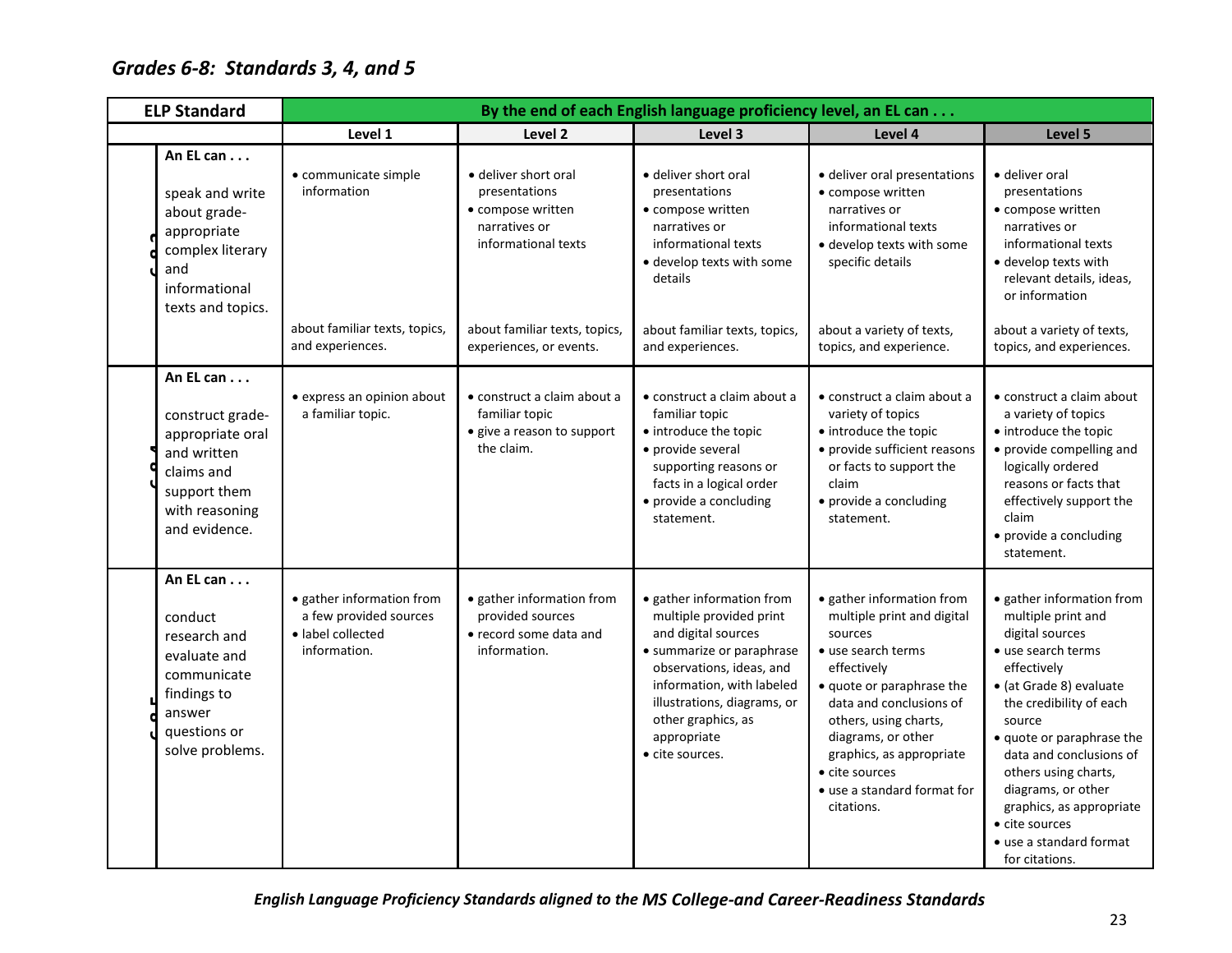## Grades 6-8: Standards 3, 4, and 5

| ELP Standard | | By the end of each English language proficiency level, an EL can . . . | | | | |
|---|---|---|---|---|---|---|
| | | Level 1 | Level 2 | Level 3 | Level 4 | Level 5 |
| 6-8.3 | An EL can . . . speak and write about grade-appropriate complex literary and informational texts and topics. | • communicate simple information<br><br>about familiar texts, topics, and experiences. | • deliver short oral presentations<br>• compose written narratives or informational texts<br><br>about familiar texts, topics, experiences, or events. | • deliver short oral presentations<br>• compose written narratives or informational texts<br>• develop texts with some details<br><br>about familiar texts, topics, and experiences. | • deliver oral presentations<br>• compose written narratives or informational texts<br>• develop texts with some specific details<br><br>about a variety of texts, topics, and experience. | • deliver oral presentations<br>• compose written narratives or informational texts<br>• develop texts with relevant details, ideas, or information<br><br>about a variety of texts, topics, and experiences. |
| 6-8.4 | An EL can . . . construct grade-appropriate oral and written claims and support them with reasoning and evidence. | • express an opinion about a familiar topic. | • construct a claim about a familiar topic<br>• give a reason to support the claim. | • construct a claim about a familiar topic<br>• introduce the topic<br>• provide several supporting reasons or facts in a logical order<br>• provide a concluding statement. | • construct a claim about a variety of topics<br>• introduce the topic<br>• provide sufficient reasons or facts to support the claim<br>• provide a concluding statement. | • construct a claim about a variety of topics<br>• introduce the topic<br>• provide compelling and logically ordered reasons or facts that effectively support the claim<br>• provide a concluding statement. |
| 6-8.5 | An EL can . . . conduct research and evaluate and communicate findings to answer questions or solve problems. | • gather information from a few provided sources<br>• label collected information. | • gather information from provided sources<br>• record some data and information. | • gather information from multiple provided print and digital sources<br>• summarize or paraphrase observations, ideas, and information, with labeled illustrations, diagrams, or other graphics, as appropriate<br>• cite sources. | • gather information from multiple print and digital sources<br>• use search terms effectively<br>• quote or paraphrase the data and conclusions of others, using charts, diagrams, or other graphics, as appropriate<br>• cite sources<br>• use a standard format for citations. | • gather information from multiple print and digital sources<br>• use search terms effectively<br>• (at Grade 8) evaluate the credibility of each source<br>• quote or paraphrase the data and conclusions of others using charts, diagrams, or other graphics, as appropriate<br>• cite sources<br>• use a standard format for citations. |

*English Language Proficiency Standards aligned to the MS College-and Career-Readiness Standards*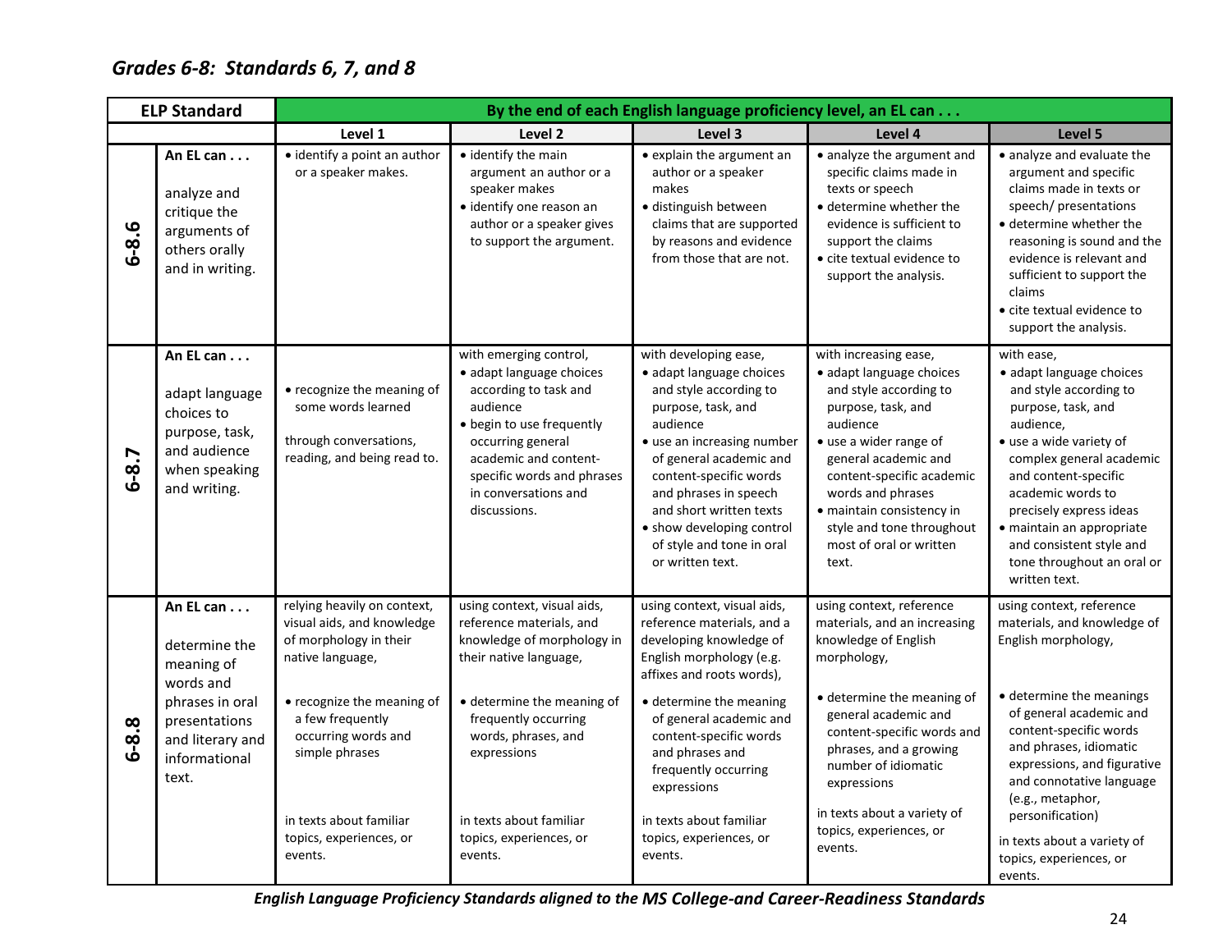## *Grades 6-8: Standards 6, 7, and 8*

| ELP Standard | | By the end of each English language proficiency level, an EL can . . . | | | | |
|---|---|---|---|---|---|---|
| | | **Level 1** | **Level 2** | **Level 3** | **Level 4** | **Level 5** |
| **6-8.6** | **An EL can . . .** analyze and critique the arguments of others orally and in writing. | • identify a point an author or a speaker makes. | • identify the main argument an author or a speaker makes<br>• identify one reason an author or a speaker gives to support the argument. | • explain the argument an author or a speaker makes<br>• distinguish between claims that are supported by reasons and evidence from those that are not. | • analyze the argument and specific claims made in texts or speech<br>• determine whether the evidence is sufficient to support the claims<br>• cite textual evidence to support the analysis. | • analyze and evaluate the argument and specific claims made in texts or speech/ presentations<br>• determine whether the reasoning is sound and the evidence is relevant and sufficient to support the claims<br>• cite textual evidence to support the analysis. |
| **6-8.7** | **An EL can . . .** adapt language choices to purpose, task, and audience when speaking and writing. | • recognize the meaning of some words learned<br><br>through conversations, reading, and being read to. | with emerging control,<br>• adapt language choices according to task and audience<br>• begin to use frequently occurring general academic and content-specific words and phrases in conversations and discussions. | with developing ease,<br>• adapt language choices and style according to purpose, task, and audience<br>• use an increasing number of general academic and content-specific words and phrases in speech and short written texts<br>• show developing control of style and tone in oral or written text. | with increasing ease,<br>• adapt language choices and style according to purpose, task, and audience<br>• use a wider range of general academic and content-specific academic words and phrases<br>• maintain consistency in style and tone throughout most of oral or written text. | with ease,<br>• adapt language choices and style according to purpose, task, and audience,<br>• use a wide variety of complex general academic and content-specific academic words to precisely express ideas<br>• maintain an appropriate and consistent style and tone throughout an oral or written text. |
| **6-8.8** | **An EL can . . .** determine the meaning of words and phrases in oral presentations and literary and informational text. | relying heavily on context, visual aids, and knowledge of morphology in their native language,<br><br>• recognize the meaning of a few frequently occurring words and simple phrases<br><br>in texts about familiar topics, experiences, or events. | using context, visual aids, reference materials, and knowledge of morphology in their native language,<br><br>• determine the meaning of frequently occurring words, phrases, and expressions<br><br>in texts about familiar topics, experiences, or events. | using context, visual aids, reference materials, and a developing knowledge of English morphology (e.g. affixes and roots words),<br><br>• determine the meaning of general academic and content-specific words and phrases and frequently occurring expressions<br><br>in texts about familiar topics, experiences, or events. | using context, reference materials, and an increasing knowledge of English morphology,<br><br>• determine the meaning of general academic and content-specific words and phrases, and a growing number of idiomatic expressions<br><br>in texts about a variety of topics, experiences, or events. | using context, reference materials, and knowledge of English morphology,<br><br>• determine the meanings of general academic and content-specific words and phrases, idiomatic expressions, and figurative and connotative language (e.g., metaphor, personification)<br><br>in texts about a variety of topics, experiences, or events. |

***English Language Proficiency Standards aligned to the MS College-and Career-Readiness Standards***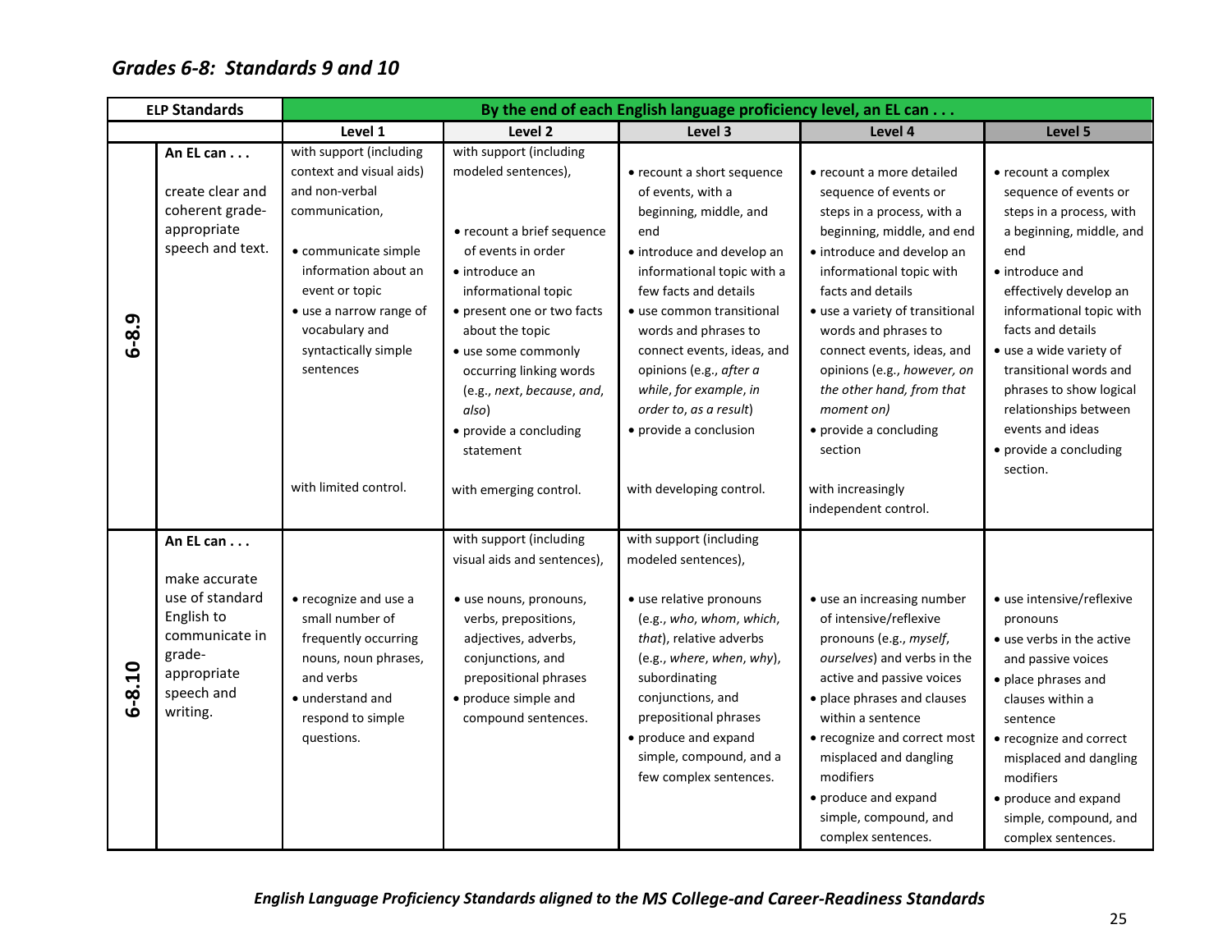## *Grades 6-8: Standards 9 and 10*

| ELP Standards | | By the end of each English language proficiency level, an EL can . . . | | | | |
|---|---|---|---|---|---|---|
| | | Level 1 | Level 2 | Level 3 | Level 4 | Level 5 |
| **6-8.9** | **An EL can . . .** create clear and coherent grade-appropriate speech and text. | with support (including context and visual aids) and non-verbal communication, • communicate simple information about an event or topic • use a narrow range of vocabulary and syntactically simple sentences with limited control. | with support (including modeled sentences), • recount a brief sequence of events in order • introduce an informational topic • present one or two facts about the topic • use some commonly occurring linking words (e.g., *next*, *because*, *and*, *also*) • provide a concluding statement with emerging control. | • recount a short sequence of events, with a beginning, middle, and end • introduce and develop an informational topic with a few facts and details • use common transitional words and phrases to connect events, ideas, and opinions (e.g., *after a while*, *for example*, *in order to*, *as a result*) • provide a conclusion with developing control. | • recount a more detailed sequence of events or steps in a process, with a beginning, middle, and end • introduce and develop an informational topic with facts and details • use a variety of transitional words and phrases to connect events, ideas, and opinions (e.g., *however, on the other hand, from that moment on)* • provide a concluding section with increasingly independent control. | • recount a complex sequence of events or steps in a process, with a beginning, middle, and end • introduce and effectively develop an informational topic with facts and details • use a wide variety of transitional words and phrases to show logical relationships between events and ideas • provide a concluding section. |
| **6-8.10** | **An EL can . . .** make accurate use of standard English to communicate in grade-appropriate speech and writing. | • recognize and use a small number of frequently occurring nouns, noun phrases, and verbs • understand and respond to simple questions. | with support (including visual aids and sentences), • use nouns, pronouns, verbs, prepositions, adjectives, adverbs, conjunctions, and prepositional phrases • produce simple and compound sentences. | with support (including modeled sentences), • use relative pronouns (e.g., *who*, *whom*, *which*, *that*), relative adverbs (e.g., *where*, *when*, *why*), subordinating conjunctions, and prepositional phrases • produce and expand simple, compound, and a few complex sentences. | • use an increasing number of intensive/reflexive pronouns (e.g., *myself*, *ourselves*) and verbs in the active and passive voices • place phrases and clauses within a sentence • recognize and correct most misplaced and dangling modifiers • produce and expand simple, compound, and complex sentences. | • use intensive/reflexive pronouns • use verbs in the active and passive voices • place phrases and clauses within a sentence • recognize and correct misplaced and dangling modifiers • produce and expand simple, compound, and complex sentences. |

***English Language Proficiency Standards aligned to the MS College-and Career-Readiness Standards***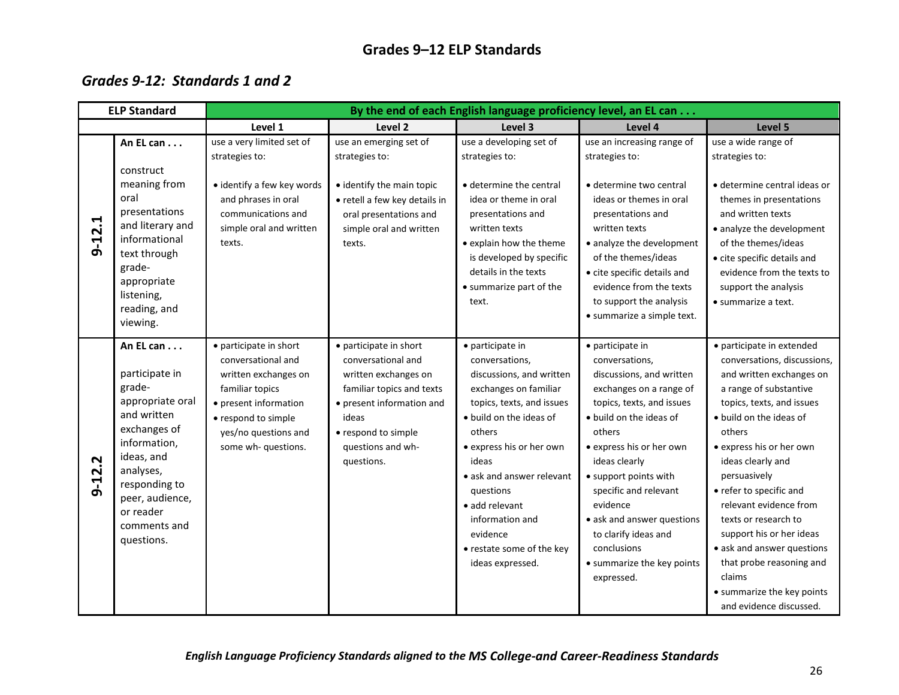## Grades 9–12 ELP Standards

### *Grades 9-12: Standards 1 and 2*

| ELP Standard | | By the end of each English language proficiency level, an EL can . . . | | | | |
|---|---|---|---|---|---|---|
| | | **Level 1** | **Level 2** | **Level 3** | **Level 4** | **Level 5** |
| **9-12.1** | **An EL can . . .** construct meaning from oral presentations and literary and informational text through grade-appropriate listening, reading, and viewing. | use a very limited set of strategies to: • identify a few key words and phrases in oral communications and simple oral and written texts. | use an emerging set of strategies to: • identify the main topic • retell a few key details in oral presentations and simple oral and written texts. | use a developing set of strategies to: • determine the central idea or theme in oral presentations and written texts • explain how the theme is developed by specific details in the texts • summarize part of the text. | use an increasing range of strategies to: • determine two central ideas or themes in oral presentations and written texts • analyze the development of the themes/ideas • cite specific details and evidence from the texts to support the analysis • summarize a simple text. | use a wide range of strategies to: • determine central ideas or themes in presentations and written texts • analyze the development of the themes/ideas • cite specific details and evidence from the texts to support the analysis • summarize a text. |
| **9-12.2** | **An EL can . . .** participate in grade-appropriate oral and written exchanges of information, ideas, and analyses, responding to peer, audience, or reader comments and questions. | • participate in short conversational and written exchanges on familiar topics • present information • respond to simple yes/no questions and some wh- questions. | • participate in short conversational and written exchanges on familiar topics and texts • present information and ideas • respond to simple questions and wh- questions. | • participate in conversations, discussions, and written exchanges on familiar topics, texts, and issues • build on the ideas of others • express his or her own ideas • ask and answer relevant questions • add relevant information and evidence • restate some of the key ideas expressed. | • participate in conversations, discussions, and written exchanges on a range of topics, texts, and issues • build on the ideas of others • express his or her own ideas clearly • support points with specific and relevant evidence • ask and answer questions to clarify ideas and conclusions • summarize the key points expressed. | • participate in extended conversations, discussions, and written exchanges on a range of substantive topics, texts, and issues • build on the ideas of others • express his or her own ideas clearly and persuasively • refer to specific and relevant evidence from texts or research to support his or her ideas • ask and answer questions that probe reasoning and claims • summarize the key points and evidence discussed. |

*English Language Proficiency Standards aligned to the MS College-and Career-Readiness Standards*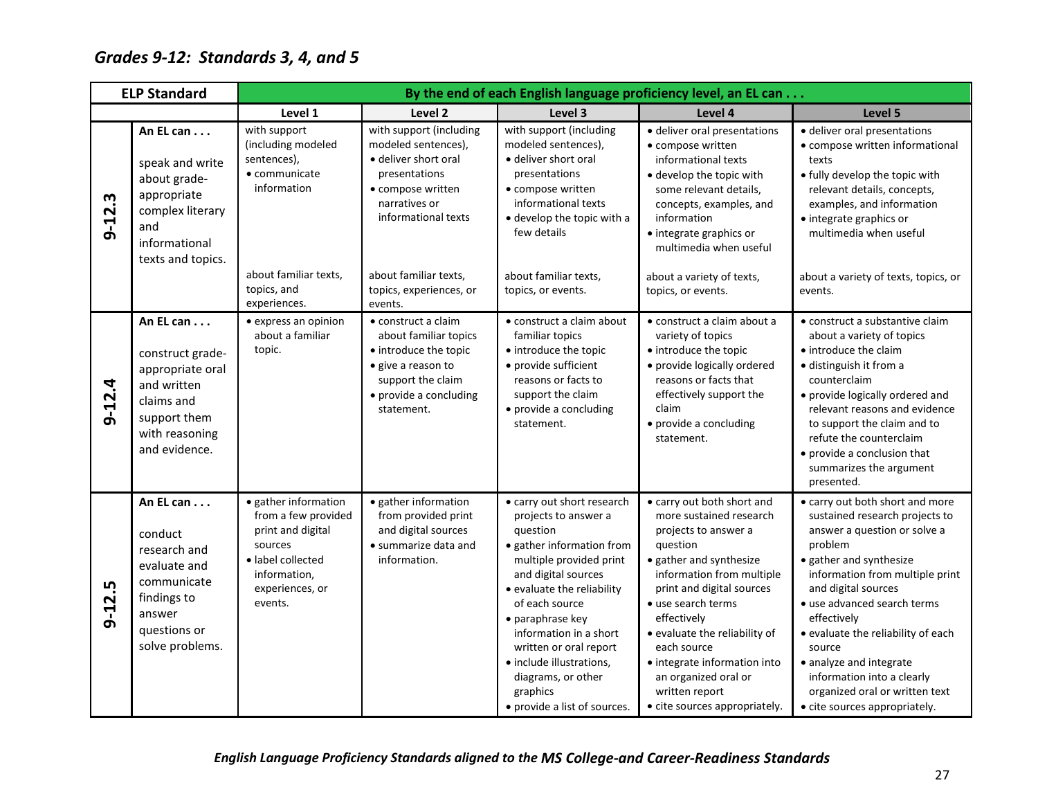## *Grades 9-12: Standards 3, 4, and 5*

| ELP Standard | | By the end of each English language proficiency level, an EL can . . . | | | | |
|---|---|---|---|---|---|---|
| | | **Level 1** | **Level 2** | **Level 3** | **Level 4** | **Level 5** |
| **9-12.3** | **An EL can . . .** speak and write about grade-appropriate complex literary and informational texts and topics. | with support (including modeled sentences), • communicate information about familiar texts, topics, and experiences. | with support (including modeled sentences), • deliver short oral presentations • compose written narratives or informational texts about familiar texts, topics, experiences, or events. | with support (including modeled sentences), • deliver short oral presentations • compose written informational texts • develop the topic with a few details about familiar texts, topics, or events. | • deliver oral presentations • compose written informational texts • develop the topic with some relevant details, concepts, examples, and information • integrate graphics or multimedia when useful about a variety of texts, topics, or events. | • deliver oral presentations • compose written informational texts • fully develop the topic with relevant details, concepts, examples, and information • integrate graphics or multimedia when useful about a variety of texts, topics, or events. |
| **9-12.4** | **An EL can . . .** construct grade-appropriate oral and written claims and support them with reasoning and evidence. | • express an opinion about a familiar topic. | • construct a claim about familiar topics • introduce the topic • give a reason to support the claim • provide a concluding statement. | • construct a claim about familiar topics • introduce the topic • provide sufficient reasons or facts to support the claim • provide a concluding statement. | • construct a claim about a variety of topics • introduce the topic • provide logically ordered reasons or facts that effectively support the claim • provide a concluding statement. | • construct a substantive claim about a variety of topics • introduce the claim • distinguish it from a counterclaim • provide logically ordered and relevant reasons and evidence to support the claim and to refute the counterclaim • provide a conclusion that summarizes the argument presented. |
| **9-12.5** | **An EL can . . .** conduct research and evaluate and communicate findings to answer questions or solve problems. | • gather information from a few provided print and digital sources • label collected information, experiences, or events. | • gather information from provided print and digital sources • summarize data and information. | • carry out short research projects to answer a question • gather information from multiple provided print and digital sources • evaluate the reliability of each source • paraphrase key information in a short written or oral report • include illustrations, diagrams, or other graphics • provide a list of sources. | • carry out both short and more sustained research projects to answer a question • gather and synthesize information from multiple print and digital sources • use search terms effectively • evaluate the reliability of each source • integrate information into an organized oral or written report • cite sources appropriately. | • carry out both short and more sustained research projects to answer a question or solve a problem • gather and synthesize information from multiple print and digital sources • use advanced search terms effectively • evaluate the reliability of each source • analyze and integrate information into a clearly organized oral or written text • cite sources appropriately. |

***English Language Proficiency Standards aligned to the MS College-and Career-Readiness Standards***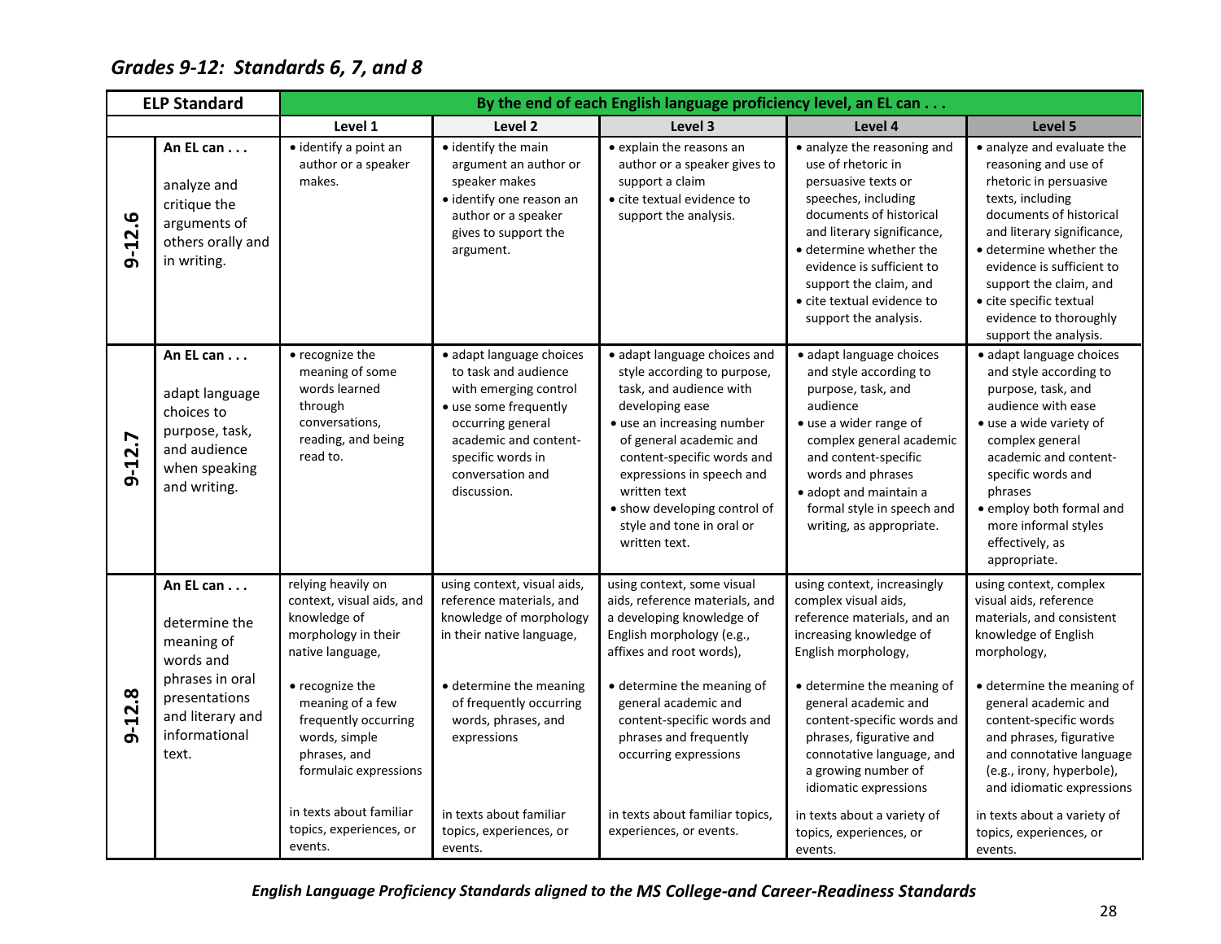## *Grades 9-12: Standards 6, 7, and 8*

| ELP Standard | | By the end of each English language proficiency level, an EL can . . . | | | | |
|---|---|---|---|---|---|---|
| | | Level 1 | Level 2 | Level 3 | Level 4 | Level 5 |
| 9-12.6 | **An EL can . . .** analyze and critique the arguments of others orally and in writing. | • identify a point an author or a speaker makes. | • identify the main argument an author or speaker makes • identify one reason an author or a speaker gives to support the argument. | • explain the reasons an author or a speaker gives to support a claim • cite textual evidence to support the analysis. | • analyze the reasoning and use of rhetoric in persuasive texts or speeches, including documents of historical and literary significance, • determine whether the evidence is sufficient to support the claim, and • cite textual evidence to support the analysis. | • analyze and evaluate the reasoning and use of rhetoric in persuasive texts, including documents of historical and literary significance, • determine whether the evidence is sufficient to support the claim, and • cite specific textual evidence to thoroughly support the analysis. |
| 9-12.7 | **An EL can . . .** adapt language choices to purpose, task, and audience when speaking and writing. | • recognize the meaning of some words learned through conversations, reading, and being read to. | • adapt language choices to task and audience with emerging control • use some frequently occurring general academic and content-specific words in conversation and discussion. | • adapt language choices and style according to purpose, task, and audience with developing ease • use an increasing number of general academic and content-specific words and expressions in speech and written text • show developing control of style and tone in oral or written text. | • adapt language choices and style according to purpose, task, and audience • use a wider range of complex general academic and content-specific words and phrases • adopt and maintain a formal style in speech and writing, as appropriate. | • adapt language choices and style according to purpose, task, and audience with ease • use a wide variety of complex general academic and content-specific words and phrases • employ both formal and more informal styles effectively, as appropriate. |
| 9-12.8 | **An EL can . . .** determine the meaning of words and phrases in oral presentations and literary and informational text. | relying heavily on context, visual aids, and knowledge of morphology in their native language, • recognize the meaning of a few frequently occurring words, simple phrases, and formulaic expressions in texts about familiar topics, experiences, or events. | using context, visual aids, reference materials, and knowledge of morphology in their native language, • determine the meaning of frequently occurring words, phrases, and expressions in texts about familiar topics, experiences, or events. | using context, some visual aids, reference materials, and a developing knowledge of English morphology (e.g., affixes and root words), • determine the meaning of general academic and content-specific words and phrases and frequently occurring expressions in texts about familiar topics, experiences, or events. | using context, increasingly complex visual aids, reference materials, and an increasing knowledge of English morphology, • determine the meaning of general academic and content-specific words and phrases, figurative and connotative language, and a growing number of idiomatic expressions in texts about a variety of topics, experiences, or events. | using context, complex visual aids, reference materials, and consistent knowledge of English morphology, • determine the meaning of general academic and content-specific words and phrases, figurative and connotative language (e.g., irony, hyperbole), and idiomatic expressions in texts about a variety of topics, experiences, or events. |

***English Language Proficiency Standards aligned to the MS College-and Career-Readiness Standards***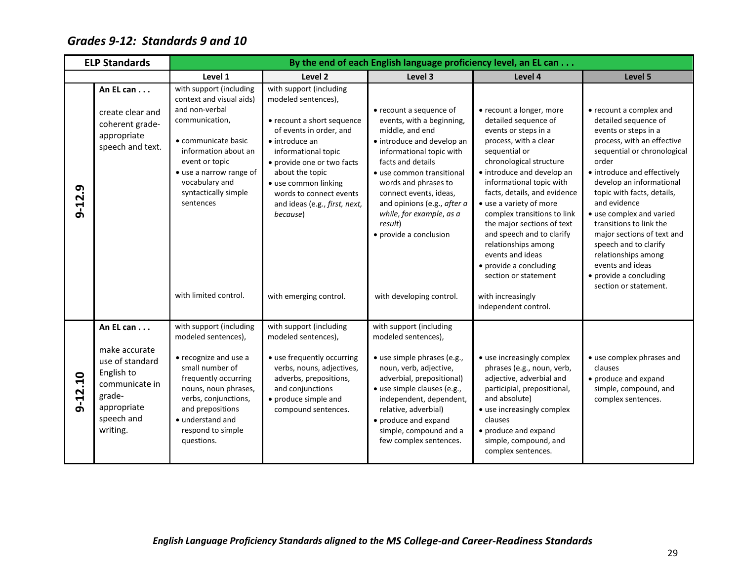## *Grades 9-12: Standards 9 and 10*

| ELP Standards | | By the end of each English language proficiency level, an EL can . . . | | | | |
|---|---|---|---|---|---|---|
| | | **Level 1** | **Level 2** | **Level 3** | **Level 4** | **Level 5** |
| **9-12.9** | **An EL can . . .** create clear and coherent grade-appropriate speech and text. | with support (including context and visual aids) and non-verbal communication, • communicate basic information about an event or topic • use a narrow range of vocabulary and syntactically simple sentences with limited control. | with support (including modeled sentences), • recount a short sequence of events in order, and • introduce an informational topic • provide one or two facts about the topic • use common linking words to connect events and ideas (e.g., *first, next, because*) with emerging control. | • recount a sequence of events, with a beginning, middle, and end • introduce and develop an informational topic with facts and details • use common transitional words and phrases to connect events, ideas, and opinions (e.g., *after a while, for example, as a result*) • provide a conclusion with developing control. | • recount a longer, more detailed sequence of events or steps in a process, with a clear sequential or chronological structure • introduce and develop an informational topic with facts, details, and evidence • use a variety of more complex transitions to link the major sections of text and speech and to clarify relationships among events and ideas • provide a concluding section or statement with increasingly independent control. | • recount a complex and detailed sequence of events or steps in a process, with an effective sequential or chronological order • introduce and effectively develop an informational topic with facts, details, and evidence • use complex and varied transitions to link the major sections of text and speech and to clarify relationships among events and ideas • provide a concluding section or statement. |
| **9-12.10** | **An EL can . . .** make accurate use of standard English to communicate in grade-appropriate speech and writing. | with support (including modeled sentences), • recognize and use a small number of frequently occurring nouns, noun phrases, verbs, conjunctions, and prepositions • understand and respond to simple questions. | with support (including modeled sentences), • use frequently occurring verbs, nouns, adjectives, adverbs, prepositions, and conjunctions • produce simple and compound sentences. | with support (including modeled sentences), • use simple phrases (e.g., noun, verb, adjective, adverbial, prepositional) • use simple clauses (e.g., independent, dependent, relative, adverbial) • produce and expand simple, compound and a few complex sentences. | • use increasingly complex phrases (e.g., noun, verb, adjective, adverbial and participial, prepositional, and absolute) • use increasingly complex clauses • produce and expand simple, compound, and complex sentences. | • use complex phrases and clauses • produce and expand simple, compound, and complex sentences. |

***English Language Proficiency Standards aligned to the MS College-and Career-Readiness Standards***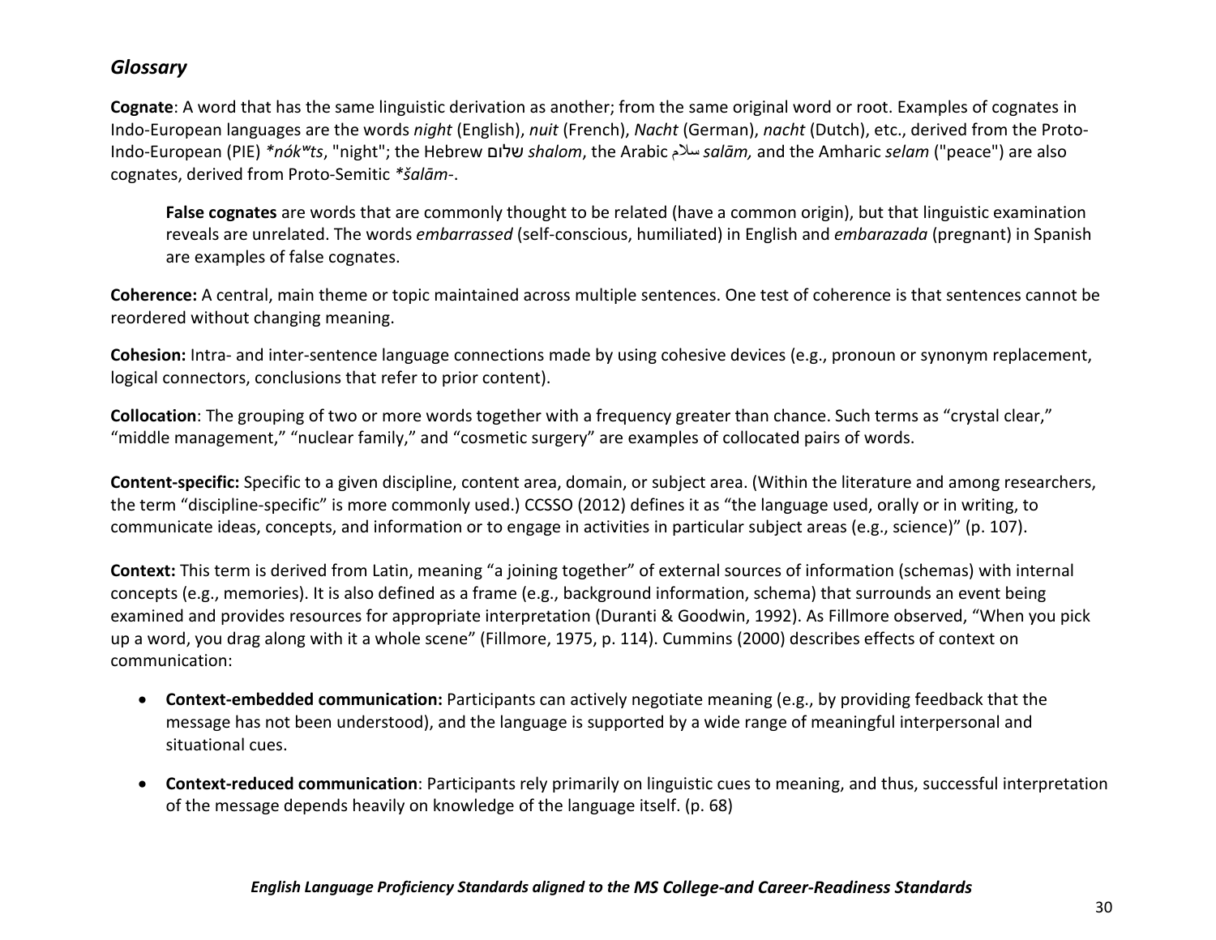## *Glossary*

**Cognate**: A word that has the same linguistic derivation as another; from the same original word or root. Examples of cognates in Indo-European languages are the words *night* (English), *nuit* (French), *Nacht* (German), *nacht* (Dutch), etc., derived from the Proto-Indo-European (PIE) *\*nókʷts*, "night"; the Hebrew שלום *shalom*, the Arabic سلام *salām,* and the Amharic *selam* ("peace") are also cognates, derived from Proto-Semitic *\*šalām-*.

> **False cognates** are words that are commonly thought to be related (have a common origin), but that linguistic examination reveals are unrelated. The words *embarrassed* (self-conscious, humiliated) in English and *embarazada* (pregnant) in Spanish are examples of false cognates.

**Coherence:** A central, main theme or topic maintained across multiple sentences. One test of coherence is that sentences cannot be reordered without changing meaning.

**Cohesion:** Intra- and inter-sentence language connections made by using cohesive devices (e.g., pronoun or synonym replacement, logical connectors, conclusions that refer to prior content).

**Collocation**: The grouping of two or more words together with a frequency greater than chance. Such terms as "crystal clear," "middle management," "nuclear family," and "cosmetic surgery" are examples of collocated pairs of words.

**Content-specific:** Specific to a given discipline, content area, domain, or subject area. (Within the literature and among researchers, the term "discipline-specific" is more commonly used.) CCSSO (2012) defines it as "the language used, orally or in writing, to communicate ideas, concepts, and information or to engage in activities in particular subject areas (e.g., science)" (p. 107).

**Context:** This term is derived from Latin, meaning "a joining together" of external sources of information (schemas) with internal concepts (e.g., memories). It is also defined as a frame (e.g., background information, schema) that surrounds an event being examined and provides resources for appropriate interpretation (Duranti & Goodwin, 1992). As Fillmore observed, "When you pick up a word, you drag along with it a whole scene" (Fillmore, 1975, p. 114). Cummins (2000) describes effects of context on communication:

- **Context-embedded communication:** Participants can actively negotiate meaning (e.g., by providing feedback that the message has not been understood), and the language is supported by a wide range of meaningful interpersonal and situational cues.
- **Context-reduced communication**: Participants rely primarily on linguistic cues to meaning, and thus, successful interpretation of the message depends heavily on knowledge of the language itself. (p. 68)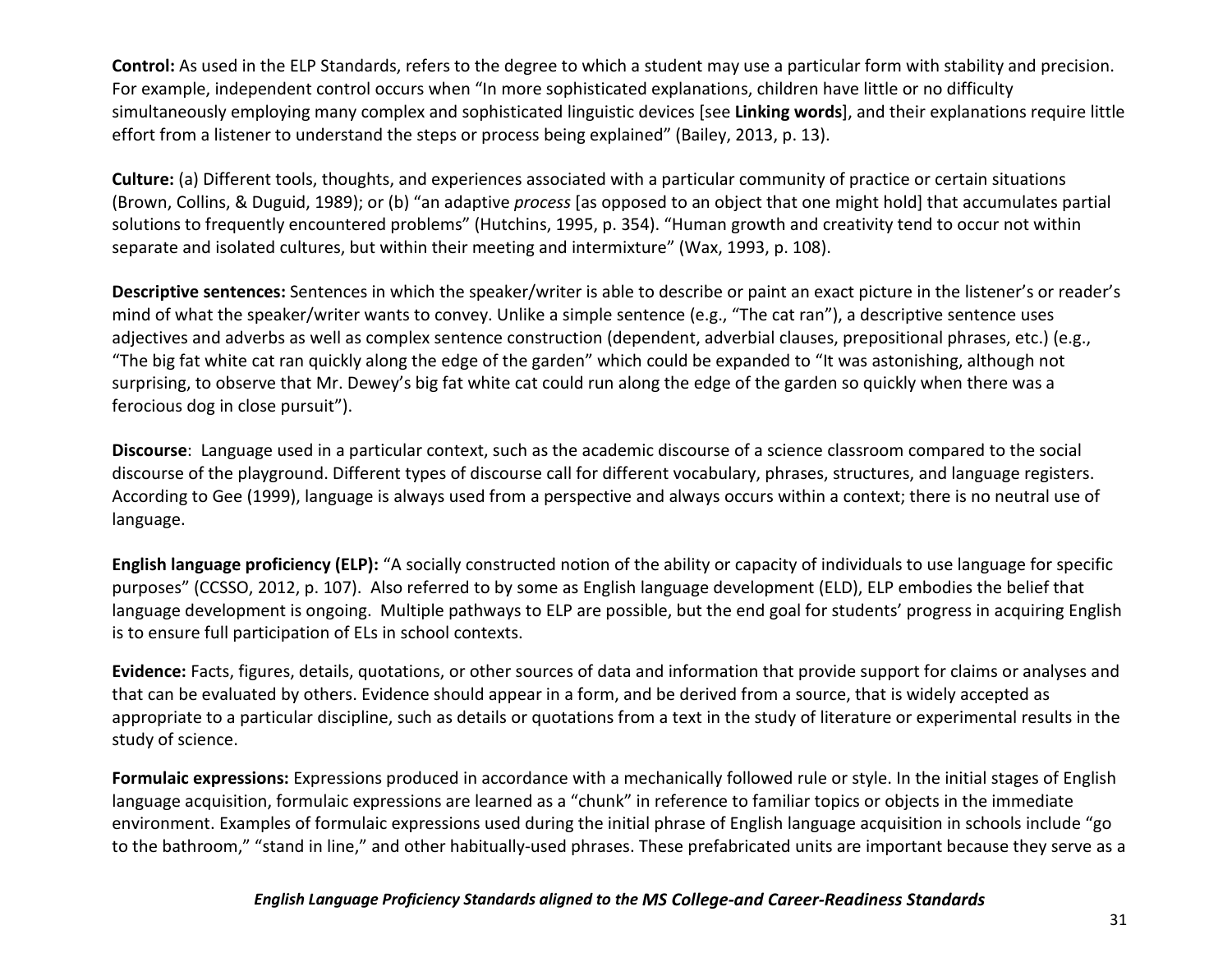**Control:** As used in the ELP Standards, refers to the degree to which a student may use a particular form with stability and precision. For example, independent control occurs when "In more sophisticated explanations, children have little or no difficulty simultaneously employing many complex and sophisticated linguistic devices [see **Linking words**], and their explanations require little effort from a listener to understand the steps or process being explained" (Bailey, 2013, p. 13).

**Culture:** (a) Different tools, thoughts, and experiences associated with a particular community of practice or certain situations (Brown, Collins, & Duguid, 1989); or (b) "an adaptive *process* [as opposed to an object that one might hold] that accumulates partial solutions to frequently encountered problems" (Hutchins, 1995, p. 354). "Human growth and creativity tend to occur not within separate and isolated cultures, but within their meeting and intermixture" (Wax, 1993, p. 108).

**Descriptive sentences:** Sentences in which the speaker/writer is able to describe or paint an exact picture in the listener's or reader's mind of what the speaker/writer wants to convey. Unlike a simple sentence (e.g., "The cat ran"), a descriptive sentence uses adjectives and adverbs as well as complex sentence construction (dependent, adverbial clauses, prepositional phrases, etc.) (e.g., "The big fat white cat ran quickly along the edge of the garden" which could be expanded to "It was astonishing, although not surprising, to observe that Mr. Dewey's big fat white cat could run along the edge of the garden so quickly when there was a ferocious dog in close pursuit").

**Discourse**: Language used in a particular context, such as the academic discourse of a science classroom compared to the social discourse of the playground. Different types of discourse call for different vocabulary, phrases, structures, and language registers. According to Gee (1999), language is always used from a perspective and always occurs within a context; there is no neutral use of language.

**English language proficiency (ELP):** "A socially constructed notion of the ability or capacity of individuals to use language for specific purposes" (CCSSO, 2012, p. 107). Also referred to by some as English language development (ELD), ELP embodies the belief that language development is ongoing. Multiple pathways to ELP are possible, but the end goal for students' progress in acquiring English is to ensure full participation of ELs in school contexts.

**Evidence:** Facts, figures, details, quotations, or other sources of data and information that provide support for claims or analyses and that can be evaluated by others. Evidence should appear in a form, and be derived from a source, that is widely accepted as appropriate to a particular discipline, such as details or quotations from a text in the study of literature or experimental results in the study of science.

**Formulaic expressions:** Expressions produced in accordance with a mechanically followed rule or style. In the initial stages of English language acquisition, formulaic expressions are learned as a "chunk" in reference to familiar topics or objects in the immediate environment. Examples of formulaic expressions used during the initial phrase of English language acquisition in schools include "go to the bathroom," "stand in line," and other habitually-used phrases. These prefabricated units are important because they serve as a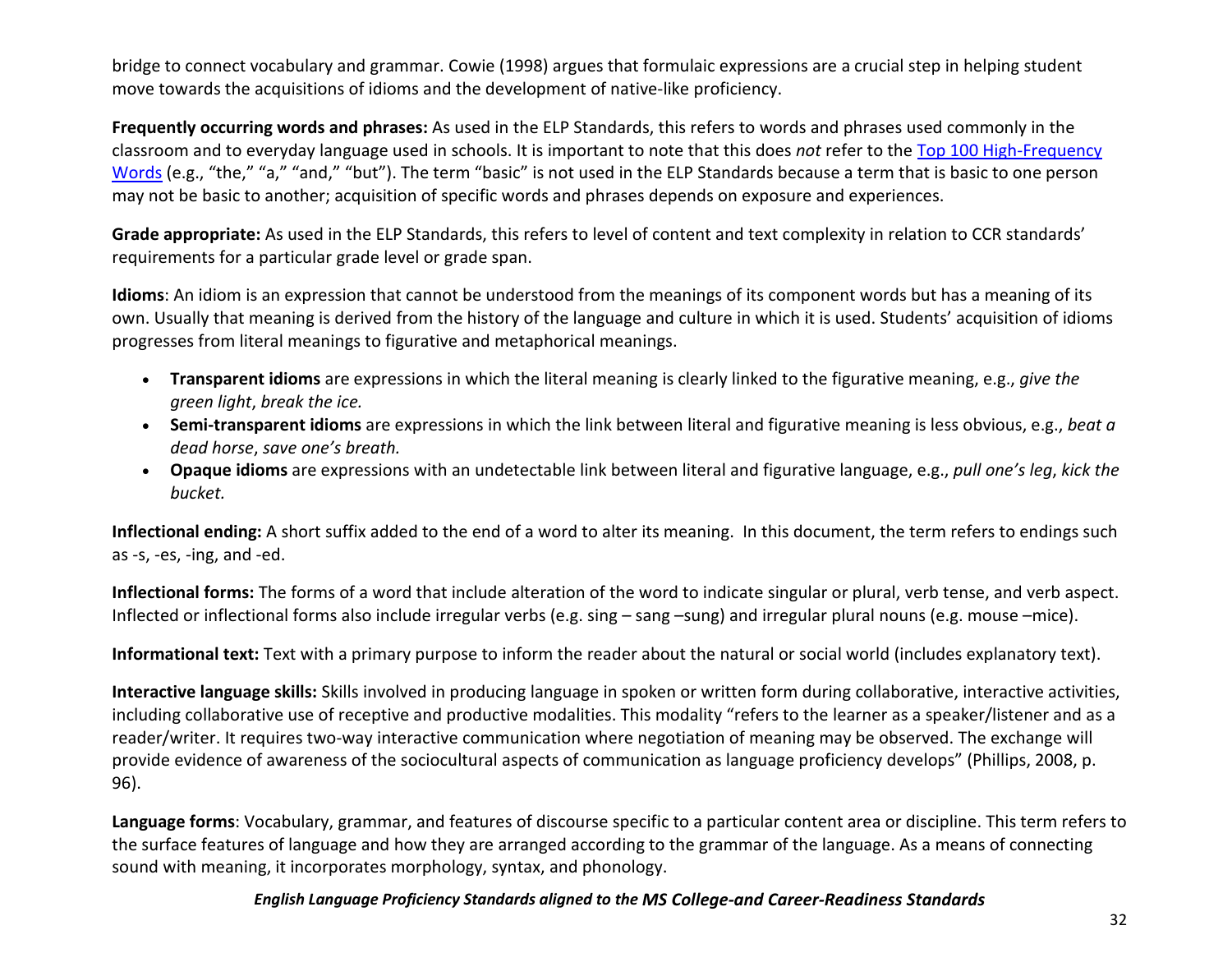bridge to connect vocabulary and grammar. Cowie (1998) argues that formulaic expressions are a crucial step in helping student move towards the acquisitions of idioms and the development of native-like proficiency.

**Frequently occurring words and phrases:** As used in the ELP Standards, this refers to words and phrases used commonly in the classroom and to everyday language used in schools. It is important to note that this does *not* refer to the [Top 100 High-Frequency Words](#) (e.g., "the," "a," "and," "but"). The term "basic" is not used in the ELP Standards because a term that is basic to one person may not be basic to another; acquisition of specific words and phrases depends on exposure and experiences.

**Grade appropriate:** As used in the ELP Standards, this refers to level of content and text complexity in relation to CCR standards' requirements for a particular grade level or grade span.

**Idioms**: An idiom is an expression that cannot be understood from the meanings of its component words but has a meaning of its own. Usually that meaning is derived from the history of the language and culture in which it is used. Students' acquisition of idioms progresses from literal meanings to figurative and metaphorical meanings.

- **Transparent idioms** are expressions in which the literal meaning is clearly linked to the figurative meaning, e.g., *give the green light*, *break the ice.*
- **Semi-transparent idioms** are expressions in which the link between literal and figurative meaning is less obvious, e.g., *beat a dead horse*, *save one's breath.*
- **Opaque idioms** are expressions with an undetectable link between literal and figurative language, e.g., *pull one's leg*, *kick the bucket.*

**Inflectional ending:** A short suffix added to the end of a word to alter its meaning. In this document, the term refers to endings such as -s, -es, -ing, and -ed.

**Inflectional forms:** The forms of a word that include alteration of the word to indicate singular or plural, verb tense, and verb aspect. Inflected or inflectional forms also include irregular verbs (e.g. sing – sang –sung) and irregular plural nouns (e.g. mouse –mice).

**Informational text:** Text with a primary purpose to inform the reader about the natural or social world (includes explanatory text).

**Interactive language skills:** Skills involved in producing language in spoken or written form during collaborative, interactive activities, including collaborative use of receptive and productive modalities. This modality "refers to the learner as a speaker/listener and as a reader/writer. It requires two-way interactive communication where negotiation of meaning may be observed. The exchange will provide evidence of awareness of the sociocultural aspects of communication as language proficiency develops" (Phillips, 2008, p. 96).

**Language forms**: Vocabulary, grammar, and features of discourse specific to a particular content area or discipline. This term refers to the surface features of language and how they are arranged according to the grammar of the language. As a means of connecting sound with meaning, it incorporates morphology, syntax, and phonology.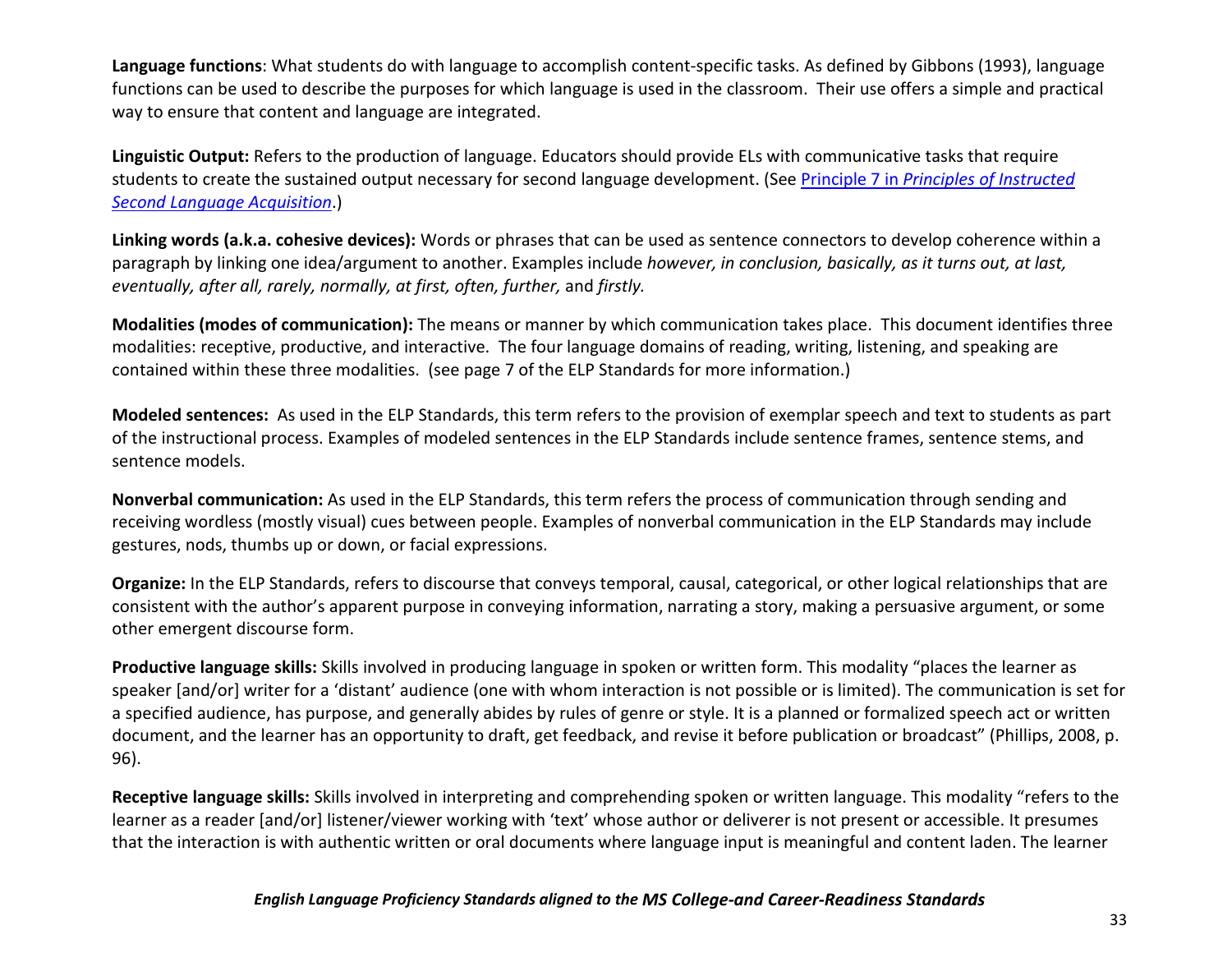**Language functions**: What students do with language to accomplish content-specific tasks. As defined by Gibbons (1993), language functions can be used to describe the purposes for which language is used in the classroom. Their use offers a simple and practical way to ensure that content and language are integrated.

**Linguistic Output:** Refers to the production of language. Educators should provide ELs with communicative tasks that require students to create the sustained output necessary for second language development. (See Principle 7 in *Principles of Instructed Second Language Acquisition*.)

**Linking words (a.k.a. cohesive devices):** Words or phrases that can be used as sentence connectors to develop coherence within a paragraph by linking one idea/argument to another. Examples include *however, in conclusion, basically, as it turns out, at last, eventually, after all, rarely, normally, at first, often, further,* and *firstly.*

**Modalities (modes of communication):** The means or manner by which communication takes place. This document identifies three modalities: receptive, productive, and interactive. The four language domains of reading, writing, listening, and speaking are contained within these three modalities. (see page 7 of the ELP Standards for more information.)

**Modeled sentences:** As used in the ELP Standards, this term refers to the provision of exemplar speech and text to students as part of the instructional process. Examples of modeled sentences in the ELP Standards include sentence frames, sentence stems, and sentence models.

**Nonverbal communication:** As used in the ELP Standards, this term refers the process of communication through sending and receiving wordless (mostly visual) cues between people. Examples of nonverbal communication in the ELP Standards may include gestures, nods, thumbs up or down, or facial expressions.

**Organize:** In the ELP Standards, refers to discourse that conveys temporal, causal, categorical, or other logical relationships that are consistent with the author's apparent purpose in conveying information, narrating a story, making a persuasive argument, or some other emergent discourse form.

**Productive language skills:** Skills involved in producing language in spoken or written form. This modality "places the learner as speaker [and/or] writer for a 'distant' audience (one with whom interaction is not possible or is limited). The communication is set for a specified audience, has purpose, and generally abides by rules of genre or style. It is a planned or formalized speech act or written document, and the learner has an opportunity to draft, get feedback, and revise it before publication or broadcast" (Phillips, 2008, p. 96).

**Receptive language skills:** Skills involved in interpreting and comprehending spoken or written language. This modality "refers to the learner as a reader [and/or] listener/viewer working with 'text' whose author or deliverer is not present or accessible. It presumes that the interaction is with authentic written or oral documents where language input is meaningful and content laden. The learner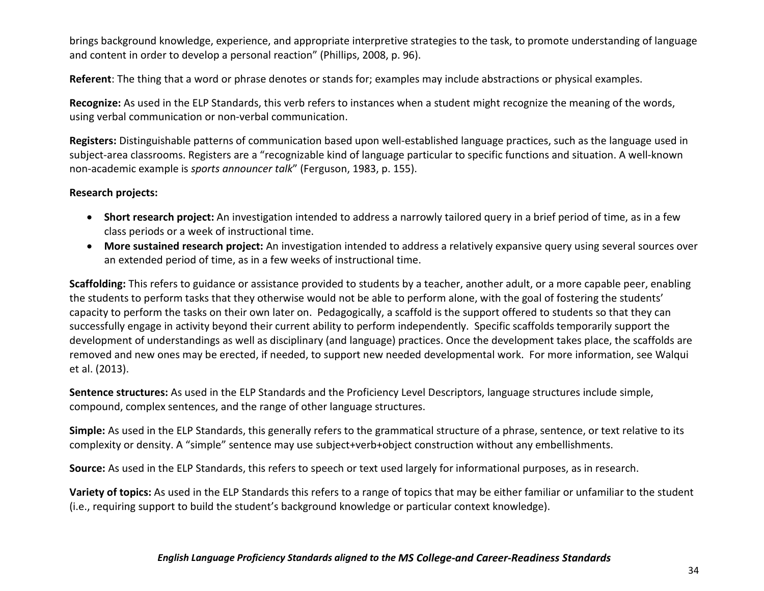brings background knowledge, experience, and appropriate interpretive strategies to the task, to promote understanding of language and content in order to develop a personal reaction" (Phillips, 2008, p. 96).

**Referent**: The thing that a word or phrase denotes or stands for; examples may include abstractions or physical examples.

**Recognize:** As used in the ELP Standards, this verb refers to instances when a student might recognize the meaning of the words, using verbal communication or non-verbal communication.

**Registers:** Distinguishable patterns of communication based upon well-established language practices, such as the language used in subject-area classrooms. Registers are a "recognizable kind of language particular to specific functions and situation. A well-known non-academic example is *sports announcer talk*" (Ferguson, 1983, p. 155).

**Research projects:**

- **Short research project:** An investigation intended to address a narrowly tailored query in a brief period of time, as in a few class periods or a week of instructional time.
- **More sustained research project:** An investigation intended to address a relatively expansive query using several sources over an extended period of time, as in a few weeks of instructional time.

**Scaffolding:** This refers to guidance or assistance provided to students by a teacher, another adult, or a more capable peer, enabling the students to perform tasks that they otherwise would not be able to perform alone, with the goal of fostering the students' capacity to perform the tasks on their own later on. Pedagogically, a scaffold is the support offered to students so that they can successfully engage in activity beyond their current ability to perform independently. Specific scaffolds temporarily support the development of understandings as well as disciplinary (and language) practices. Once the development takes place, the scaffolds are removed and new ones may be erected, if needed, to support new needed developmental work. For more information, see Walqui et al. (2013).

**Sentence structures:** As used in the ELP Standards and the Proficiency Level Descriptors, language structures include simple, compound, complex sentences, and the range of other language structures.

**Simple:** As used in the ELP Standards, this generally refers to the grammatical structure of a phrase, sentence, or text relative to its complexity or density. A "simple" sentence may use subject+verb+object construction without any embellishments.

**Source:** As used in the ELP Standards, this refers to speech or text used largely for informational purposes, as in research.

**Variety of topics:** As used in the ELP Standards this refers to a range of topics that may be either familiar or unfamiliar to the student (i.e., requiring support to build the student's background knowledge or particular context knowledge).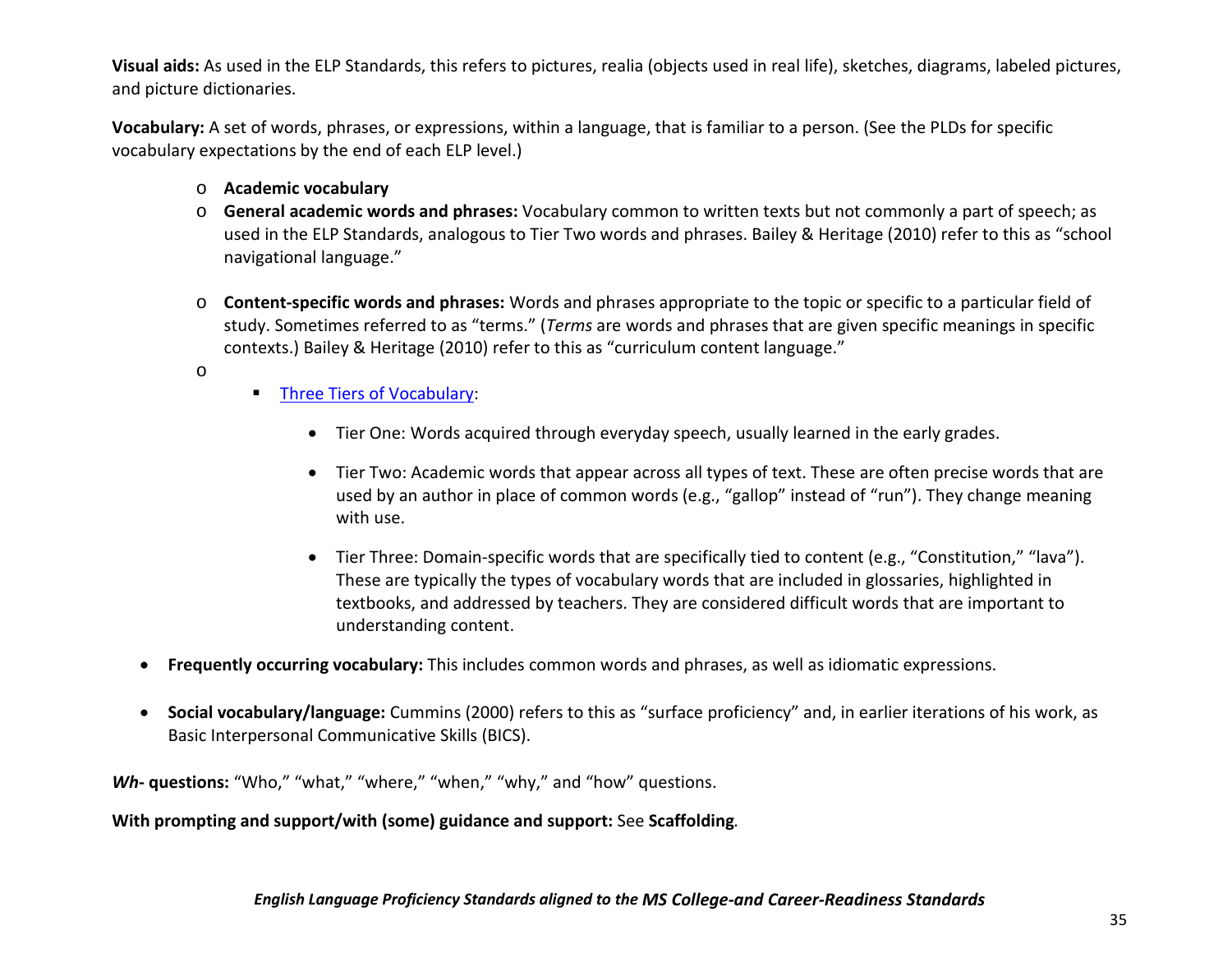**Visual aids:** As used in the ELP Standards, this refers to pictures, realia (objects used in real life), sketches, diagrams, labeled pictures, and picture dictionaries.

**Vocabulary:** A set of words, phrases, or expressions, within a language, that is familiar to a person. (See the PLDs for specific vocabulary expectations by the end of each ELP level.)

- **Academic vocabulary**
- **General academic words and phrases:** Vocabulary common to written texts but not commonly a part of speech; as used in the ELP Standards, analogous to Tier Two words and phrases. Bailey & Heritage (2010) refer to this as "school navigational language."
- **Content-specific words and phrases:** Words and phrases appropriate to the topic or specific to a particular field of study. Sometimes referred to as "terms." (*Terms* are words and phrases that are given specific meanings in specific contexts.) Bailey & Heritage (2010) refer to this as "curriculum content language."
  - Three Tiers of Vocabulary:
    - Tier One: Words acquired through everyday speech, usually learned in the early grades.
    - Tier Two: Academic words that appear across all types of text. These are often precise words that are used by an author in place of common words (e.g., "gallop" instead of "run"). They change meaning with use.
    - Tier Three: Domain-specific words that are specifically tied to content (e.g., "Constitution," "lava"). These are typically the types of vocabulary words that are included in glossaries, highlighted in textbooks, and addressed by teachers. They are considered difficult words that are important to understanding content.

- **Frequently occurring vocabulary:** This includes common words and phrases, as well as idiomatic expressions.
- **Social vocabulary/language:** Cummins (2000) refers to this as "surface proficiency" and, in earlier iterations of his work, as Basic Interpersonal Communicative Skills (BICS).

***Wh-* questions:** "Who," "what," "where," "when," "why," and "how" questions.

**With prompting and support/with (some) guidance and support:** See **Scaffolding***.*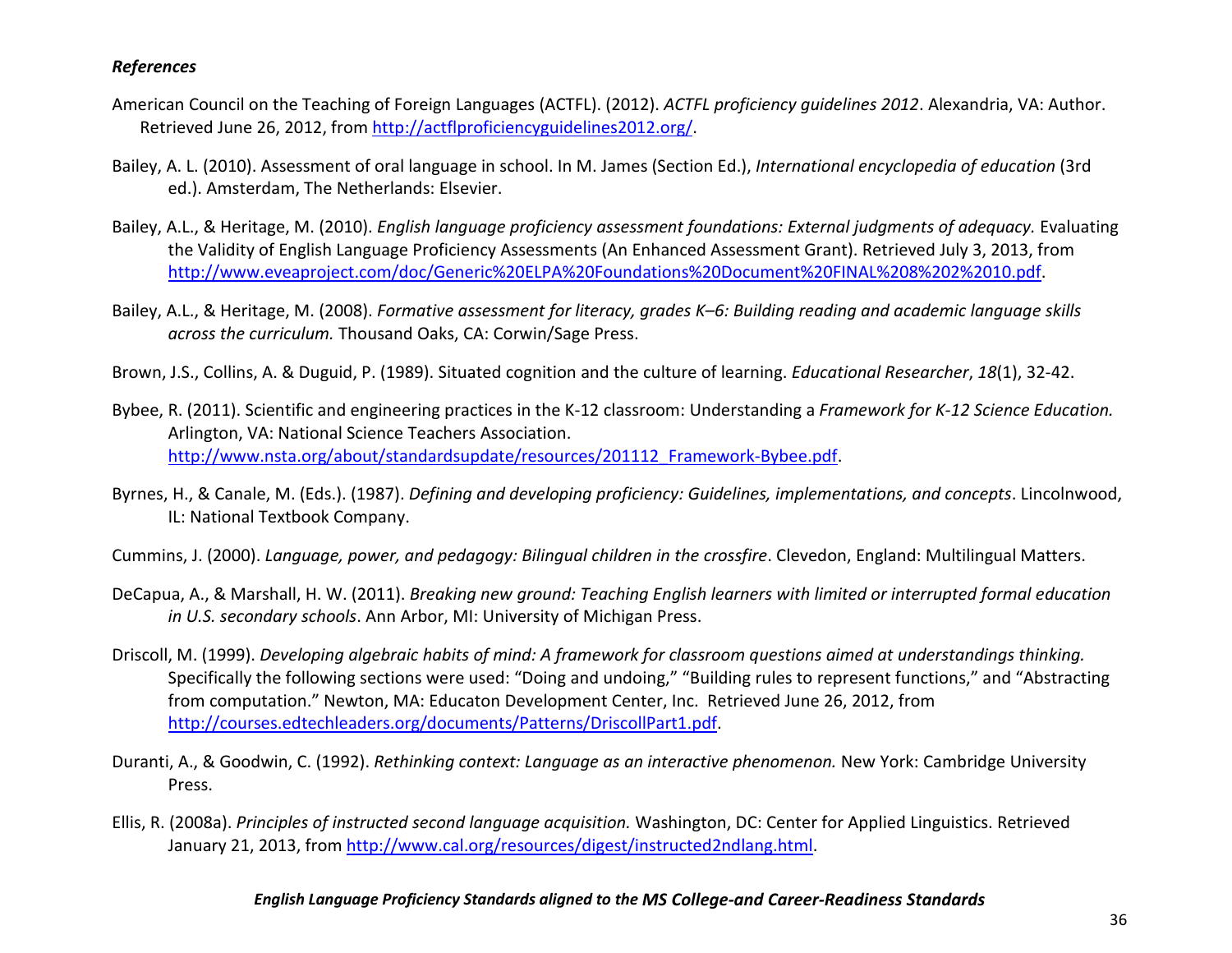***References***

American Council on the Teaching of Foreign Languages (ACTFL). (2012). *ACTFL proficiency guidelines 2012*. Alexandria, VA: Author. Retrieved June 26, 2012, from http://actflproficiencyguidelines2012.org/.

Bailey, A. L. (2010). Assessment of oral language in school. In M. James (Section Ed.), *International encyclopedia of education* (3rd ed.). Amsterdam, The Netherlands: Elsevier.

Bailey, A.L., & Heritage, M. (2010). *English language proficiency assessment foundations: External judgments of adequacy.* Evaluating the Validity of English Language Proficiency Assessments (An Enhanced Assessment Grant). Retrieved July 3, 2013, from http://www.eveaproject.com/doc/Generic%20ELPA%20Foundations%20Document%20FINAL%208%202%2010.pdf.

Bailey, A.L., & Heritage, M. (2008). *Formative assessment for literacy, grades K–6: Building reading and academic language skills across the curriculum.* Thousand Oaks, CA: Corwin/Sage Press.

Brown, J.S., Collins, A. & Duguid, P. (1989). Situated cognition and the culture of learning. *Educational Researcher*, *18*(1), 32-42.

Bybee, R. (2011). Scientific and engineering practices in the K-12 classroom: Understanding a *Framework for K-12 Science Education.* Arlington, VA: National Science Teachers Association. http://www.nsta.org/about/standardsupdate/resources/201112_Framework-Bybee.pdf.

Byrnes, H., & Canale, M. (Eds.). (1987). *Defining and developing proficiency: Guidelines, implementations, and concepts*. Lincolnwood, IL: National Textbook Company.

Cummins, J. (2000). *Language, power, and pedagogy: Bilingual children in the crossfire*. Clevedon, England: Multilingual Matters.

DeCapua, A., & Marshall, H. W. (2011). *Breaking new ground: Teaching English learners with limited or interrupted formal education in U.S. secondary schools*. Ann Arbor, MI: University of Michigan Press.

Driscoll, M. (1999). *Developing algebraic habits of mind: A framework for classroom questions aimed at understandings thinking.* Specifically the following sections were used: "Doing and undoing," "Building rules to represent functions," and "Abstracting from computation." Newton, MA: Educaton Development Center, Inc. Retrieved June 26, 2012, from http://courses.edtechleaders.org/documents/Patterns/DriscollPart1.pdf.

Duranti, A., & Goodwin, C. (1992). *Rethinking context: Language as an interactive phenomenon.* New York: Cambridge University Press.

Ellis, R. (2008a). *Principles of instructed second language acquisition.* Washington, DC: Center for Applied Linguistics. Retrieved January 21, 2013, from http://www.cal.org/resources/digest/instructed2ndlang.html.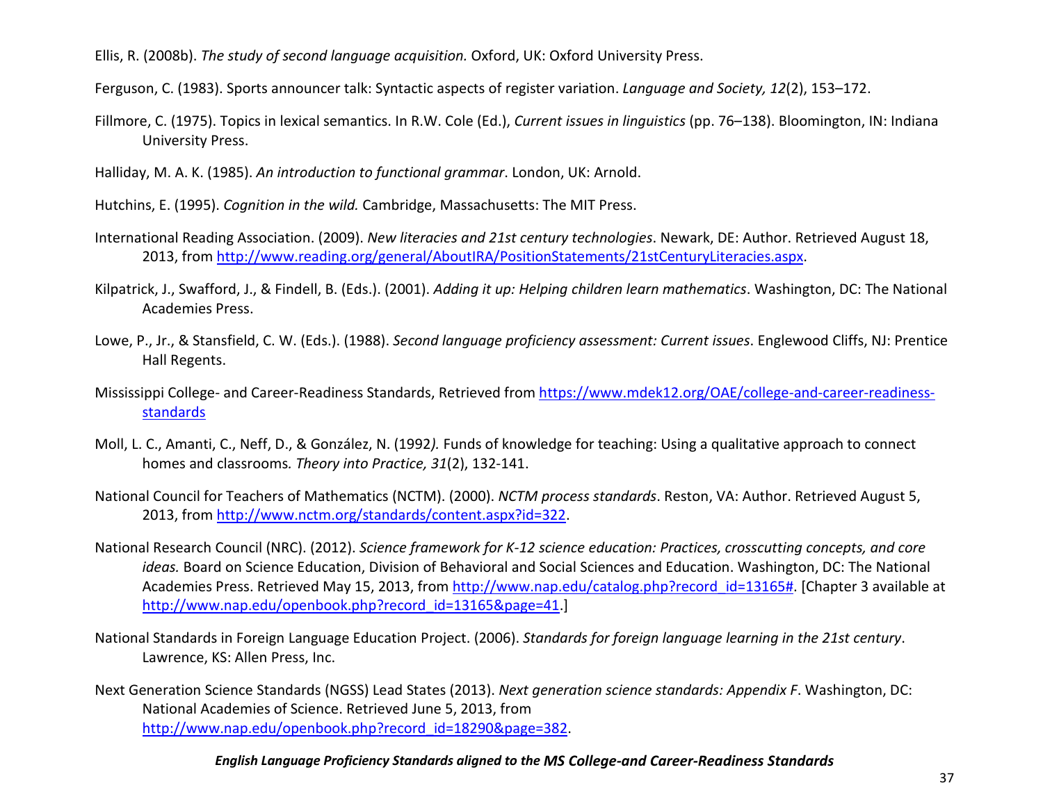Ellis, R. (2008b). *The study of second language acquisition.* Oxford, UK: Oxford University Press.

Ferguson, C. (1983). Sports announcer talk: Syntactic aspects of register variation. *Language and Society, 12*(2), 153–172.

Fillmore, C. (1975). Topics in lexical semantics. In R.W. Cole (Ed.), *Current issues in linguistics* (pp. 76–138). Bloomington, IN: Indiana University Press.

Halliday, M. A. K. (1985). *An introduction to functional grammar*. London, UK: Arnold.

Hutchins, E. (1995). *Cognition in the wild.* Cambridge, Massachusetts: The MIT Press.

International Reading Association. (2009). *New literacies and 21st century technologies*. Newark, DE: Author. Retrieved August 18, 2013, from http://www.reading.org/general/AboutIRA/PositionStatements/21stCenturyLiteracies.aspx.

Kilpatrick, J., Swafford, J., & Findell, B. (Eds.). (2001). *Adding it up: Helping children learn mathematics*. Washington, DC: The National Academies Press.

Lowe, P., Jr., & Stansfield, C. W. (Eds.). (1988). *Second language proficiency assessment: Current issues*. Englewood Cliffs, NJ: Prentice Hall Regents.

Mississippi College- and Career-Readiness Standards, Retrieved from https://www.mdek12.org/OAE/college-and-career-readiness-standards

Moll, L. C., Amanti, C., Neff, D., & González, N. (1992*).* Funds of knowledge for teaching: Using a qualitative approach to connect homes and classrooms*. Theory into Practice, 31*(2), 132-141.

National Council for Teachers of Mathematics (NCTM). (2000). *NCTM process standards*. Reston, VA: Author. Retrieved August 5, 2013, from http://www.nctm.org/standards/content.aspx?id=322.

National Research Council (NRC). (2012). *Science framework for K-12 science education: Practices, crosscutting concepts, and core ideas.* Board on Science Education, Division of Behavioral and Social Sciences and Education. Washington, DC: The National Academies Press. Retrieved May 15, 2013, from http://www.nap.edu/catalog.php?record_id=13165#. [Chapter 3 available at http://www.nap.edu/openbook.php?record_id=13165&page=41.]

National Standards in Foreign Language Education Project. (2006). *Standards for foreign language learning in the 21st century*. Lawrence, KS: Allen Press, Inc.

Next Generation Science Standards (NGSS) Lead States (2013). *Next generation science standards: Appendix F*. Washington, DC: National Academies of Science. Retrieved June 5, 2013, from http://www.nap.edu/openbook.php?record_id=18290&page=382.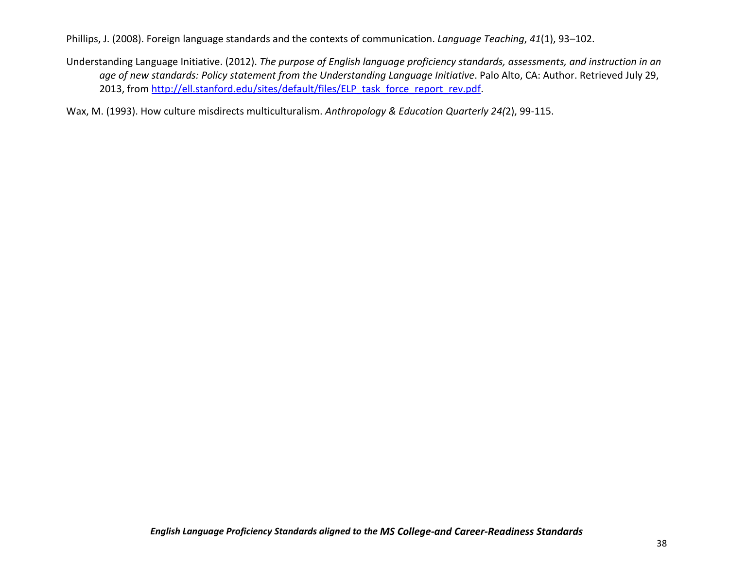Phillips, J. (2008). Foreign language standards and the contexts of communication. *Language Teaching*, *41*(1), 93–102.

Understanding Language Initiative. (2012). *The purpose of English language proficiency standards, assessments, and instruction in an age of new standards: Policy statement from the Understanding Language Initiative*. Palo Alto, CA: Author. Retrieved July 29, 2013, from http://ell.stanford.edu/sites/default/files/ELP_task_force_report_rev.pdf.

Wax, M. (1993). How culture misdirects multiculturalism. *Anthropology & Education Quarterly 24(*2), 99-115.